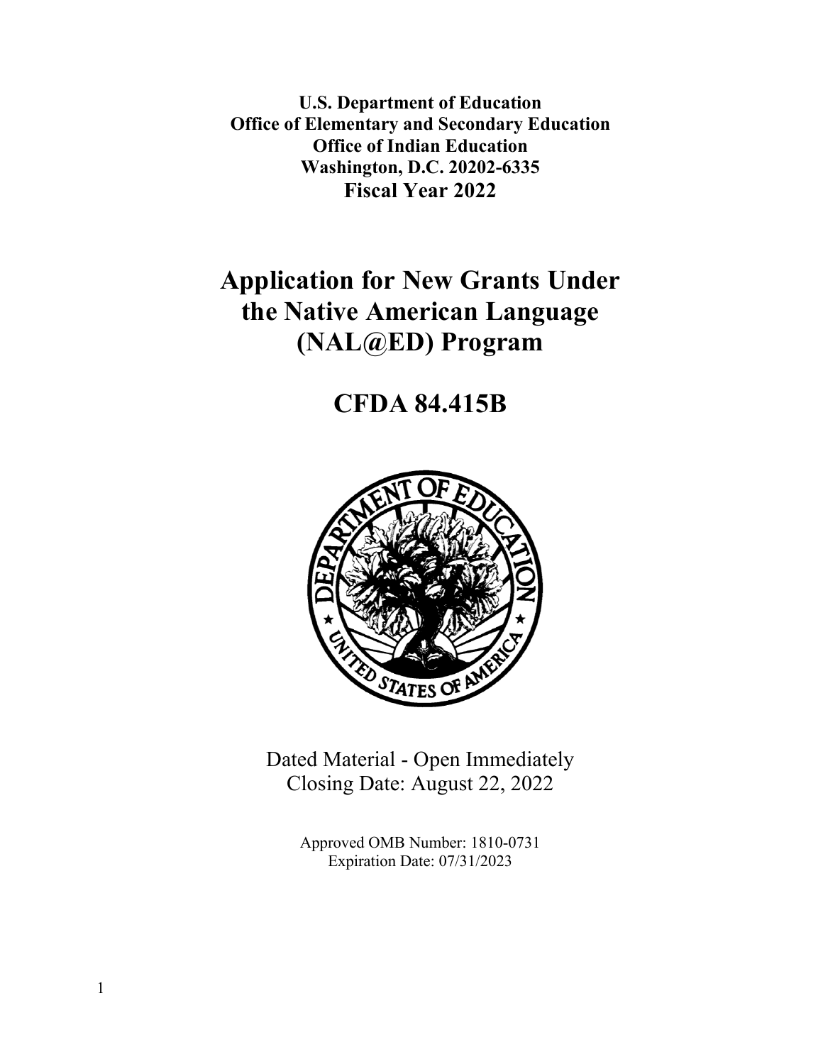**U.S. Department of Education**
**Office of Elementary and Secondary Education**
**Office of Indian Education**
**Washington, D.C. 20202-6335**
**Fiscal Year 2022**

# Application for New Grants Under the Native American Language (NAL@ED) Program

# CFDA 84.415B

Dated Material - Open Immediately
Closing Date: August 22, 2022

Approved OMB Number: 1810-0731
Expiration Date: 07/31/2023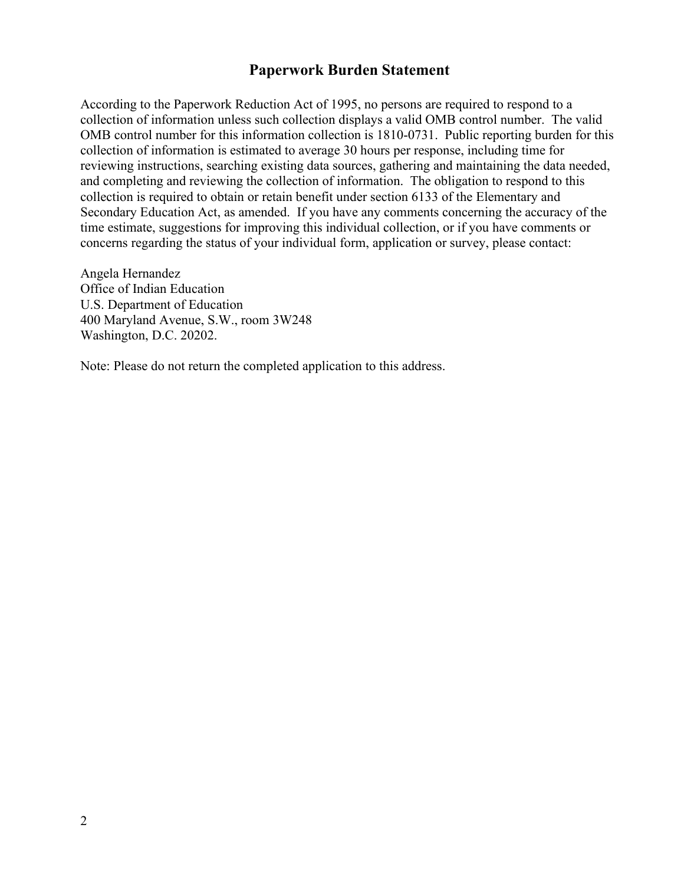## Paperwork Burden Statement

According to the Paperwork Reduction Act of 1995, no persons are required to respond to a collection of information unless such collection displays a valid OMB control number. The valid OMB control number for this information collection is 1810-0731. Public reporting burden for this collection of information is estimated to average 30 hours per response, including time for reviewing instructions, searching existing data sources, gathering and maintaining the data needed, and completing and reviewing the collection of information. The obligation to respond to this collection is required to obtain or retain benefit under section 6133 of the Elementary and Secondary Education Act, as amended. If you have any comments concerning the accuracy of the time estimate, suggestions for improving this individual collection, or if you have comments or concerns regarding the status of your individual form, application or survey, please contact:

Angela Hernandez
Office of Indian Education
U.S. Department of Education
400 Maryland Avenue, S.W., room 3W248
Washington, D.C. 20202.

Note: Please do not return the completed application to this address.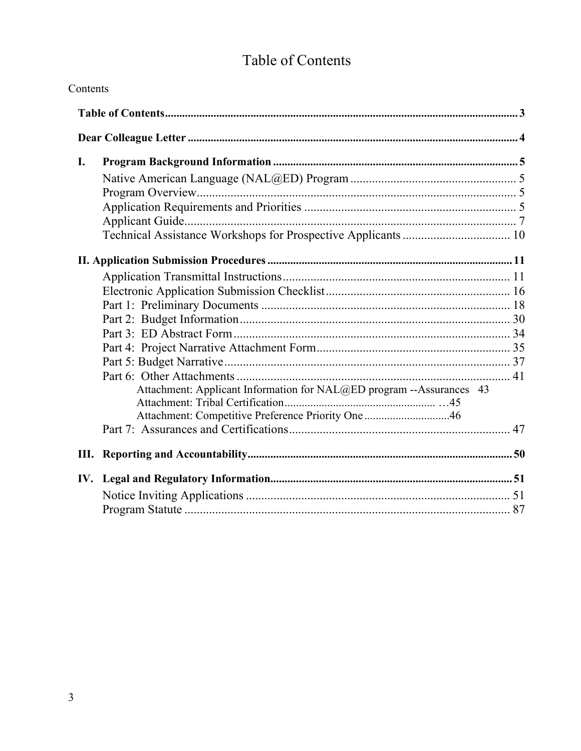# Table of Contents

Contents

**Table of Contents** .......... **3**

**Dear Colleague Letter** .......... **4**

**I. Program Background Information** .......... **5**

- Native American Language (NAL@ED) Program .......... 5
- Program Overview .......... 5
- Application Requirements and Priorities .......... 5
- Applicant Guide .......... 7
- Technical Assistance Workshops for Prospective Applicants .......... 10

**II. Application Submission Procedures** .......... **11**

- Application Transmittal Instructions .......... 11
- Electronic Application Submission Checklist .......... 16
- Part 1: Preliminary Documents .......... 18
- Part 2: Budget Information .......... 30
- Part 3: ED Abstract Form .......... 34
- Part 4: Project Narrative Attachment Form .......... 35
- Part 5: Budget Narrative .......... 37
- Part 6: Other Attachments .......... 41
  - Attachment: Applicant Information for NAL@ED program --Assurances 43
  - Attachment: Tribal Certification .......... …45
  - Attachment: Competitive Preference Priority One .......... 46
- Part 7: Assurances and Certifications .......... 47

**III. Reporting and Accountability** .......... **50**

**IV. Legal and Regulatory Information** .......... **51**

- Notice Inviting Applications .......... 51
- Program Statute .......... 87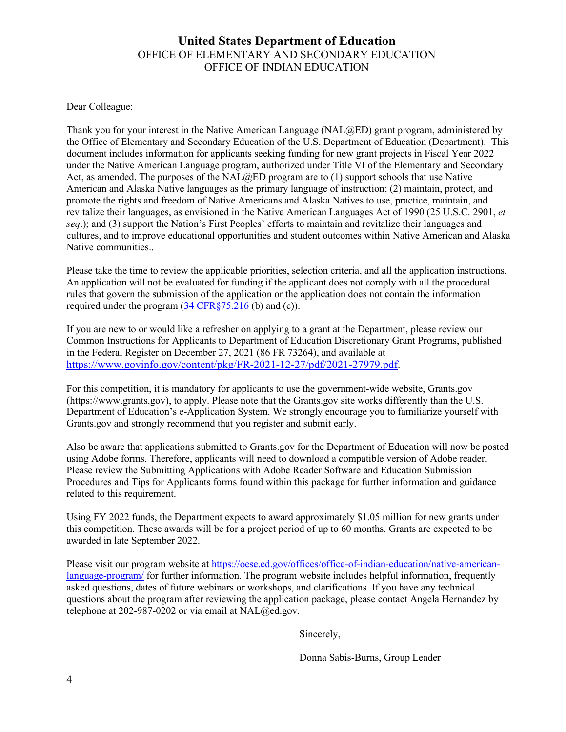# United States Department of Education

OFFICE OF ELEMENTARY AND SECONDARY EDUCATION
OFFICE OF INDIAN EDUCATION

Dear Colleague:

Thank you for your interest in the Native American Language (NAL@ED) grant program, administered by the Office of Elementary and Secondary Education of the U.S. Department of Education (Department). This document includes information for applicants seeking funding for new grant projects in Fiscal Year 2022 under the Native American Language program, authorized under Title VI of the Elementary and Secondary Act, as amended. The purposes of the NAL@ED program are to (1) support schools that use Native American and Alaska Native languages as the primary language of instruction; (2) maintain, protect, and promote the rights and freedom of Native Americans and Alaska Natives to use, practice, maintain, and revitalize their languages, as envisioned in the Native American Languages Act of 1990 (25 U.S.C. 2901, *et seq*.); and (3) support the Nation's First Peoples' efforts to maintain and revitalize their languages and cultures, and to improve educational opportunities and student outcomes within Native American and Alaska Native communities..

Please take the time to review the applicable priorities, selection criteria, and all the application instructions. An application will not be evaluated for funding if the applicant does not comply with all the procedural rules that govern the submission of the application or the application does not contain the information required under the program ([34 CFR§75.216](34 CFR§75.216) (b) and (c)).

If you are new to or would like a refresher on applying to a grant at the Department, please review our Common Instructions for Applicants to Department of Education Discretionary Grant Programs, published in the Federal Register on December 27, 2021 (86 FR 73264), and available at [https://www.govinfo.gov/content/pkg/FR-2021-12-27/pdf/2021-27979.pdf](https://www.govinfo.gov/content/pkg/FR-2021-12-27/pdf/2021-27979.pdf).

For this competition, it is mandatory for applicants to use the government-wide website, Grants.gov (https://www.grants.gov), to apply. Please note that the Grants.gov site works differently than the U.S. Department of Education's e-Application System. We strongly encourage you to familiarize yourself with Grants.gov and strongly recommend that you register and submit early.

Also be aware that applications submitted to Grants.gov for the Department of Education will now be posted using Adobe forms. Therefore, applicants will need to download a compatible version of Adobe reader. Please review the Submitting Applications with Adobe Reader Software and Education Submission Procedures and Tips for Applicants forms found within this package for further information and guidance related to this requirement.

Using FY 2022 funds, the Department expects to award approximately $1.05 million for new grants under this competition. These awards will be for a project period of up to 60 months. Grants are expected to be awarded in late September 2022.

Please visit our program website at [https://oese.ed.gov/offices/office-of-indian-education/native-american-language-program/](https://oese.ed.gov/offices/office-of-indian-education/native-american-language-program/) for further information. The program website includes helpful information, frequently asked questions, dates of future webinars or workshops, and clarifications. If you have any technical questions about the program after reviewing the application package, please contact Angela Hernandez by telephone at 202-987-0202 or via email at NAL@ed.gov.

Sincerely,

Donna Sabis-Burns, Group Leader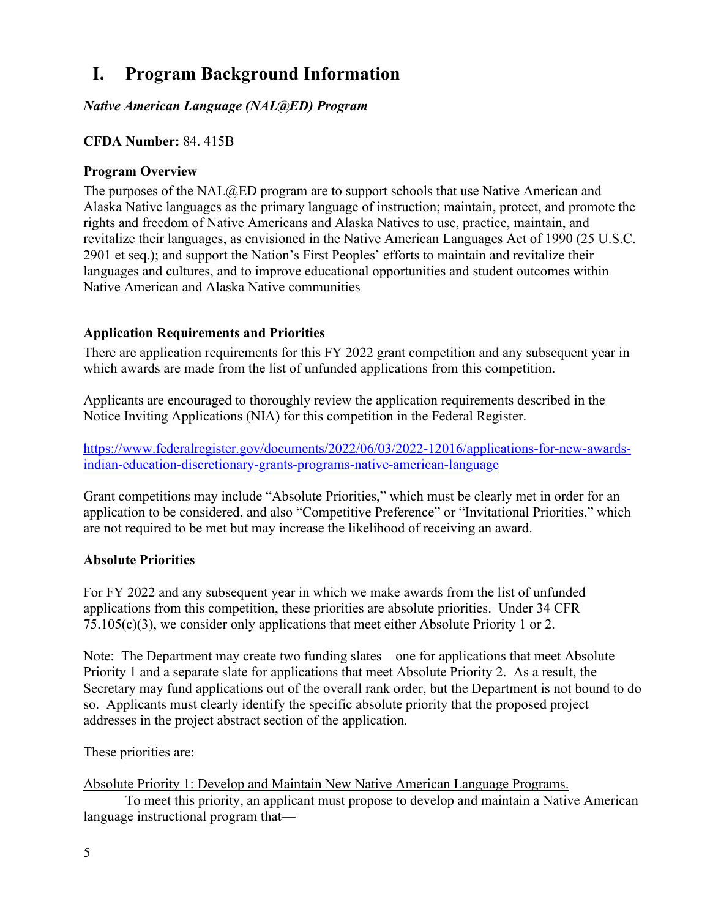# I. Program Background Information

***Native American Language (NAL@ED) Program***

**CFDA Number:** 84. 415B

**Program Overview**

The purposes of the NAL@ED program are to support schools that use Native American and Alaska Native languages as the primary language of instruction; maintain, protect, and promote the rights and freedom of Native Americans and Alaska Natives to use, practice, maintain, and revitalize their languages, as envisioned in the Native American Languages Act of 1990 (25 U.S.C. 2901 et seq.); and support the Nation's First Peoples' efforts to maintain and revitalize their languages and cultures, and to improve educational opportunities and student outcomes within Native American and Alaska Native communities

**Application Requirements and Priorities**

There are application requirements for this FY 2022 grant competition and any subsequent year in which awards are made from the list of unfunded applications from this competition.

Applicants are encouraged to thoroughly review the application requirements described in the Notice Inviting Applications (NIA) for this competition in the Federal Register.

https://www.federalregister.gov/documents/2022/06/03/2022-12016/applications-for-new-awards-indian-education-discretionary-grants-programs-native-american-language

Grant competitions may include "Absolute Priorities," which must be clearly met in order for an application to be considered, and also "Competitive Preference" or "Invitational Priorities," which are not required to be met but may increase the likelihood of receiving an award.

**Absolute Priorities**

For FY 2022 and any subsequent year in which we make awards from the list of unfunded applications from this competition, these priorities are absolute priorities. Under 34 CFR 75.105(c)(3), we consider only applications that meet either Absolute Priority 1 or 2.

Note: The Department may create two funding slates—one for applications that meet Absolute Priority 1 and a separate slate for applications that meet Absolute Priority 2. As a result, the Secretary may fund applications out of the overall rank order, but the Department is not bound to do so. Applicants must clearly identify the specific absolute priority that the proposed project addresses in the project abstract section of the application.

These priorities are:

Absolute Priority 1: Develop and Maintain New Native American Language Programs.

To meet this priority, an applicant must propose to develop and maintain a Native American language instructional program that—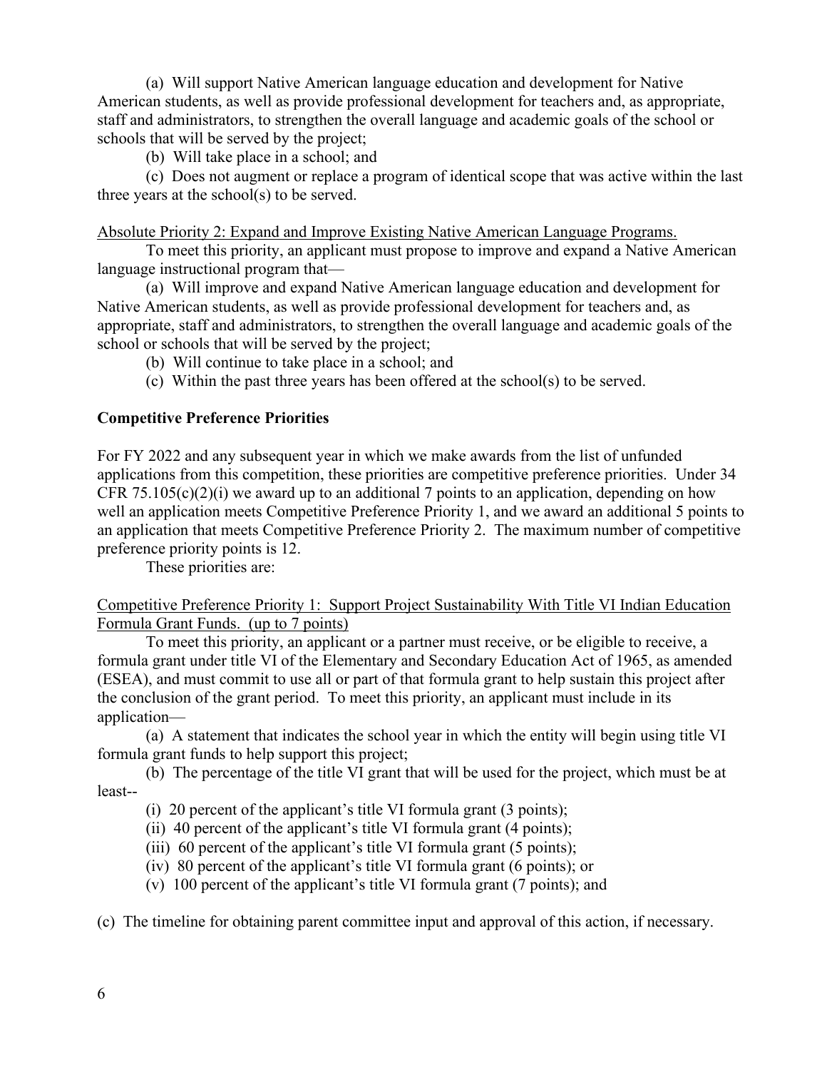(a) Will support Native American language education and development for Native American students, as well as provide professional development for teachers and, as appropriate, staff and administrators, to strengthen the overall language and academic goals of the school or schools that will be served by the project;

(b) Will take place in a school; and

(c) Does not augment or replace a program of identical scope that was active within the last three years at the school(s) to be served.

Absolute Priority 2: Expand and Improve Existing Native American Language Programs.

To meet this priority, an applicant must propose to improve and expand a Native American language instructional program that—

(a) Will improve and expand Native American language education and development for Native American students, as well as provide professional development for teachers and, as appropriate, staff and administrators, to strengthen the overall language and academic goals of the school or schools that will be served by the project;

(b) Will continue to take place in a school; and

(c) Within the past three years has been offered at the school(s) to be served.

**Competitive Preference Priorities**

For FY 2022 and any subsequent year in which we make awards from the list of unfunded applications from this competition, these priorities are competitive preference priorities. Under 34 CFR 75.105(c)(2)(i) we award up to an additional 7 points to an application, depending on how well an application meets Competitive Preference Priority 1, and we award an additional 5 points to an application that meets Competitive Preference Priority 2. The maximum number of competitive preference priority points is 12.

These priorities are:

Competitive Preference Priority 1: Support Project Sustainability With Title VI Indian Education Formula Grant Funds. (up to 7 points)

To meet this priority, an applicant or a partner must receive, or be eligible to receive, a formula grant under title VI of the Elementary and Secondary Education Act of 1965, as amended (ESEA), and must commit to use all or part of that formula grant to help sustain this project after the conclusion of the grant period. To meet this priority, an applicant must include in its application—

(a) A statement that indicates the school year in which the entity will begin using title VI formula grant funds to help support this project;

(b) The percentage of the title VI grant that will be used for the project, which must be at least--

(i) 20 percent of the applicant's title VI formula grant (3 points);

(ii) 40 percent of the applicant's title VI formula grant (4 points);

(iii) 60 percent of the applicant's title VI formula grant (5 points);

(iv) 80 percent of the applicant's title VI formula grant (6 points); or

(v) 100 percent of the applicant's title VI formula grant (7 points); and

(c) The timeline for obtaining parent committee input and approval of this action, if necessary.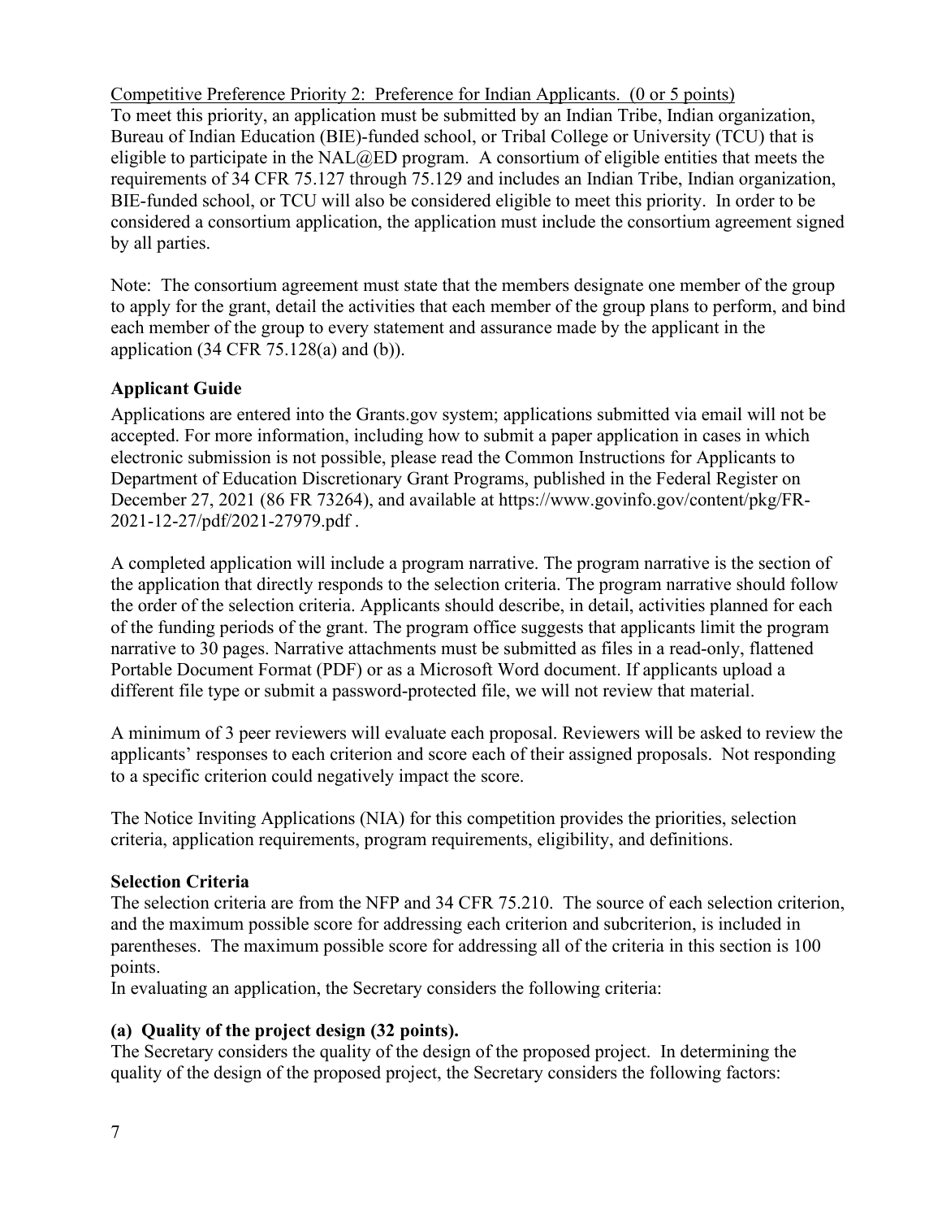Competitive Preference Priority 2: Preference for Indian Applicants. (0 or 5 points)
To meet this priority, an application must be submitted by an Indian Tribe, Indian organization, Bureau of Indian Education (BIE)-funded school, or Tribal College or University (TCU) that is eligible to participate in the NAL@ED program. A consortium of eligible entities that meets the requirements of 34 CFR 75.127 through 75.129 and includes an Indian Tribe, Indian organization, BIE-funded school, or TCU will also be considered eligible to meet this priority. In order to be considered a consortium application, the application must include the consortium agreement signed by all parties.

Note: The consortium agreement must state that the members designate one member of the group to apply for the grant, detail the activities that each member of the group plans to perform, and bind each member of the group to every statement and assurance made by the applicant in the application (34 CFR 75.128(a) and (b)).

## Applicant Guide

Applications are entered into the Grants.gov system; applications submitted via email will not be accepted. For more information, including how to submit a paper application in cases in which electronic submission is not possible, please read the Common Instructions for Applicants to Department of Education Discretionary Grant Programs, published in the Federal Register on December 27, 2021 (86 FR 73264), and available at https://www.govinfo.gov/content/pkg/FR-2021-12-27/pdf/2021-27979.pdf .

A completed application will include a program narrative. The program narrative is the section of the application that directly responds to the selection criteria. The program narrative should follow the order of the selection criteria. Applicants should describe, in detail, activities planned for each of the funding periods of the grant. The program office suggests that applicants limit the program narrative to 30 pages. Narrative attachments must be submitted as files in a read-only, flattened Portable Document Format (PDF) or as a Microsoft Word document. If applicants upload a different file type or submit a password-protected file, we will not review that material.

A minimum of 3 peer reviewers will evaluate each proposal. Reviewers will be asked to review the applicants' responses to each criterion and score each of their assigned proposals. Not responding to a specific criterion could negatively impact the score.

The Notice Inviting Applications (NIA) for this competition provides the priorities, selection criteria, application requirements, program requirements, eligibility, and definitions.

## Selection Criteria

The selection criteria are from the NFP and 34 CFR 75.210. The source of each selection criterion, and the maximum possible score for addressing each criterion and subcriterion, is included in parentheses. The maximum possible score for addressing all of the criteria in this section is 100 points.
In evaluating an application, the Secretary considers the following criteria:

### (a) Quality of the project design (32 points).

The Secretary considers the quality of the design of the proposed project. In determining the quality of the design of the proposed project, the Secretary considers the following factors: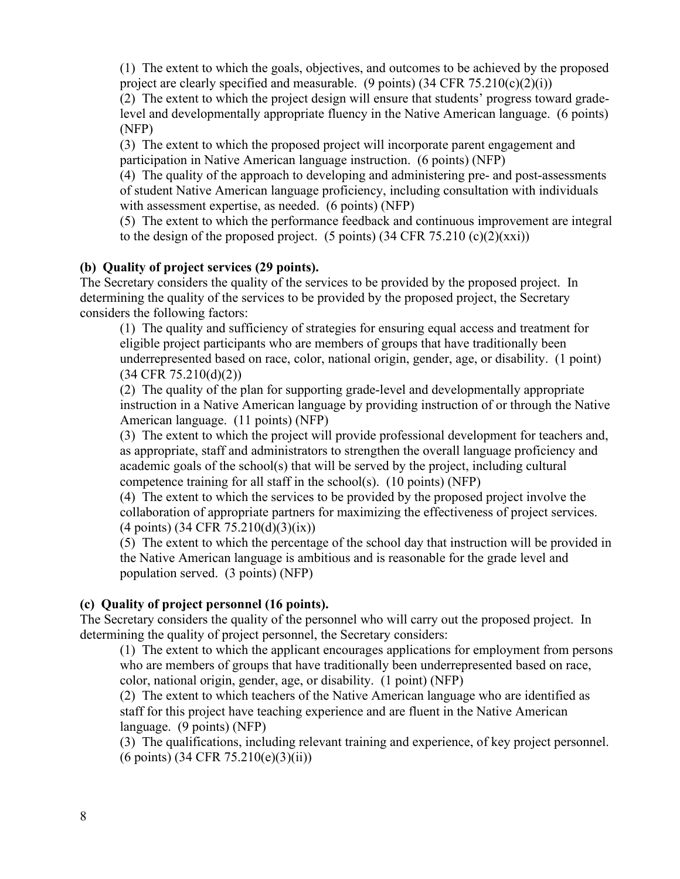(1) The extent to which the goals, objectives, and outcomes to be achieved by the proposed project are clearly specified and measurable. (9 points) (34 CFR 75.210(c)(2)(i))

(2) The extent to which the project design will ensure that students' progress toward grade-level and developmentally appropriate fluency in the Native American language. (6 points) (NFP)

(3) The extent to which the proposed project will incorporate parent engagement and participation in Native American language instruction. (6 points) (NFP)

(4) The quality of the approach to developing and administering pre- and post-assessments of student Native American language proficiency, including consultation with individuals with assessment expertise, as needed. (6 points) (NFP)

(5) The extent to which the performance feedback and continuous improvement are integral to the design of the proposed project. (5 points) (34 CFR 75.210 (c)(2)(xxi))

**(b) Quality of project services (29 points).**

The Secretary considers the quality of the services to be provided by the proposed project. In determining the quality of the services to be provided by the proposed project, the Secretary considers the following factors:

(1) The quality and sufficiency of strategies for ensuring equal access and treatment for eligible project participants who are members of groups that have traditionally been underrepresented based on race, color, national origin, gender, age, or disability. (1 point) (34 CFR 75.210(d)(2))

(2) The quality of the plan for supporting grade-level and developmentally appropriate instruction in a Native American language by providing instruction of or through the Native American language. (11 points) (NFP)

(3) The extent to which the project will provide professional development for teachers and, as appropriate, staff and administrators to strengthen the overall language proficiency and academic goals of the school(s) that will be served by the project, including cultural competence training for all staff in the school(s). (10 points) (NFP)

(4) The extent to which the services to be provided by the proposed project involve the collaboration of appropriate partners for maximizing the effectiveness of project services. (4 points) (34 CFR 75.210(d)(3)(ix))

(5) The extent to which the percentage of the school day that instruction will be provided in the Native American language is ambitious and is reasonable for the grade level and population served. (3 points) (NFP)

**(c) Quality of project personnel (16 points).**

The Secretary considers the quality of the personnel who will carry out the proposed project. In determining the quality of project personnel, the Secretary considers:

(1) The extent to which the applicant encourages applications for employment from persons who are members of groups that have traditionally been underrepresented based on race, color, national origin, gender, age, or disability. (1 point) (NFP)

(2) The extent to which teachers of the Native American language who are identified as staff for this project have teaching experience and are fluent in the Native American language. (9 points) (NFP)

(3) The qualifications, including relevant training and experience, of key project personnel. (6 points) (34 CFR 75.210(e)(3)(ii))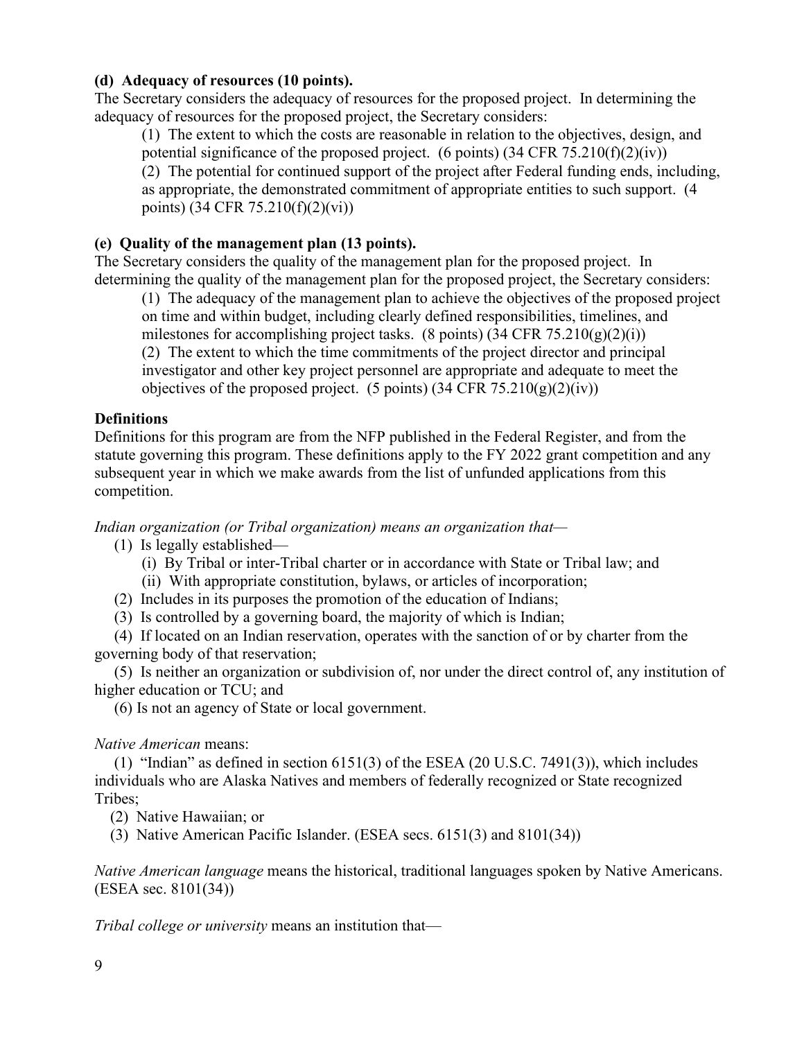**(d) Adequacy of resources (10 points).**

The Secretary considers the adequacy of resources for the proposed project. In determining the adequacy of resources for the proposed project, the Secretary considers:

(1) The extent to which the costs are reasonable in relation to the objectives, design, and potential significance of the proposed project. (6 points) (34 CFR 75.210(f)(2)(iv))

(2) The potential for continued support of the project after Federal funding ends, including, as appropriate, the demonstrated commitment of appropriate entities to such support. (4 points) (34 CFR 75.210(f)(2)(vi))

**(e) Quality of the management plan (13 points).**

The Secretary considers the quality of the management plan for the proposed project. In determining the quality of the management plan for the proposed project, the Secretary considers:

(1) The adequacy of the management plan to achieve the objectives of the proposed project on time and within budget, including clearly defined responsibilities, timelines, and milestones for accomplishing project tasks. (8 points) (34 CFR 75.210(g)(2)(i))

(2) The extent to which the time commitments of the project director and principal investigator and other key project personnel are appropriate and adequate to meet the objectives of the proposed project. (5 points) (34 CFR 75.210(g)(2)(iv))

**Definitions**

Definitions for this program are from the NFP published in the Federal Register, and from the statute governing this program. These definitions apply to the FY 2022 grant competition and any subsequent year in which we make awards from the list of unfunded applications from this competition.

*Indian organization (or Tribal organization) means an organization that—*

(1) Is legally established—

(i) By Tribal or inter-Tribal charter or in accordance with State or Tribal law; and

(ii) With appropriate constitution, bylaws, or articles of incorporation;

(2) Includes in its purposes the promotion of the education of Indians;

(3) Is controlled by a governing board, the majority of which is Indian;

(4) If located on an Indian reservation, operates with the sanction of or by charter from the governing body of that reservation;

(5) Is neither an organization or subdivision of, nor under the direct control of, any institution of higher education or TCU; and

(6) Is not an agency of State or local government.

*Native American* means:

(1) "Indian" as defined in section 6151(3) of the ESEA (20 U.S.C. 7491(3)), which includes individuals who are Alaska Natives and members of federally recognized or State recognized Tribes;

(2) Native Hawaiian; or

(3) Native American Pacific Islander. (ESEA secs. 6151(3) and 8101(34))

*Native American language* means the historical, traditional languages spoken by Native Americans. (ESEA sec. 8101(34))

*Tribal college or university* means an institution that—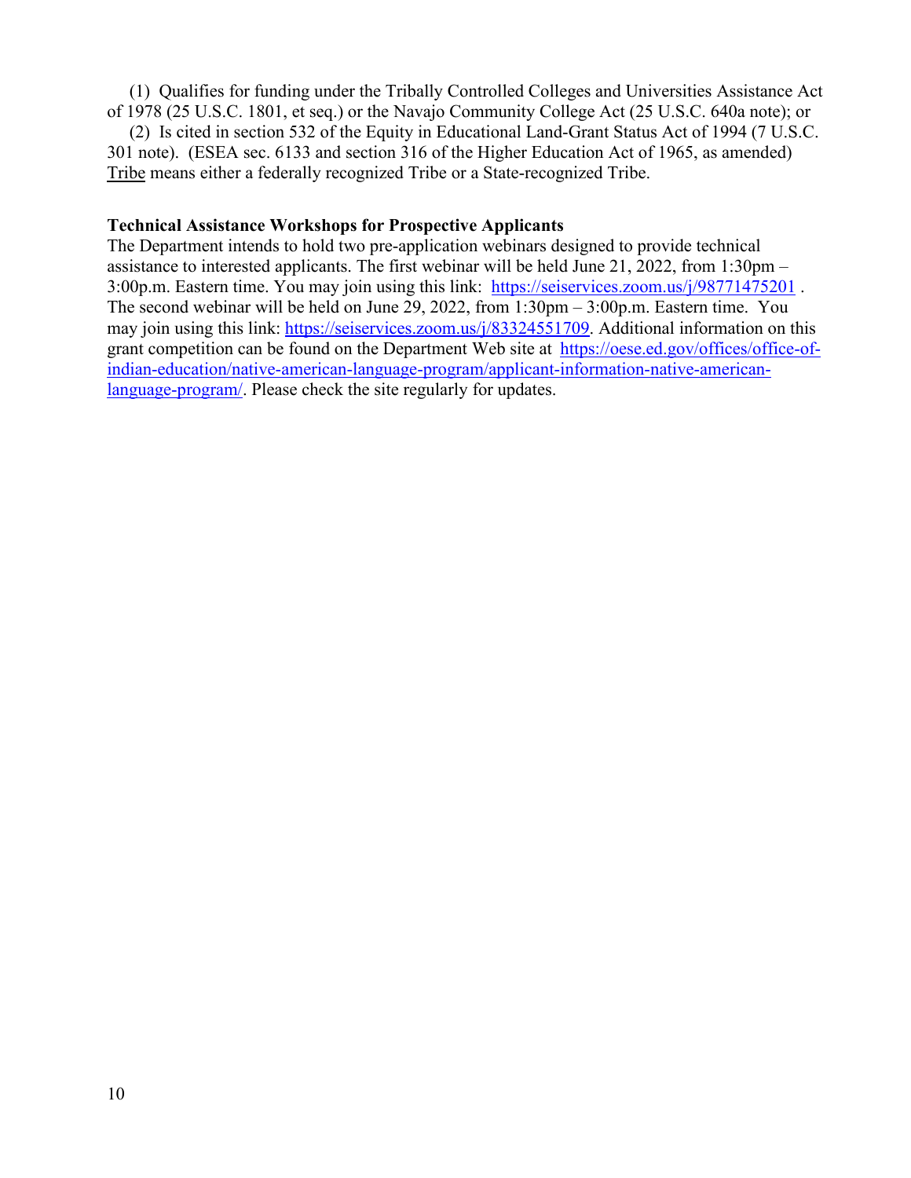(1) Qualifies for funding under the Tribally Controlled Colleges and Universities Assistance Act of 1978 (25 U.S.C. 1801, et seq.) or the Navajo Community College Act (25 U.S.C. 640a note); or

(2) Is cited in section 532 of the Equity in Educational Land-Grant Status Act of 1994 (7 U.S.C. 301 note). (ESEA sec. 6133 and section 316 of the Higher Education Act of 1965, as amended)

Tribe means either a federally recognized Tribe or a State-recognized Tribe.

**Technical Assistance Workshops for Prospective Applicants**

The Department intends to hold two pre-application webinars designed to provide technical assistance to interested applicants. The first webinar will be held June 21, 2022, from 1:30pm – 3:00p.m. Eastern time. You may join using this link: https://seiservices.zoom.us/j/98771475201 . The second webinar will be held on June 29, 2022, from 1:30pm – 3:00p.m. Eastern time. You may join using this link: https://seiservices.zoom.us/j/83324551709. Additional information on this grant competition can be found on the Department Web site at https://oese.ed.gov/offices/office-of-indian-education/native-american-language-program/applicant-information-native-american-language-program/. Please check the site regularly for updates.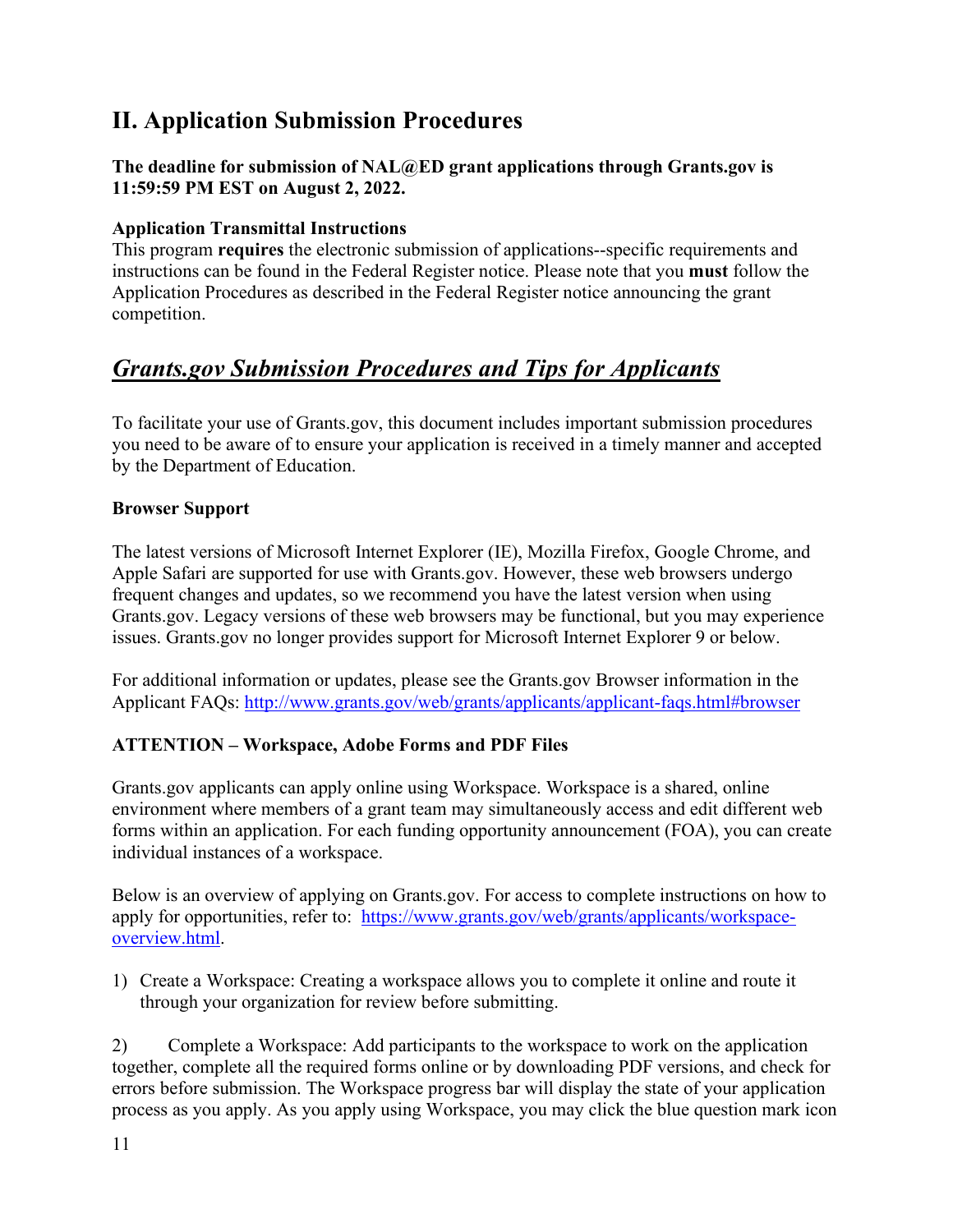## II. Application Submission Procedures

**The deadline for submission of NAL@ED grant applications through Grants.gov is 11:59:59 PM EST on August 2, 2022.**

**Application Transmittal Instructions**
This program **requires** the electronic submission of applications--specific requirements and instructions can be found in the Federal Register notice. Please note that you **must** follow the Application Procedures as described in the Federal Register notice announcing the grant competition.

## ***Grants.gov Submission Procedures and Tips for Applicants***

To facilitate your use of Grants.gov, this document includes important submission procedures you need to be aware of to ensure your application is received in a timely manner and accepted by the Department of Education.

**Browser Support**

The latest versions of Microsoft Internet Explorer (IE), Mozilla Firefox, Google Chrome, and Apple Safari are supported for use with Grants.gov. However, these web browsers undergo frequent changes and updates, so we recommend you have the latest version when using Grants.gov. Legacy versions of these web browsers may be functional, but you may experience issues. Grants.gov no longer provides support for Microsoft Internet Explorer 9 or below.

For additional information or updates, please see the Grants.gov Browser information in the Applicant FAQs: http://www.grants.gov/web/grants/applicants/applicant-faqs.html#browser

**ATTENTION – Workspace, Adobe Forms and PDF Files**

Grants.gov applicants can apply online using Workspace. Workspace is a shared, online environment where members of a grant team may simultaneously access and edit different web forms within an application. For each funding opportunity announcement (FOA), you can create individual instances of a workspace.

Below is an overview of applying on Grants.gov. For access to complete instructions on how to apply for opportunities, refer to: https://www.grants.gov/web/grants/applicants/workspace-overview.html.

1) Create a Workspace: Creating a workspace allows you to complete it online and route it through your organization for review before submitting.

2) Complete a Workspace: Add participants to the workspace to work on the application together, complete all the required forms online or by downloading PDF versions, and check for errors before submission. The Workspace progress bar will display the state of your application process as you apply. As you apply using Workspace, you may click the blue question mark icon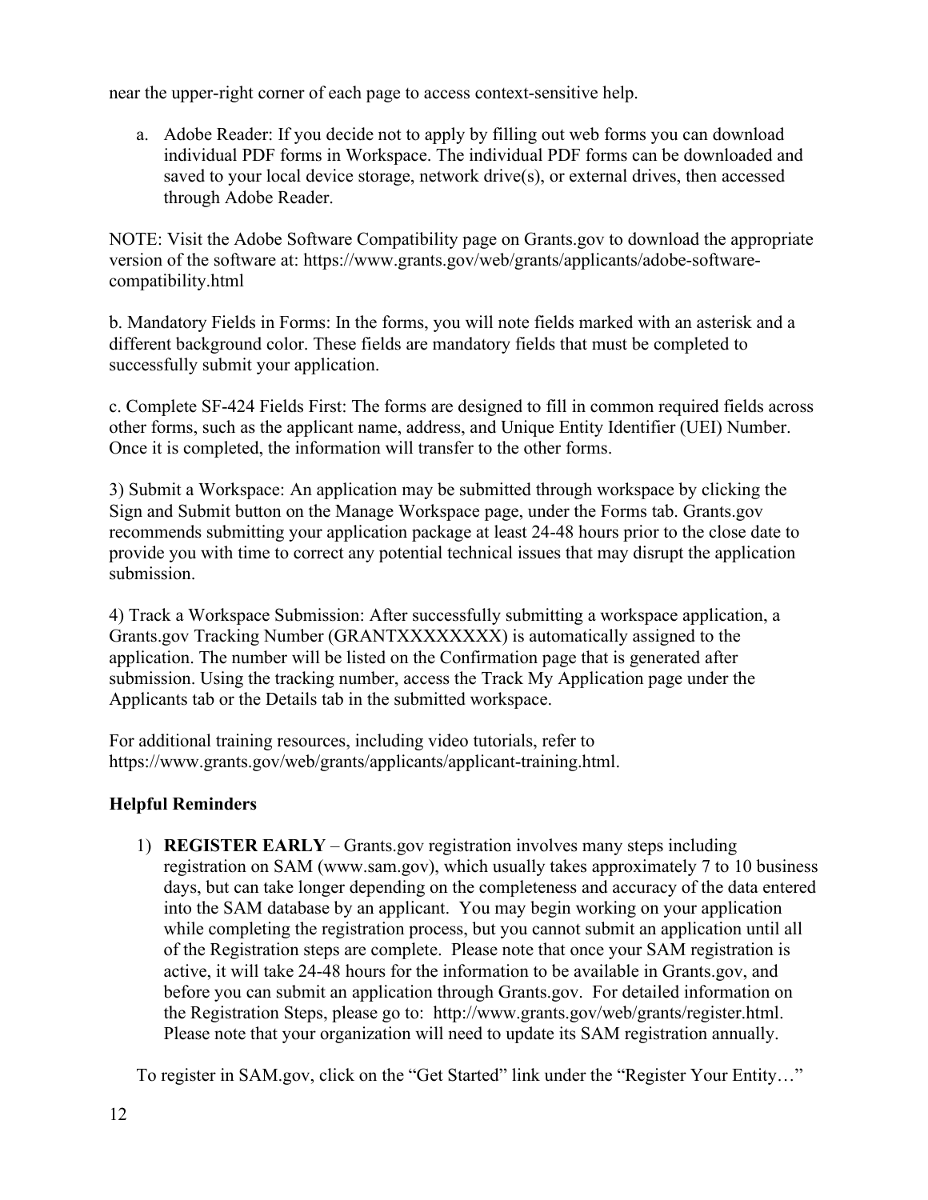near the upper-right corner of each page to access context-sensitive help.

a. Adobe Reader: If you decide not to apply by filling out web forms you can download individual PDF forms in Workspace. The individual PDF forms can be downloaded and saved to your local device storage, network drive(s), or external drives, then accessed through Adobe Reader.

NOTE: Visit the Adobe Software Compatibility page on Grants.gov to download the appropriate version of the software at: https://www.grants.gov/web/grants/applicants/adobe-software-compatibility.html

b. Mandatory Fields in Forms: In the forms, you will note fields marked with an asterisk and a different background color. These fields are mandatory fields that must be completed to successfully submit your application.

c. Complete SF-424 Fields First: The forms are designed to fill in common required fields across other forms, such as the applicant name, address, and Unique Entity Identifier (UEI) Number. Once it is completed, the information will transfer to the other forms.

3) Submit a Workspace: An application may be submitted through workspace by clicking the Sign and Submit button on the Manage Workspace page, under the Forms tab. Grants.gov recommends submitting your application package at least 24-48 hours prior to the close date to provide you with time to correct any potential technical issues that may disrupt the application submission.

4) Track a Workspace Submission: After successfully submitting a workspace application, a Grants.gov Tracking Number (GRANTXXXXXXXX) is automatically assigned to the application. The number will be listed on the Confirmation page that is generated after submission. Using the tracking number, access the Track My Application page under the Applicants tab or the Details tab in the submitted workspace.

For additional training resources, including video tutorials, refer to https://www.grants.gov/web/grants/applicants/applicant-training.html.

**Helpful Reminders**

1) **REGISTER EARLY** – Grants.gov registration involves many steps including registration on SAM (www.sam.gov), which usually takes approximately 7 to 10 business days, but can take longer depending on the completeness and accuracy of the data entered into the SAM database by an applicant. You may begin working on your application while completing the registration process, but you cannot submit an application until all of the Registration steps are complete. Please note that once your SAM registration is active, it will take 24-48 hours for the information to be available in Grants.gov, and before you can submit an application through Grants.gov. For detailed information on the Registration Steps, please go to: http://www.grants.gov/web/grants/register.html. Please note that your organization will need to update its SAM registration annually.

To register in SAM.gov, click on the "Get Started" link under the "Register Your Entity…"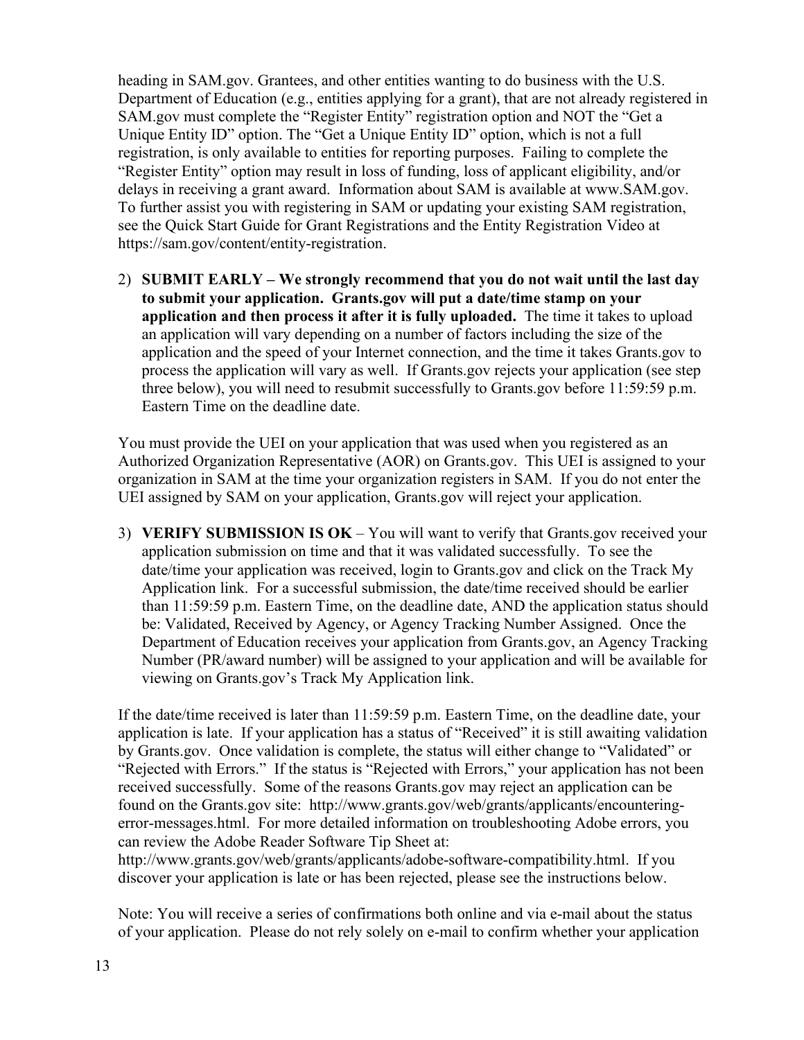heading in SAM.gov. Grantees, and other entities wanting to do business with the U.S. Department of Education (e.g., entities applying for a grant), that are not already registered in SAM.gov must complete the "Register Entity" registration option and NOT the "Get a Unique Entity ID" option. The "Get a Unique Entity ID" option, which is not a full registration, is only available to entities for reporting purposes. Failing to complete the "Register Entity" option may result in loss of funding, loss of applicant eligibility, and/or delays in receiving a grant award. Information about SAM is available at www.SAM.gov. To further assist you with registering in SAM or updating your existing SAM registration, see the Quick Start Guide for Grant Registrations and the Entity Registration Video at https://sam.gov/content/entity-registration.

2) **SUBMIT EARLY – We strongly recommend that you do not wait until the last day to submit your application. Grants.gov will put a date/time stamp on your application and then process it after it is fully uploaded.** The time it takes to upload an application will vary depending on a number of factors including the size of the application and the speed of your Internet connection, and the time it takes Grants.gov to process the application will vary as well. If Grants.gov rejects your application (see step three below), you will need to resubmit successfully to Grants.gov before 11:59:59 p.m. Eastern Time on the deadline date.

You must provide the UEI on your application that was used when you registered as an Authorized Organization Representative (AOR) on Grants.gov. This UEI is assigned to your organization in SAM at the time your organization registers in SAM. If you do not enter the UEI assigned by SAM on your application, Grants.gov will reject your application.

3) **VERIFY SUBMISSION IS OK** – You will want to verify that Grants.gov received your application submission on time and that it was validated successfully. To see the date/time your application was received, login to Grants.gov and click on the Track My Application link. For a successful submission, the date/time received should be earlier than 11:59:59 p.m. Eastern Time, on the deadline date, AND the application status should be: Validated, Received by Agency, or Agency Tracking Number Assigned. Once the Department of Education receives your application from Grants.gov, an Agency Tracking Number (PR/award number) will be assigned to your application and will be available for viewing on Grants.gov's Track My Application link.

If the date/time received is later than 11:59:59 p.m. Eastern Time, on the deadline date, your application is late. If your application has a status of "Received" it is still awaiting validation by Grants.gov. Once validation is complete, the status will either change to "Validated" or "Rejected with Errors." If the status is "Rejected with Errors," your application has not been received successfully. Some of the reasons Grants.gov may reject an application can be found on the Grants.gov site: http://www.grants.gov/web/grants/applicants/encountering-error-messages.html. For more detailed information on troubleshooting Adobe errors, you can review the Adobe Reader Software Tip Sheet at: http://www.grants.gov/web/grants/applicants/adobe-software-compatibility.html. If you discover your application is late or has been rejected, please see the instructions below.

Note: You will receive a series of confirmations both online and via e-mail about the status of your application. Please do not rely solely on e-mail to confirm whether your application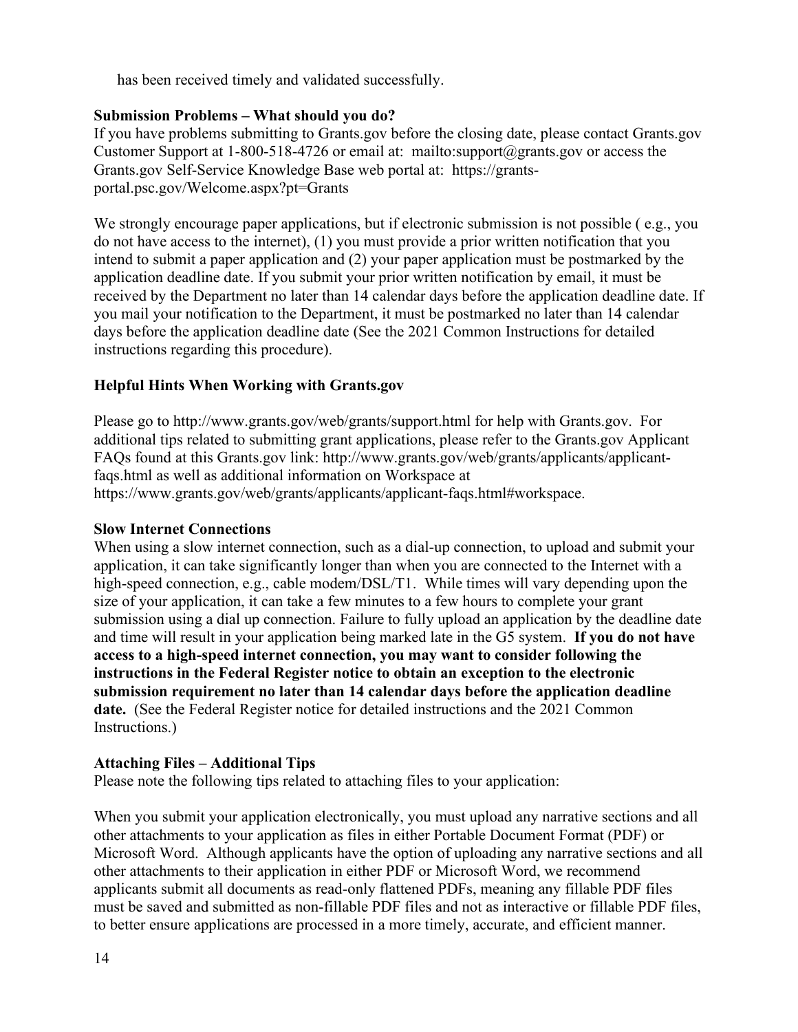has been received timely and validated successfully.

**Submission Problems – What should you do?**

If you have problems submitting to Grants.gov before the closing date, please contact Grants.gov Customer Support at 1-800-518-4726 or email at: mailto:support@grants.gov or access the Grants.gov Self-Service Knowledge Base web portal at: https://grants-portal.psc.gov/Welcome.aspx?pt=Grants

We strongly encourage paper applications, but if electronic submission is not possible ( e.g., you do not have access to the internet), (1) you must provide a prior written notification that you intend to submit a paper application and (2) your paper application must be postmarked by the application deadline date. If you submit your prior written notification by email, it must be received by the Department no later than 14 calendar days before the application deadline date. If you mail your notification to the Department, it must be postmarked no later than 14 calendar days before the application deadline date (See the 2021 Common Instructions for detailed instructions regarding this procedure).

**Helpful Hints When Working with Grants.gov**

Please go to http://www.grants.gov/web/grants/support.html for help with Grants.gov. For additional tips related to submitting grant applications, please refer to the Grants.gov Applicant FAQs found at this Grants.gov link: http://www.grants.gov/web/grants/applicants/applicant-faqs.html as well as additional information on Workspace at https://www.grants.gov/web/grants/applicants/applicant-faqs.html#workspace.

**Slow Internet Connections**

When using a slow internet connection, such as a dial-up connection, to upload and submit your application, it can take significantly longer than when you are connected to the Internet with a high-speed connection, e.g., cable modem/DSL/T1. While times will vary depending upon the size of your application, it can take a few minutes to a few hours to complete your grant submission using a dial up connection. Failure to fully upload an application by the deadline date and time will result in your application being marked late in the G5 system. **If you do not have access to a high-speed internet connection, you may want to consider following the instructions in the Federal Register notice to obtain an exception to the electronic submission requirement no later than 14 calendar days before the application deadline date.** (See the Federal Register notice for detailed instructions and the 2021 Common Instructions.)

**Attaching Files – Additional Tips**

Please note the following tips related to attaching files to your application:

When you submit your application electronically, you must upload any narrative sections and all other attachments to your application as files in either Portable Document Format (PDF) or Microsoft Word. Although applicants have the option of uploading any narrative sections and all other attachments to their application in either PDF or Microsoft Word, we recommend applicants submit all documents as read-only flattened PDFs, meaning any fillable PDF files must be saved and submitted as non-fillable PDF files and not as interactive or fillable PDF files, to better ensure applications are processed in a more timely, accurate, and efficient manner.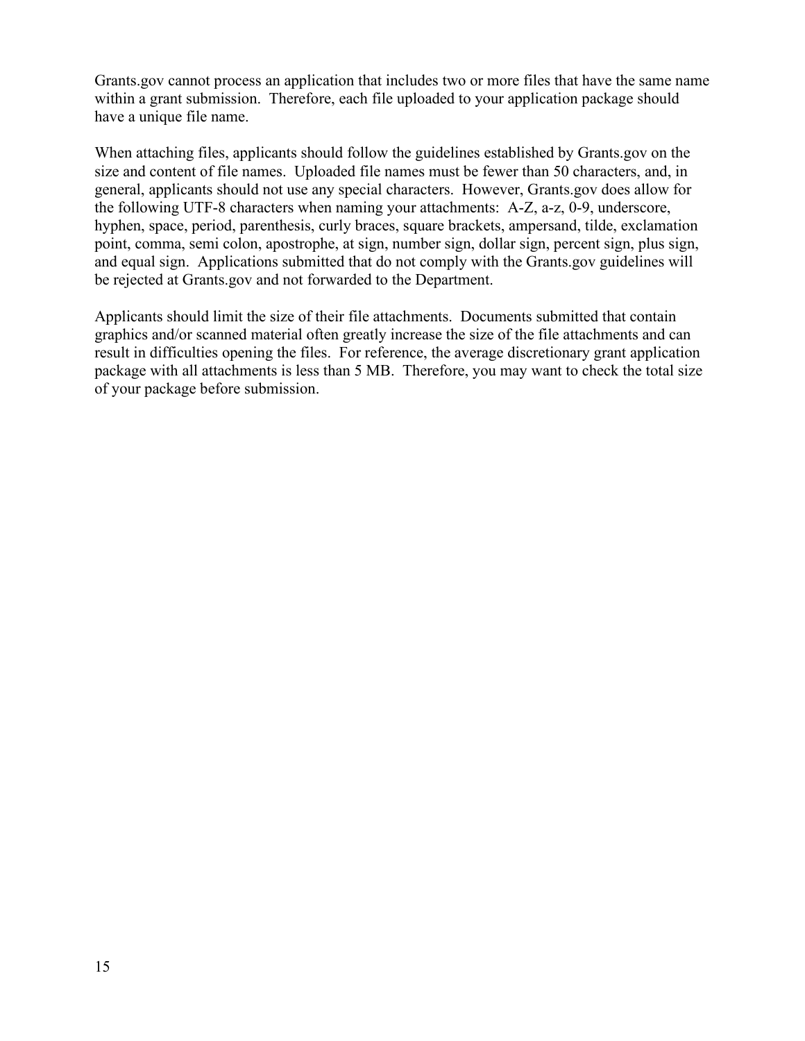Grants.gov cannot process an application that includes two or more files that have the same name within a grant submission. Therefore, each file uploaded to your application package should have a unique file name.

When attaching files, applicants should follow the guidelines established by Grants.gov on the size and content of file names. Uploaded file names must be fewer than 50 characters, and, in general, applicants should not use any special characters. However, Grants.gov does allow for the following UTF-8 characters when naming your attachments: A-Z, a-z, 0-9, underscore, hyphen, space, period, parenthesis, curly braces, square brackets, ampersand, tilde, exclamation point, comma, semi colon, apostrophe, at sign, number sign, dollar sign, percent sign, plus sign, and equal sign. Applications submitted that do not comply with the Grants.gov guidelines will be rejected at Grants.gov and not forwarded to the Department.

Applicants should limit the size of their file attachments. Documents submitted that contain graphics and/or scanned material often greatly increase the size of the file attachments and can result in difficulties opening the files. For reference, the average discretionary grant application package with all attachments is less than 5 MB. Therefore, you may want to check the total size of your package before submission.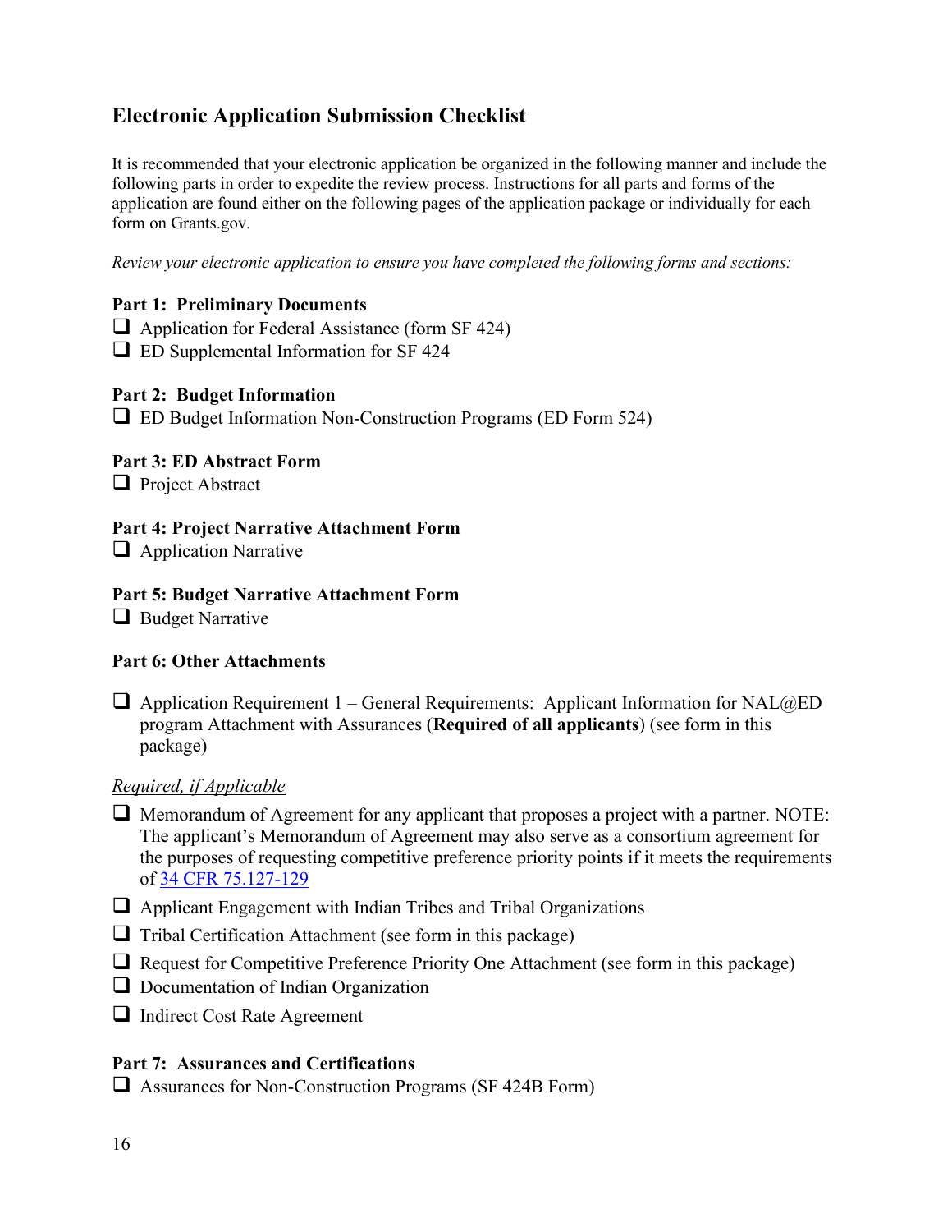## Electronic Application Submission Checklist

It is recommended that your electronic application be organized in the following manner and include the following parts in order to expedite the review process. Instructions for all parts and forms of the application are found either on the following pages of the application package or individually for each form on Grants.gov.

*Review your electronic application to ensure you have completed the following forms and sections:*

**Part 1: Preliminary Documents**

- ❑ Application for Federal Assistance (form SF 424)
- ❑ ED Supplemental Information for SF 424

**Part 2: Budget Information**

- ❑ ED Budget Information Non-Construction Programs (ED Form 524)

**Part 3: ED Abstract Form**

- ❑ Project Abstract

**Part 4: Project Narrative Attachment Form**

- ❑ Application Narrative

**Part 5: Budget Narrative Attachment Form**

- ❑ Budget Narrative

**Part 6: Other Attachments**

- ❑ Application Requirement 1 – General Requirements: Applicant Information for NAL@ED program Attachment with Assurances (**Required of all applicants**) (see form in this package)

*Required, if Applicable*

- ❑ Memorandum of Agreement for any applicant that proposes a project with a partner. NOTE: The applicant's Memorandum of Agreement may also serve as a consortium agreement for the purposes of requesting competitive preference priority points if it meets the requirements of 34 CFR 75.127-129
- ❑ Applicant Engagement with Indian Tribes and Tribal Organizations
- ❑ Tribal Certification Attachment (see form in this package)
- ❑ Request for Competitive Preference Priority One Attachment (see form in this package)
- ❑ Documentation of Indian Organization
- ❑ Indirect Cost Rate Agreement

**Part 7: Assurances and Certifications**

- ❑ Assurances for Non-Construction Programs (SF 424B Form)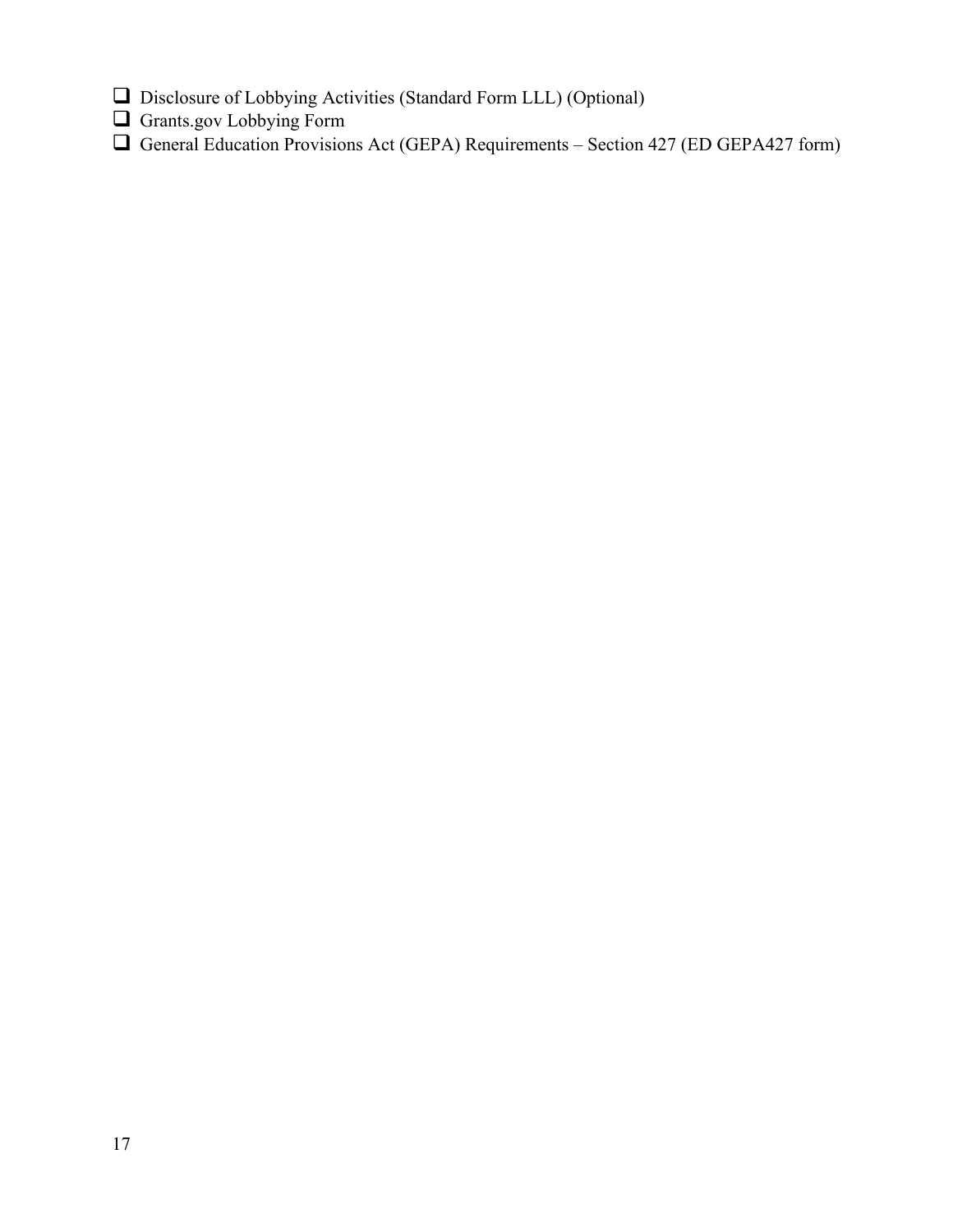- [ ] Disclosure of Lobbying Activities (Standard Form LLL) (Optional)
- [ ] Grants.gov Lobbying Form
- [ ] General Education Provisions Act (GEPA) Requirements – Section 427 (ED GEPA427 form)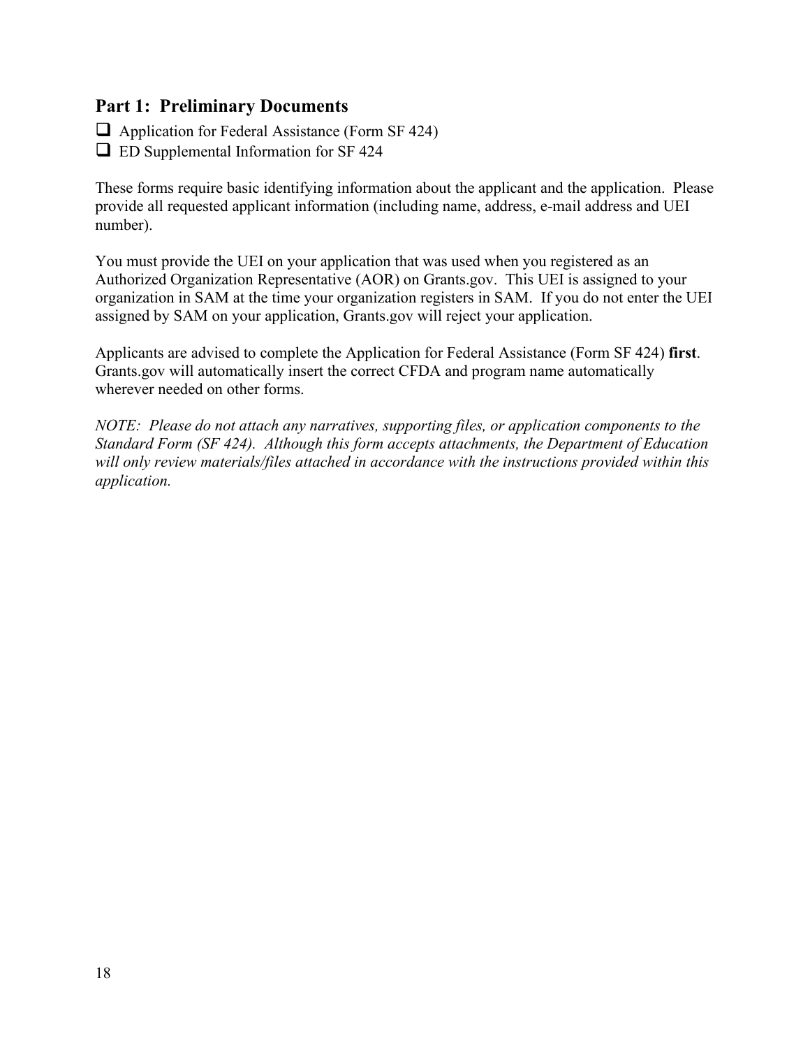## Part 1: Preliminary Documents

- [ ] Application for Federal Assistance (Form SF 424)
- [ ] ED Supplemental Information for SF 424

These forms require basic identifying information about the applicant and the application. Please provide all requested applicant information (including name, address, e-mail address and UEI number).

You must provide the UEI on your application that was used when you registered as an Authorized Organization Representative (AOR) on Grants.gov. This UEI is assigned to your organization in SAM at the time your organization registers in SAM. If you do not enter the UEI assigned by SAM on your application, Grants.gov will reject your application.

Applicants are advised to complete the Application for Federal Assistance (Form SF 424) **first**. Grants.gov will automatically insert the correct CFDA and program name automatically wherever needed on other forms.

*NOTE: Please do not attach any narratives, supporting files, or application components to the Standard Form (SF 424). Although this form accepts attachments, the Department of Education will only review materials/files attached in accordance with the instructions provided within this application.*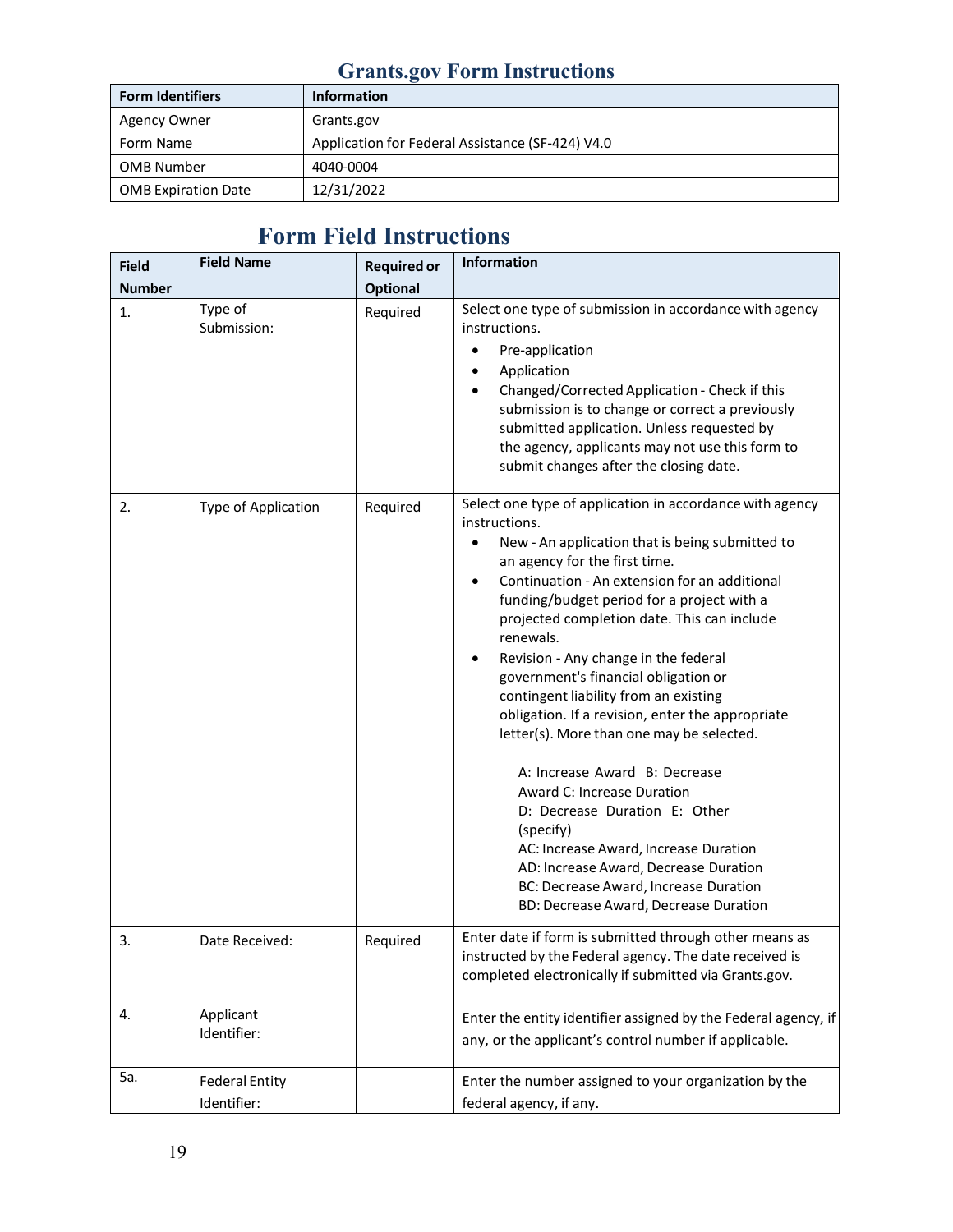# Grants.gov Form Instructions

| Form Identifiers | Information |
| --- | --- |
| Agency Owner | Grants.gov |
| Form Name | Application for Federal Assistance (SF-424) V4.0 |
| OMB Number | 4040-0004 |
| OMB Expiration Date | 12/31/2022 |

# Form Field Instructions

| Field Number | Field Name | Required or Optional | Information |
| --- | --- | --- | --- |
| 1. | Type of Submission: | Required | Select one type of submission in accordance with agency instructions.<br>• Pre-application<br>• Application<br>• Changed/Corrected Application - Check if this submission is to change or correct a previously submitted application. Unless requested by the agency, applicants may not use this form to submit changes after the closing date. |
| 2. | Type of Application | Required | Select one type of application in accordance with agency instructions.<br>• New - An application that is being submitted to an agency for the first time.<br>• Continuation - An extension for an additional funding/budget period for a project with a projected completion date. This can include renewals.<br>• Revision - Any change in the federal government's financial obligation or contingent liability from an existing obligation. If a revision, enter the appropriate letter(s). More than one may be selected.<br><br>A: Increase Award B: Decrease Award C: Increase Duration<br>D: Decrease Duration E: Other (specify)<br>AC: Increase Award, Increase Duration<br>AD: Increase Award, Decrease Duration<br>BC: Decrease Award, Increase Duration<br>BD: Decrease Award, Decrease Duration |
| 3. | Date Received: | Required | Enter date if form is submitted through other means as instructed by the Federal agency. The date received is completed electronically if submitted via Grants.gov. |
| 4. | Applicant Identifier: | | Enter the entity identifier assigned by the Federal agency, if any, or the applicant's control number if applicable. |
| 5a. | Federal Entity Identifier: | | Enter the number assigned to your organization by the federal agency, if any. |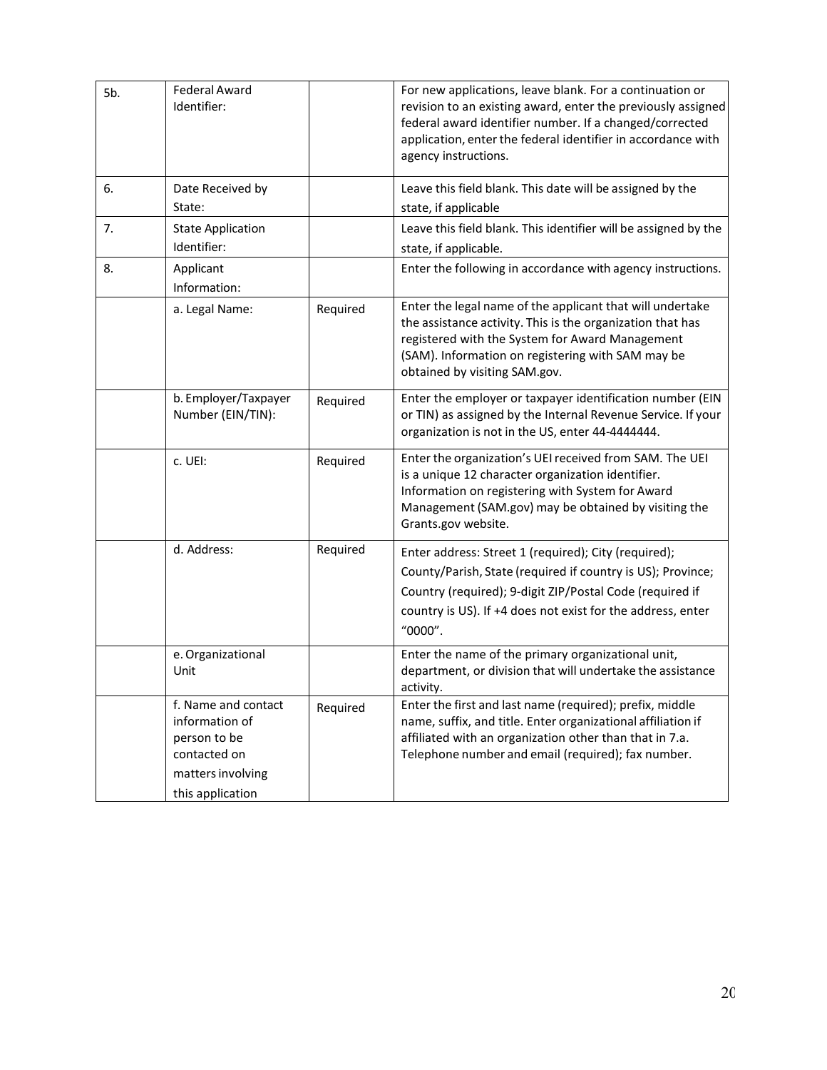| 5b. | Federal Award Identifier: | | For new applications, leave blank. For a continuation or revision to an existing award, enter the previously assigned federal award identifier number. If a changed/corrected application, enter the federal identifier in accordance with agency instructions. |
|---|---|---|---|
| 6. | Date Received by State: | | Leave this field blank. This date will be assigned by the state, if applicable |
| 7. | State Application Identifier: | | Leave this field blank. This identifier will be assigned by the state, if applicable. |
| 8. | Applicant Information: | | Enter the following in accordance with agency instructions. |
| | a. Legal Name: | Required | Enter the legal name of the applicant that will undertake the assistance activity. This is the organization that has registered with the System for Award Management (SAM). Information on registering with SAM may be obtained by visiting SAM.gov. |
| | b. Employer/Taxpayer Number (EIN/TIN): | Required | Enter the employer or taxpayer identification number (EIN or TIN) as assigned by the Internal Revenue Service. If your organization is not in the US, enter 44-4444444. |
| | c. UEI: | Required | Enter the organization's UEI received from SAM. The UEI is a unique 12 character organization identifier. Information on registering with System for Award Management (SAM.gov) may be obtained by visiting the Grants.gov website. |
| | d. Address: | Required | Enter address: Street 1 (required); City (required); County/Parish, State (required if country is US); Province; Country (required); 9-digit ZIP/Postal Code (required if country is US). If +4 does not exist for the address, enter "0000". |
| | e. Organizational Unit | | Enter the name of the primary organizational unit, department, or division that will undertake the assistance activity. |
| | f. Name and contact information of person to be contacted on matters involving this application | Required | Enter the first and last name (required); prefix, middle name, suffix, and title. Enter organizational affiliation if affiliated with an organization other than that in 7.a. Telephone number and email (required); fax number. |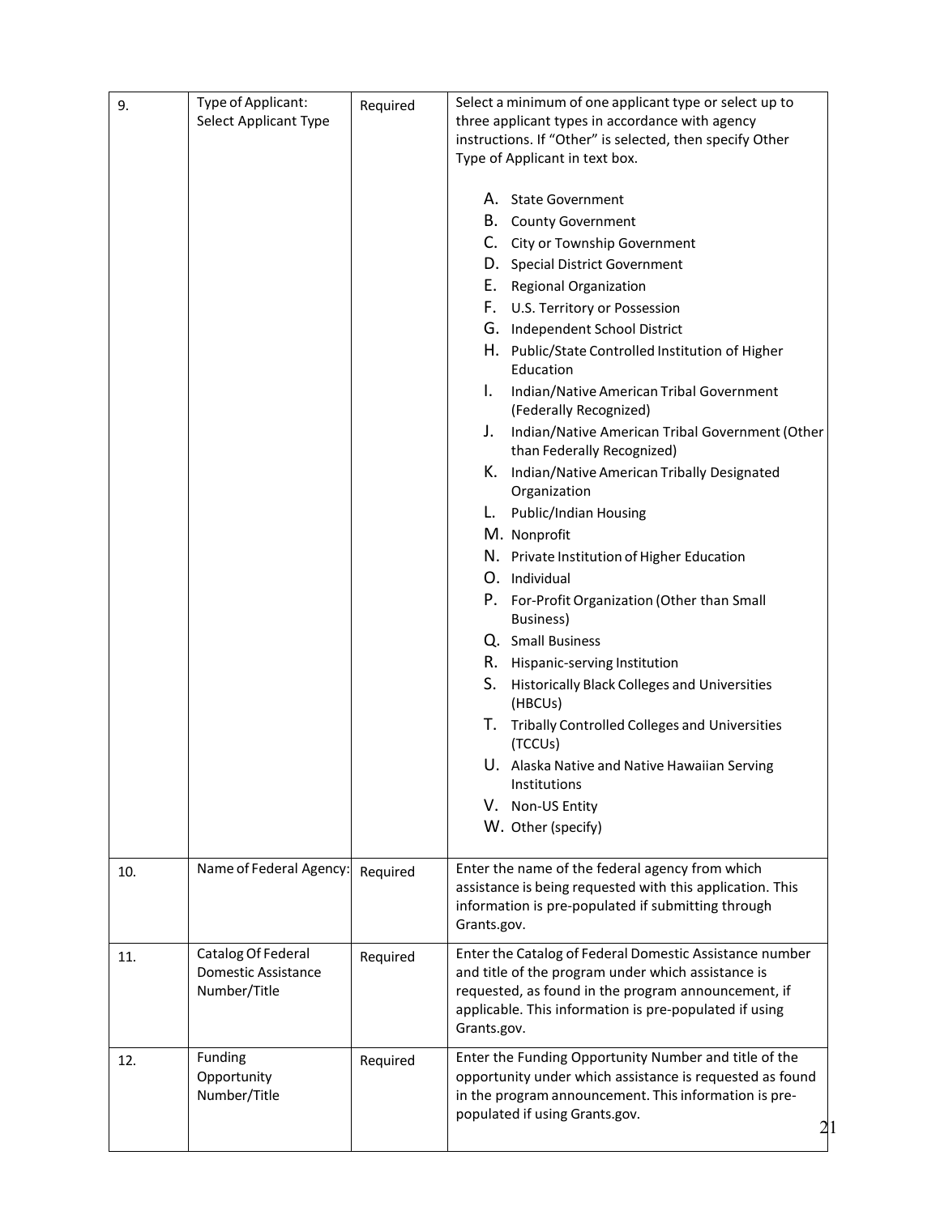| 9. | Type of Applicant: Select Applicant Type | Required | Select a minimum of one applicant type or select up to three applicant types in accordance with agency instructions. If "Other" is selected, then specify Other Type of Applicant in text box.<br><br>A. State Government<br>B. County Government<br>C. City or Township Government<br>D. Special District Government<br>E. Regional Organization<br>F. U.S. Territory or Possession<br>G. Independent School District<br>H. Public/State Controlled Institution of Higher Education<br>I. Indian/Native American Tribal Government (Federally Recognized)<br>J. Indian/Native American Tribal Government (Other than Federally Recognized)<br>K. Indian/Native American Tribally Designated Organization<br>L. Public/Indian Housing<br>M. Nonprofit<br>N. Private Institution of Higher Education<br>O. Individual<br>P. For-Profit Organization (Other than Small Business)<br>Q. Small Business<br>R. Hispanic-serving Institution<br>S. Historically Black Colleges and Universities (HBCUs)<br>T. Tribally Controlled Colleges and Universities (TCCUs)<br>U. Alaska Native and Native Hawaiian Serving Institutions<br>V. Non-US Entity<br>W. Other (specify) |
|---|---|---|---|
| 10. | Name of Federal Agency: | Required | Enter the name of the federal agency from which assistance is being requested with this application. This information is pre-populated if submitting through Grants.gov. |
| 11. | Catalog Of Federal Domestic Assistance Number/Title | Required | Enter the Catalog of Federal Domestic Assistance number and title of the program under which assistance is requested, as found in the program announcement, if applicable. This information is pre-populated if using Grants.gov. |
| 12. | Funding Opportunity Number/Title | Required | Enter the Funding Opportunity Number and title of the opportunity under which assistance is requested as found in the program announcement. This information is pre-populated if using Grants.gov. |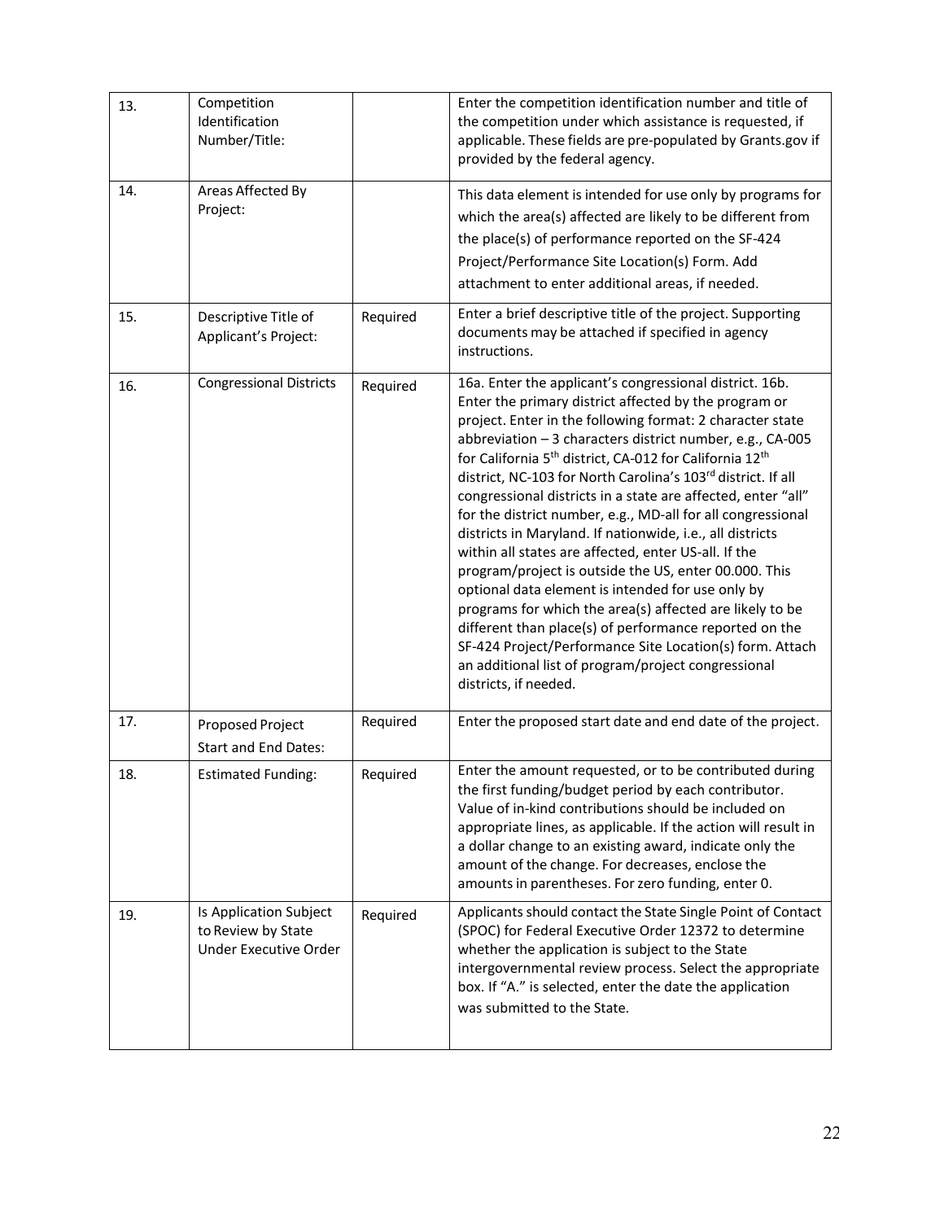| 13. | Competition Identification Number/Title: | | Enter the competition identification number and title of the competition under which assistance is requested, if applicable. These fields are pre-populated by Grants.gov if provided by the federal agency. |
|---|---|---|---|
| 14. | Areas Affected By Project: | | This data element is intended for use only by programs for which the area(s) affected are likely to be different from the place(s) of performance reported on the SF-424 Project/Performance Site Location(s) Form. Add attachment to enter additional areas, if needed. |
| 15. | Descriptive Title of Applicant's Project: | Required | Enter a brief descriptive title of the project. Supporting documents may be attached if specified in agency instructions. |
| 16. | Congressional Districts | Required | 16a. Enter the applicant's congressional district. 16b. Enter the primary district affected by the program or project. Enter in the following format: 2 character state abbreviation – 3 characters district number, e.g., CA-005 for California 5th district, CA-012 for California 12th district, NC-103 for North Carolina's 103rd district. If all congressional districts in a state are affected, enter "all" for the district number, e.g., MD-all for all congressional districts in Maryland. If nationwide, i.e., all districts within all states are affected, enter US-all. If the program/project is outside the US, enter 00.000. This optional data element is intended for use only by programs for which the area(s) affected are likely to be different than place(s) of performance reported on the SF-424 Project/Performance Site Location(s) form. Attach an additional list of program/project congressional districts, if needed. |
| 17. | Proposed Project Start and End Dates: | Required | Enter the proposed start date and end date of the project. |
| 18. | Estimated Funding: | Required | Enter the amount requested, or to be contributed during the first funding/budget period by each contributor. Value of in-kind contributions should be included on appropriate lines, as applicable. If the action will result in a dollar change to an existing award, indicate only the amount of the change. For decreases, enclose the amounts in parentheses. For zero funding, enter 0. |
| 19. | Is Application Subject to Review by State Under Executive Order | Required | Applicants should contact the State Single Point of Contact (SPOC) for Federal Executive Order 12372 to determine whether the application is subject to the State intergovernmental review process. Select the appropriate box. If "A." is selected, enter the date the application was submitted to the State. |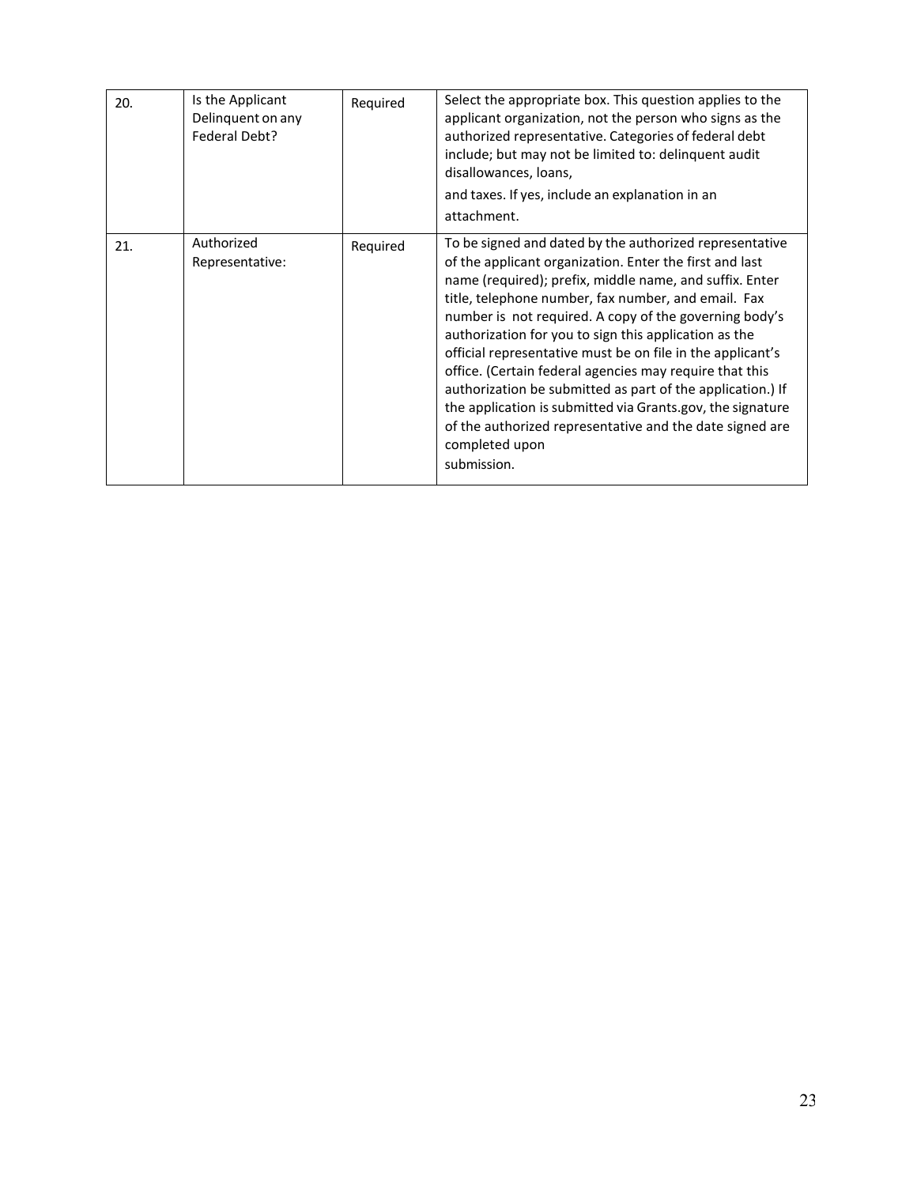| | | | |
|---|---|---|---|
| 20. | Is the Applicant Delinquent on any Federal Debt? | Required | Select the appropriate box. This question applies to the applicant organization, not the person who signs as the authorized representative. Categories of federal debt include; but may not be limited to: delinquent audit disallowances, loans, and taxes. If yes, include an explanation in an attachment. |
| 21. | Authorized Representative: | Required | To be signed and dated by the authorized representative of the applicant organization. Enter the first and last name (required); prefix, middle name, and suffix. Enter title, telephone number, fax number, and email. Fax number is not required. A copy of the governing body's authorization for you to sign this application as the official representative must be on file in the applicant's office. (Certain federal agencies may require that this authorization be submitted as part of the application.) If the application is submitted via Grants.gov, the signature of the authorized representative and the date signed are completed upon submission. |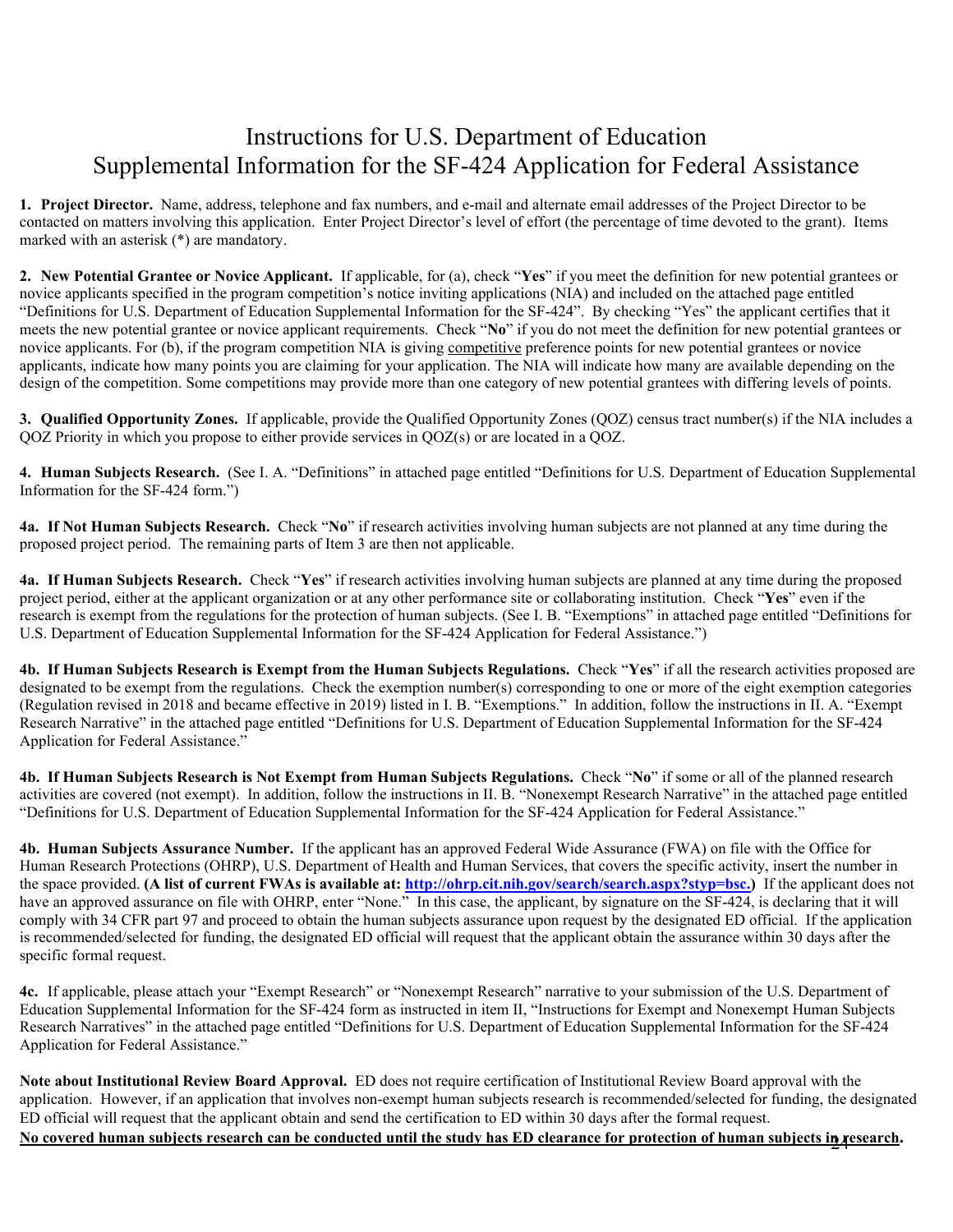# Instructions for U.S. Department of Education Supplemental Information for the SF-424 Application for Federal Assistance

**1. Project Director.** Name, address, telephone and fax numbers, and e-mail and alternate email addresses of the Project Director to be contacted on matters involving this application. Enter Project Director's level of effort (the percentage of time devoted to the grant). Items marked with an asterisk (*) are mandatory.

**2. New Potential Grantee or Novice Applicant.** If applicable, for (a), check "**Yes**" if you meet the definition for new potential grantees or novice applicants specified in the program competition's notice inviting applications (NIA) and included on the attached page entitled "Definitions for U.S. Department of Education Supplemental Information for the SF-424". By checking "Yes" the applicant certifies that it meets the new potential grantee or novice applicant requirements. Check "**No**" if you do not meet the definition for new potential grantees or novice applicants. For (b), if the program competition NIA is giving competitive preference points for new potential grantees or novice applicants, indicate how many points you are claiming for your application. The NIA will indicate how many are available depending on the design of the competition. Some competitions may provide more than one category of new potential grantees with differing levels of points.

**3. Qualified Opportunity Zones.** If applicable, provide the Qualified Opportunity Zones (QOZ) census tract number(s) if the NIA includes a QOZ Priority in which you propose to either provide services in QOZ(s) or are located in a QOZ.

**4. Human Subjects Research.** (See I. A. "Definitions" in attached page entitled "Definitions for U.S. Department of Education Supplemental Information for the SF-424 form.")

**4a. If Not Human Subjects Research.** Check "**No**" if research activities involving human subjects are not planned at any time during the proposed project period. The remaining parts of Item 3 are then not applicable.

**4a. If Human Subjects Research.** Check "**Yes**" if research activities involving human subjects are planned at any time during the proposed project period, either at the applicant organization or at any other performance site or collaborating institution. Check "**Yes**" even if the research is exempt from the regulations for the protection of human subjects. (See I. B. "Exemptions" in attached page entitled "Definitions for U.S. Department of Education Supplemental Information for the SF-424 Application for Federal Assistance.")

**4b. If Human Subjects Research is Exempt from the Human Subjects Regulations.** Check "**Yes**" if all the research activities proposed are designated to be exempt from the regulations. Check the exemption number(s) corresponding to one or more of the eight exemption categories (Regulation revised in 2018 and became effective in 2019) listed in I. B. "Exemptions." In addition, follow the instructions in II. A. "Exempt Research Narrative" in the attached page entitled "Definitions for U.S. Department of Education Supplemental Information for the SF-424 Application for Federal Assistance."

**4b. If Human Subjects Research is Not Exempt from Human Subjects Regulations.** Check "**No**" if some or all of the planned research activities are covered (not exempt). In addition, follow the instructions in II. B. "Nonexempt Research Narrative" in the attached page entitled "Definitions for U.S. Department of Education Supplemental Information for the SF-424 Application for Federal Assistance."

**4b. Human Subjects Assurance Number.** If the applicant has an approved Federal Wide Assurance (FWA) on file with the Office for Human Research Protections (OHRP), U.S. Department of Health and Human Services, that covers the specific activity, insert the number in the space provided. **(A list of current FWAs is available at: http://ohrp.cit.nih.gov/search/search.aspx?styp=bsc.)** If the applicant does not have an approved assurance on file with OHRP, enter "None." In this case, the applicant, by signature on the SF-424, is declaring that it will comply with 34 CFR part 97 and proceed to obtain the human subjects assurance upon request by the designated ED official. If the application is recommended/selected for funding, the designated ED official will request that the applicant obtain the assurance within 30 days after the specific formal request.

**4c.** If applicable, please attach your "Exempt Research" or "Nonexempt Research" narrative to your submission of the U.S. Department of Education Supplemental Information for the SF-424 form as instructed in item II, "Instructions for Exempt and Nonexempt Human Subjects Research Narratives" in the attached page entitled "Definitions for U.S. Department of Education Supplemental Information for the SF-424 Application for Federal Assistance."

**Note about Institutional Review Board Approval.** ED does not require certification of Institutional Review Board approval with the application. However, if an application that involves non-exempt human subjects research is recommended/selected for funding, the designated ED official will request that the applicant obtain and send the certification to ED within 30 days after the formal request.

**No covered human subjects research can be conducted until the study has ED clearance for protection of human subjects in research.**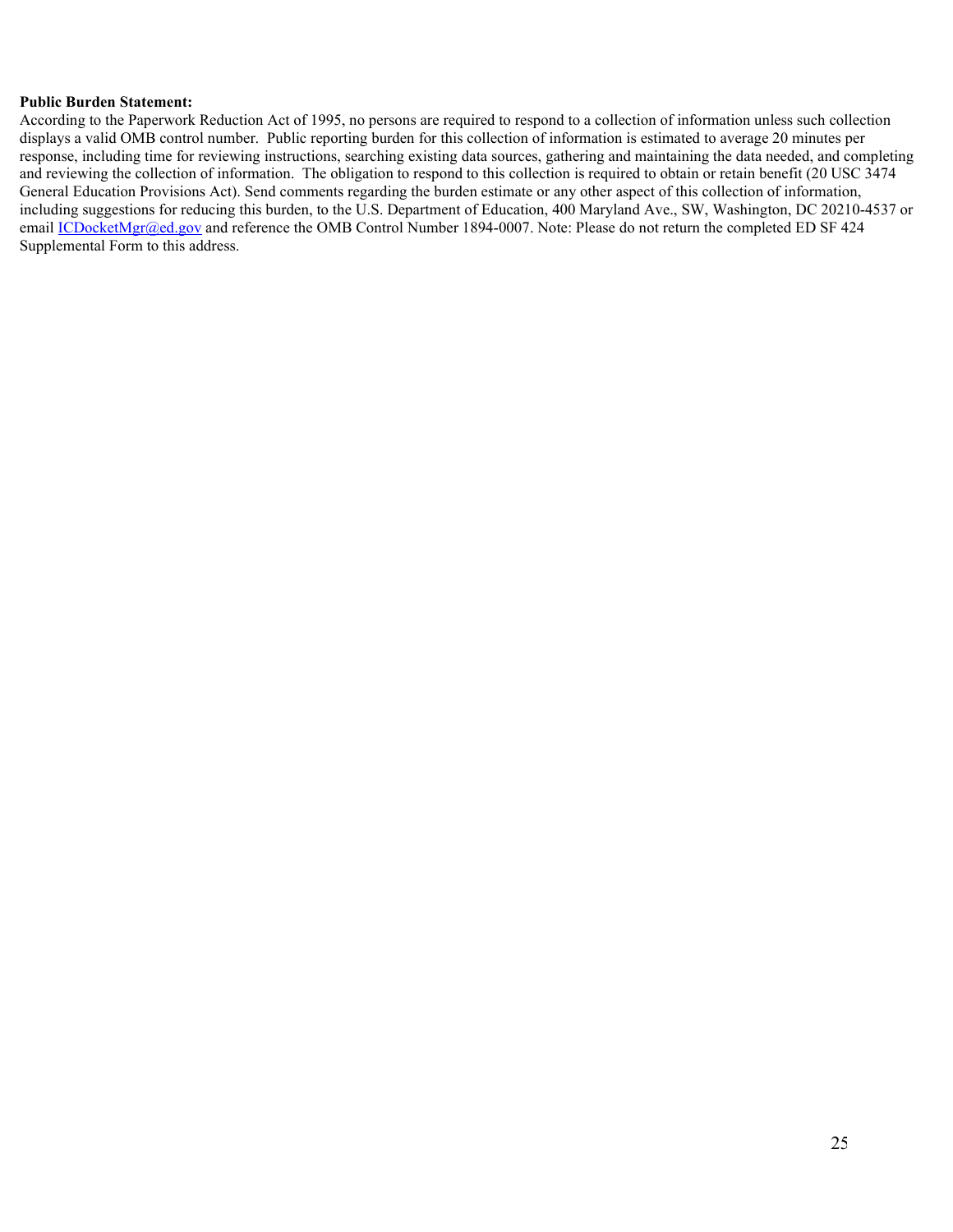**Public Burden Statement:**

According to the Paperwork Reduction Act of 1995, no persons are required to respond to a collection of information unless such collection displays a valid OMB control number. Public reporting burden for this collection of information is estimated to average 20 minutes per response, including time for reviewing instructions, searching existing data sources, gathering and maintaining the data needed, and completing and reviewing the collection of information. The obligation to respond to this collection is required to obtain or retain benefit (20 USC 3474 General Education Provisions Act). Send comments regarding the burden estimate or any other aspect of this collection of information, including suggestions for reducing this burden, to the U.S. Department of Education, 400 Maryland Ave., SW, Washington, DC 20210-4537 or email ICDocketMgr@ed.gov and reference the OMB Control Number 1894-0007. Note: Please do not return the completed ED SF 424 Supplemental Form to this address.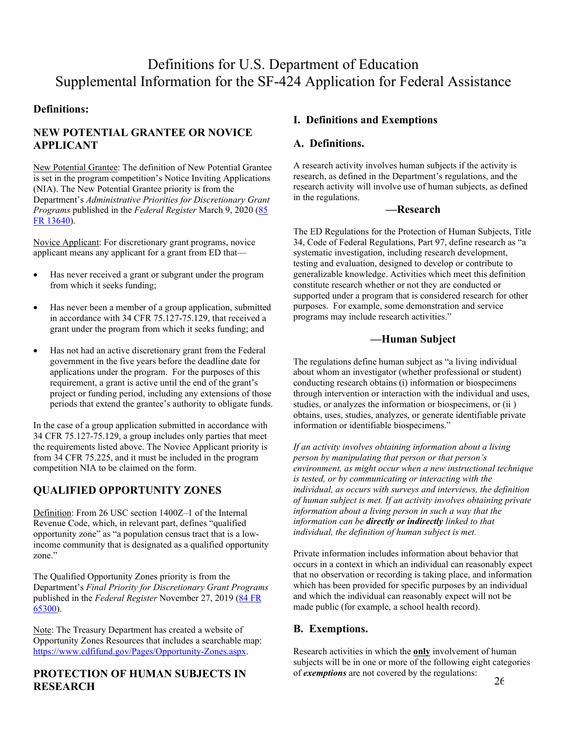# Definitions for U.S. Department of Education Supplemental Information for the SF-424 Application for Federal Assistance

**Definitions:**

## NEW POTENTIAL GRANTEE OR NOVICE APPLICANT

New Potential Grantee: The definition of New Potential Grantee is set in the program competition's Notice Inviting Applications (NIA). The New Potential Grantee priority is from the Department's *Administrative Priorities for Discretionary Grant Programs* published in the *Federal Register* March 9, 2020 (85 FR 13640).

Novice Applicant: For discretionary grant programs, novice applicant means any applicant for a grant from ED that—

- Has never received a grant or subgrant under the program from which it seeks funding;
- Has never been a member of a group application, submitted in accordance with 34 CFR 75.127-75.129, that received a grant under the program from which it seeks funding; and
- Has not had an active discretionary grant from the Federal government in the five years before the deadline date for applications under the program. For the purposes of this requirement, a grant is active until the end of the grant's project or funding period, including any extensions of those periods that extend the grantee's authority to obligate funds.

In the case of a group application submitted in accordance with 34 CFR 75.127-75.129, a group includes only parties that meet the requirements listed above. The Novice Applicant priority is from 34 CFR 75.225, and it must be included in the program competition NIA to be claimed on the form.

## QUALIFIED OPPORTUNITY ZONES

Definition: From 26 USC section 1400Z–1 of the Internal Revenue Code, which, in relevant part, defines "qualified opportunity zone" as "a population census tract that is a low-income community that is designated as a qualified opportunity zone."

The Qualified Opportunity Zones priority is from the Department's *Final Priority for Discretionary Grant Programs* published in the *Federal Register* November 27, 2019 (84 FR 65300).

Note: The Treasury Department has created a website of Opportunity Zones Resources that includes a searchable map: https://www.cdfifund.gov/Pages/Opportunity-Zones.aspx.

## PROTECTION OF HUMAN SUBJECTS IN RESEARCH

### I. Definitions and Exemptions

### A. Definitions.

A research activity involves human subjects if the activity is research, as defined in the Department's regulations, and the research activity will involve use of human subjects, as defined in the regulations.

#### —Research

The ED Regulations for the Protection of Human Subjects, Title 34, Code of Federal Regulations, Part 97, define research as "a systematic investigation, including research development, testing and evaluation, designed to develop or contribute to generalizable knowledge. Activities which meet this definition constitute research whether or not they are conducted or supported under a program that is considered research for other purposes. For example, some demonstration and service programs may include research activities."

#### —Human Subject

The regulations define human subject as "a living individual about whom an investigator (whether professional or student) conducting research obtains (i) information or biospecimens through intervention or interaction with the individual and uses, studies, or analyzes the information or biospecimens, or (ii ) obtains, uses, studies, analyzes, or generate identifiable private information or identifiable biospecimens."

*If an activity involves obtaining information about a living person by manipulating that person or that person's environment, as might occur when a new instructional technique is tested, or by communicating or interacting with the individual, as occurs with surveys and interviews, the definition of human subject is met. If an activity involves obtaining private information about a living person in such a way that the information can be* ***directly or indirectly*** *linked to that individual, the definition of human subject is met.*

Private information includes information about behavior that occurs in a context in which an individual can reasonably expect that no observation or recording is taking place, and information which has been provided for specific purposes by an individual and which the individual can reasonably expect will not be made public (for example, a school health record).

### B. Exemptions.

Research activities in which the **only** involvement of human subjects will be in one or more of the following eight categories of ***exemptions*** are not covered by the regulations: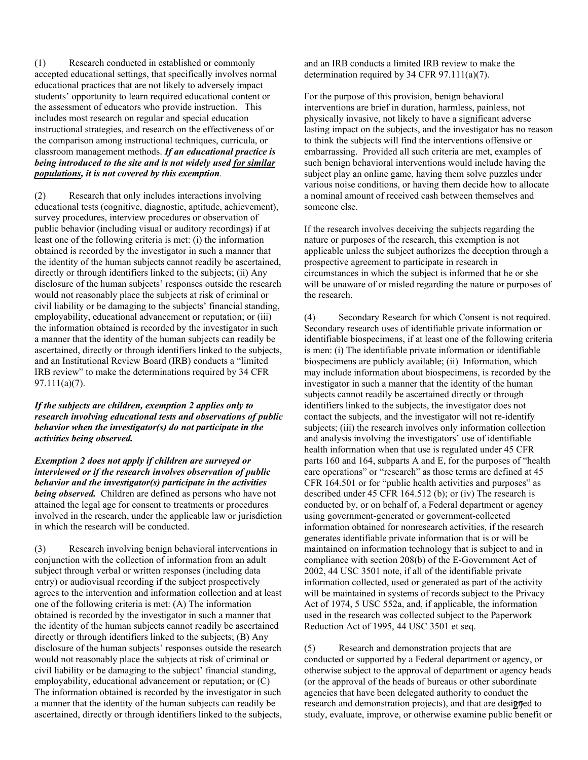(1) Research conducted in established or commonly accepted educational settings, that specifically involves normal educational practices that are not likely to adversely impact students' opportunity to learn required educational content or the assessment of educators who provide instruction. This includes most research on regular and special education instructional strategies, and research on the effectiveness of or the comparison among instructional techniques, curricula, or classroom management methods. ***If an educational practice is being introduced to the site and is not widely used <u>for similar populations</u>, it is not covered by this exemption***.

(2) Research that only includes interactions involving educational tests (cognitive, diagnostic, aptitude, achievement), survey procedures, interview procedures or observation of public behavior (including visual or auditory recordings) if at least one of the following criteria is met: (i) the information obtained is recorded by the investigator in such a manner that the identity of the human subjects cannot readily be ascertained, directly or through identifiers linked to the subjects; (ii) Any disclosure of the human subjects' responses outside the research would not reasonably place the subjects at risk of criminal or civil liability or be damaging to the subjects' financial standing, employability, educational advancement or reputation; or (iii) the information obtained is recorded by the investigator in such a manner that the identity of the human subjects can readily be ascertained, directly or through identifiers linked to the subjects, and an Institutional Review Board (IRB) conducts a "limited IRB review" to make the determinations required by 34 CFR 97.111(a)(7).

***If the subjects are children, exemption 2 applies only to research involving educational tests and observations of public behavior when the investigator(s) do not participate in the activities being observed.***

***Exemption 2 does not apply if children are surveyed or interviewed or if the research involves observation of public behavior and the investigator(s) participate in the activities being observed.*** Children are defined as persons who have not attained the legal age for consent to treatments or procedures involved in the research, under the applicable law or jurisdiction in which the research will be conducted.

(3) Research involving benign behavioral interventions in conjunction with the collection of information from an adult subject through verbal or written responses (including data entry) or audiovisual recording if the subject prospectively agrees to the intervention and information collection and at least one of the following criteria is met: (A) The information obtained is recorded by the investigator in such a manner that the identity of the human subjects cannot readily be ascertained directly or through identifiers linked to the subjects; (B) Any disclosure of the human subjects' responses outside the research would not reasonably place the subjects at risk of criminal or civil liability or be damaging to the subject' financial standing, employability, educational advancement or reputation; or (C) The information obtained is recorded by the investigator in such a manner that the identity of the human subjects can readily be ascertained, directly or through identifiers linked to the subjects, and an IRB conducts a limited IRB review to make the determination required by 34 CFR 97.111(a)(7).

For the purpose of this provision, benign behavioral interventions are brief in duration, harmless, painless, not physically invasive, not likely to have a significant adverse lasting impact on the subjects, and the investigator has no reason to think the subjects will find the interventions offensive or embarrassing. Provided all such criteria are met, examples of such benign behavioral interventions would include having the subject play an online game, having them solve puzzles under various noise conditions, or having them decide how to allocate a nominal amount of received cash between themselves and someone else.

If the research involves deceiving the subjects regarding the nature or purposes of the research, this exemption is not applicable unless the subject authorizes the deception through a prospective agreement to participate in research in circumstances in which the subject is informed that he or she will be unaware of or misled regarding the nature or purposes of the research.

(4) Secondary Research for which Consent is not required. Secondary research uses of identifiable private information or identifiable biospecimens, if at least one of the following criteria is men: (i) The identifiable private information or identifiable biospecimens are publicly available; (ii) Information, which may include information about biospecimens, is recorded by the investigator in such a manner that the identity of the human subjects cannot readily be ascertained directly or through identifiers linked to the subjects, the investigator does not contact the subjects, and the investigator will not re-identify subjects; (iii) the research involves only information collection and analysis involving the investigators' use of identifiable health information when that use is regulated under 45 CFR parts 160 and 164, subparts A and E, for the purposes of "health care operations" or "research" as those terms are defined at 45 CFR 164.501 or for "public health activities and purposes" as described under 45 CFR 164.512 (b); or (iv) The research is conducted by, or on behalf of, a Federal department or agency using government-generated or government-collected information obtained for nonresearch activities, if the research generates identifiable private information that is or will be maintained on information technology that is subject to and in compliance with section 208(b) of the E-Government Act of 2002, 44 USC 3501 note, if all of the identifiable private information collected, used or generated as part of the activity will be maintained in systems of records subject to the Privacy Act of 1974, 5 USC 552a, and, if applicable, the information used in the research was collected subject to the Paperwork Reduction Act of 1995, 44 USC 3501 et seq.

(5) Research and demonstration projects that are conducted or supported by a Federal department or agency, or otherwise subject to the approval of department or agency heads (or the approval of the heads of bureaus or other subordinate agencies that have been delegated authority to conduct the research and demonstration projects), and that are designed to study, evaluate, improve, or otherwise examine public benefit or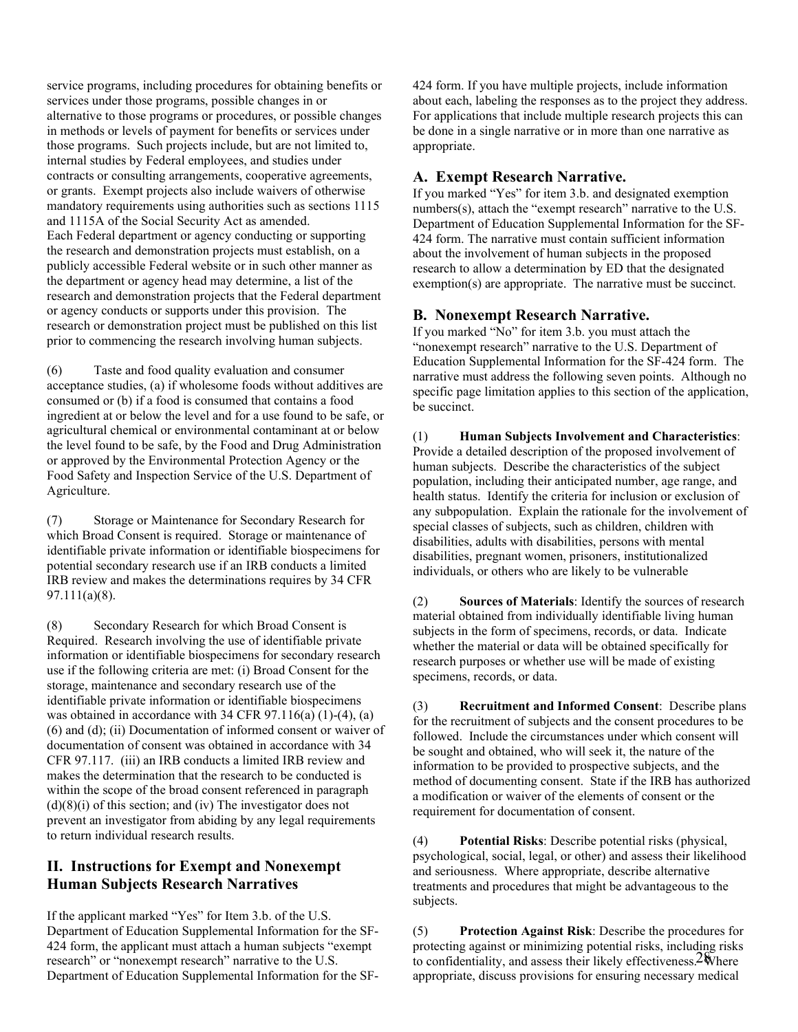service programs, including procedures for obtaining benefits or services under those programs, possible changes in or alternative to those programs or procedures, or possible changes in methods or levels of payment for benefits or services under those programs. Such projects include, but are not limited to, internal studies by Federal employees, and studies under contracts or consulting arrangements, cooperative agreements, or grants. Exempt projects also include waivers of otherwise mandatory requirements using authorities such as sections 1115 and 1115A of the Social Security Act as amended.
Each Federal department or agency conducting or supporting the research and demonstration projects must establish, on a publicly accessible Federal website or in such other manner as the department or agency head may determine, a list of the research and demonstration projects that the Federal department or agency conducts or supports under this provision. The research or demonstration project must be published on this list prior to commencing the research involving human subjects.

(6) Taste and food quality evaluation and consumer acceptance studies, (a) if wholesome foods without additives are consumed or (b) if a food is consumed that contains a food ingredient at or below the level and for a use found to be safe, or agricultural chemical or environmental contaminant at or below the level found to be safe, by the Food and Drug Administration or approved by the Environmental Protection Agency or the Food Safety and Inspection Service of the U.S. Department of Agriculture.

(7) Storage or Maintenance for Secondary Research for which Broad Consent is required. Storage or maintenance of identifiable private information or identifiable biospecimens for potential secondary research use if an IRB conducts a limited IRB review and makes the determinations requires by 34 CFR 97.111(a)(8).

(8) Secondary Research for which Broad Consent is Required. Research involving the use of identifiable private information or identifiable biospecimens for secondary research use if the following criteria are met: (i) Broad Consent for the storage, maintenance and secondary research use of the identifiable private information or identifiable biospecimens was obtained in accordance with 34 CFR 97.116(a) (1)-(4), (a)(6) and (d); (ii) Documentation of informed consent or waiver of documentation of consent was obtained in accordance with 34 CFR 97.117. (iii) an IRB conducts a limited IRB review and makes the determination that the research to be conducted is within the scope of the broad consent referenced in paragraph (d)(8)(i) of this section; and (iv) The investigator does not prevent an investigator from abiding by any legal requirements to return individual research results.

## II. Instructions for Exempt and Nonexempt Human Subjects Research Narratives

If the applicant marked "Yes" for Item 3.b. of the U.S. Department of Education Supplemental Information for the SF-424 form, the applicant must attach a human subjects "exempt research" or "nonexempt research" narrative to the U.S. Department of Education Supplemental Information for the SF-424 form. If you have multiple projects, include information about each, labeling the responses as to the project they address. For applications that include multiple research projects this can be done in a single narrative or in more than one narrative as appropriate.

### A. Exempt Research Narrative.

If you marked "Yes" for item 3.b. and designated exemption numbers(s), attach the "exempt research" narrative to the U.S. Department of Education Supplemental Information for the SF-424 form. The narrative must contain sufficient information about the involvement of human subjects in the proposed research to allow a determination by ED that the designated exemption(s) are appropriate. The narrative must be succinct.

### B. Nonexempt Research Narrative.

If you marked "No" for item 3.b. you must attach the "nonexempt research" narrative to the U.S. Department of Education Supplemental Information for the SF-424 form. The narrative must address the following seven points. Although no specific page limitation applies to this section of the application, be succinct.

(1) **Human Subjects Involvement and Characteristics**: Provide a detailed description of the proposed involvement of human subjects. Describe the characteristics of the subject population, including their anticipated number, age range, and health status. Identify the criteria for inclusion or exclusion of any subpopulation. Explain the rationale for the involvement of special classes of subjects, such as children, children with disabilities, adults with disabilities, persons with mental disabilities, pregnant women, prisoners, institutionalized individuals, or others who are likely to be vulnerable

(2) **Sources of Materials**: Identify the sources of research material obtained from individually identifiable living human subjects in the form of specimens, records, or data. Indicate whether the material or data will be obtained specifically for research purposes or whether use will be made of existing specimens, records, or data.

(3) **Recruitment and Informed Consent**: Describe plans for the recruitment of subjects and the consent procedures to be followed. Include the circumstances under which consent will be sought and obtained, who will seek it, the nature of the information to be provided to prospective subjects, and the method of documenting consent. State if the IRB has authorized a modification or waiver of the elements of consent or the requirement for documentation of consent.

(4) **Potential Risks**: Describe potential risks (physical, psychological, social, legal, or other) and assess their likelihood and seriousness. Where appropriate, describe alternative treatments and procedures that might be advantageous to the subjects.

(5) **Protection Against Risk**: Describe the procedures for protecting against or minimizing potential risks, including risks to confidentiality, and assess their likely effectiveness. Where appropriate, discuss provisions for ensuring necessary medical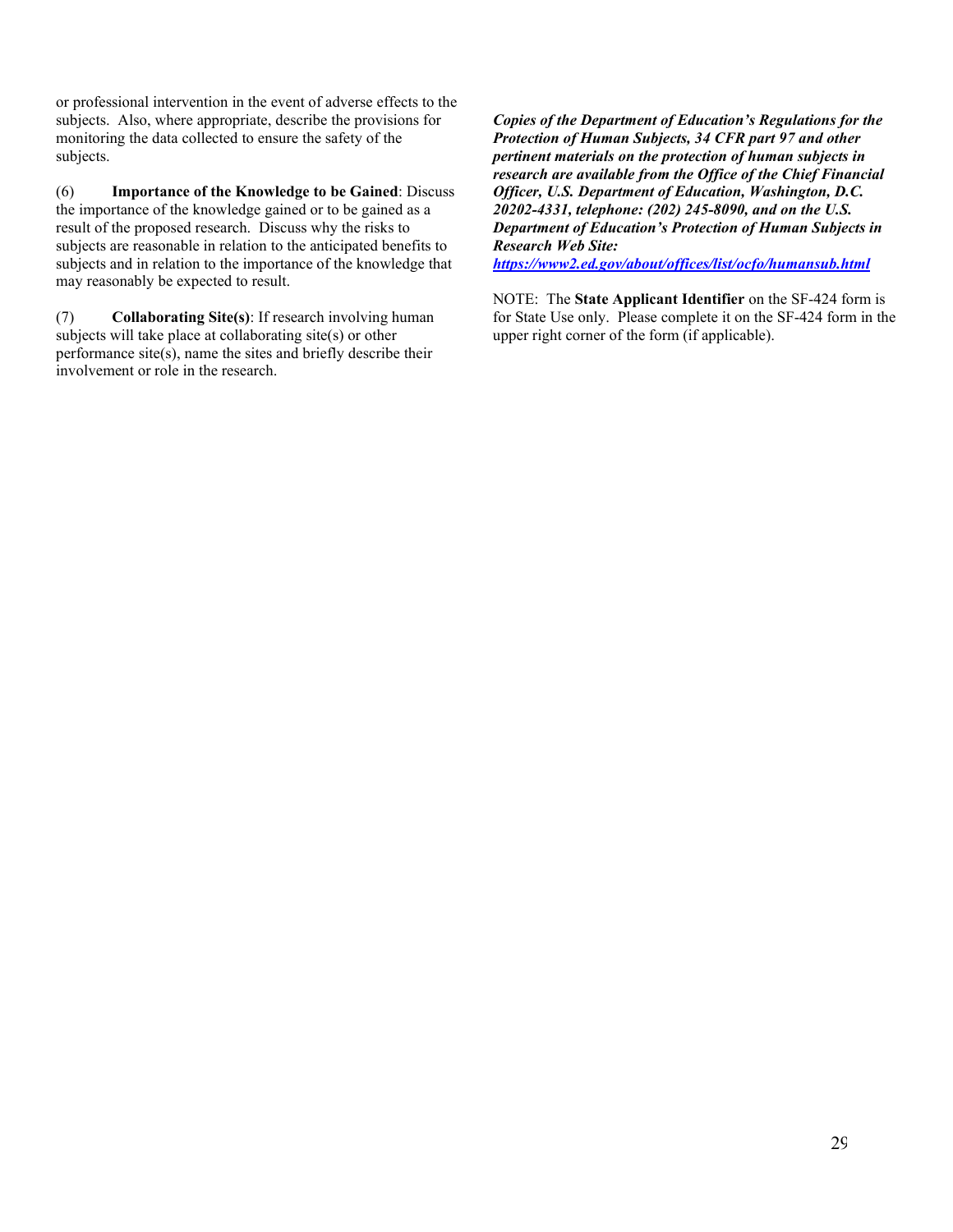or professional intervention in the event of adverse effects to the subjects. Also, where appropriate, describe the provisions for monitoring the data collected to ensure the safety of the subjects.

(6) **Importance of the Knowledge to be Gained**: Discuss the importance of the knowledge gained or to be gained as a result of the proposed research. Discuss why the risks to subjects are reasonable in relation to the anticipated benefits to subjects and in relation to the importance of the knowledge that may reasonably be expected to result.

(7) **Collaborating Site(s)**: If research involving human subjects will take place at collaborating site(s) or other performance site(s), name the sites and briefly describe their involvement or role in the research.

***Copies of the Department of Education's Regulations for the Protection of Human Subjects, 34 CFR part 97 and other pertinent materials on the protection of human subjects in research are available from the Office of the Chief Financial Officer, U.S. Department of Education, Washington, D.C. 20202-4331, telephone: (202) 245-8090, and on the U.S. Department of Education's Protection of Human Subjects in Research Web Site:*** ***https://www2.ed.gov/about/offices/list/ocfo/humansub.html***

NOTE: The **State Applicant Identifier** on the SF-424 form is for State Use only. Please complete it on the SF-424 form in the upper right corner of the form (if applicable).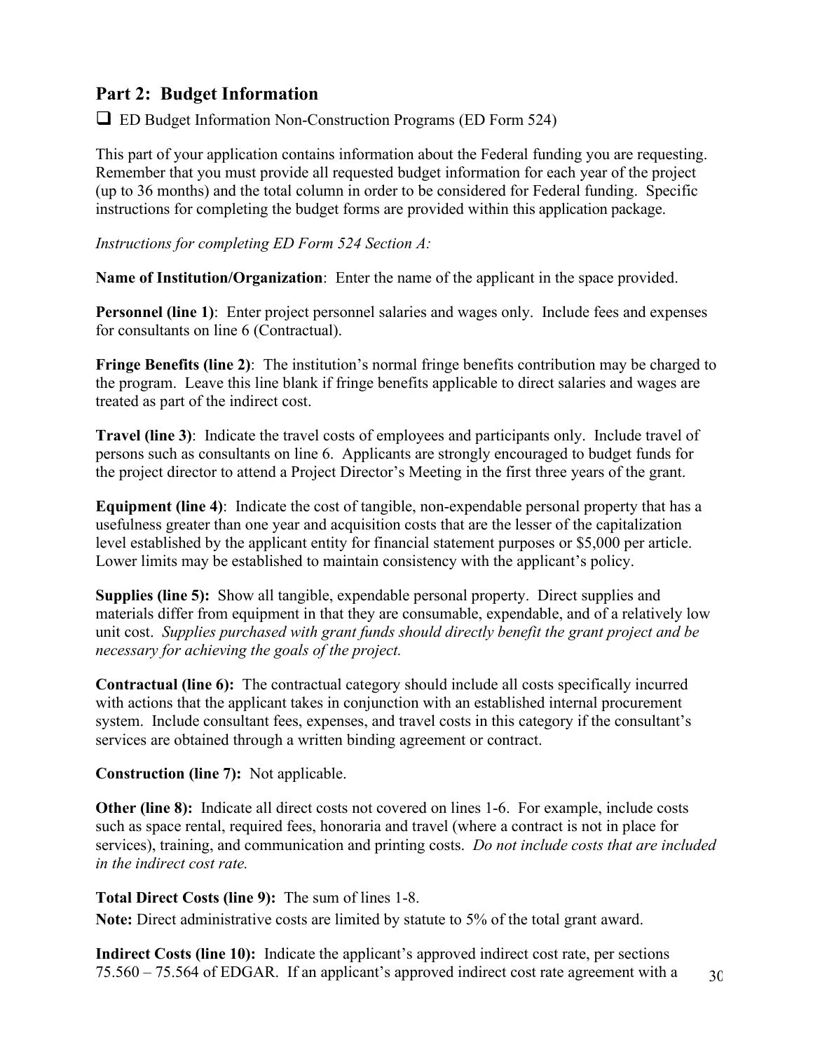## Part 2: Budget Information

❑ ED Budget Information Non-Construction Programs (ED Form 524)

This part of your application contains information about the Federal funding you are requesting. Remember that you must provide all requested budget information for each year of the project (up to 36 months) and the total column in order to be considered for Federal funding. Specific instructions for completing the budget forms are provided within this application package.

*Instructions for completing ED Form 524 Section A:*

**Name of Institution/Organization**: Enter the name of the applicant in the space provided.

**Personnel (line 1)**: Enter project personnel salaries and wages only. Include fees and expenses for consultants on line 6 (Contractual).

**Fringe Benefits (line 2)**: The institution's normal fringe benefits contribution may be charged to the program. Leave this line blank if fringe benefits applicable to direct salaries and wages are treated as part of the indirect cost.

**Travel (line 3)**: Indicate the travel costs of employees and participants only. Include travel of persons such as consultants on line 6. Applicants are strongly encouraged to budget funds for the project director to attend a Project Director's Meeting in the first three years of the grant.

**Equipment (line 4)**: Indicate the cost of tangible, non-expendable personal property that has a usefulness greater than one year and acquisition costs that are the lesser of the capitalization level established by the applicant entity for financial statement purposes or $5,000 per article. Lower limits may be established to maintain consistency with the applicant's policy.

**Supplies (line 5):** Show all tangible, expendable personal property. Direct supplies and materials differ from equipment in that they are consumable, expendable, and of a relatively low unit cost. *Supplies purchased with grant funds should directly benefit the grant project and be necessary for achieving the goals of the project.*

**Contractual (line 6):** The contractual category should include all costs specifically incurred with actions that the applicant takes in conjunction with an established internal procurement system. Include consultant fees, expenses, and travel costs in this category if the consultant's services are obtained through a written binding agreement or contract.

**Construction (line 7):** Not applicable.

**Other (line 8):** Indicate all direct costs not covered on lines 1-6. For example, include costs such as space rental, required fees, honoraria and travel (where a contract is not in place for services), training, and communication and printing costs. *Do not include costs that are included in the indirect cost rate.*

**Total Direct Costs (line 9):** The sum of lines 1-8.

**Note:** Direct administrative costs are limited by statute to 5% of the total grant award.

**Indirect Costs (line 10):** Indicate the applicant's approved indirect cost rate, per sections 75.560 – 75.564 of EDGAR. If an applicant's approved indirect cost rate agreement with a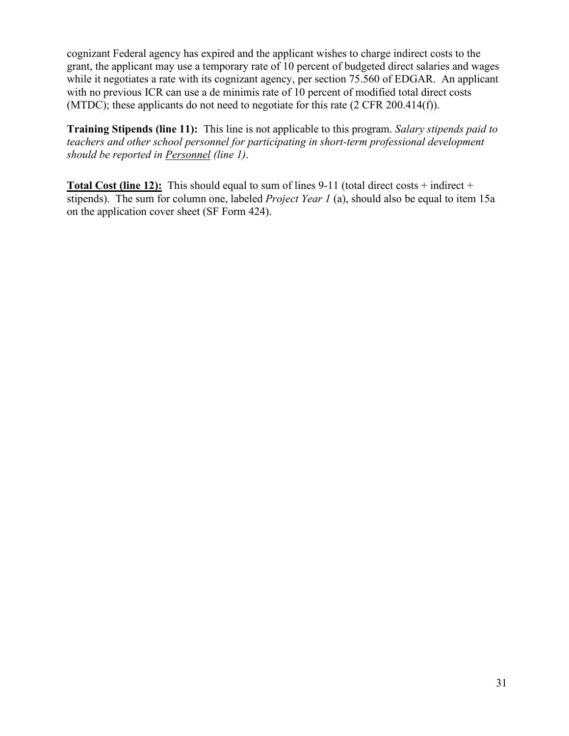cognizant Federal agency has expired and the applicant wishes to charge indirect costs to the grant, the applicant may use a temporary rate of 10 percent of budgeted direct salaries and wages while it negotiates a rate with its cognizant agency, per section 75.560 of EDGAR. An applicant with no previous ICR can use a de minimis rate of 10 percent of modified total direct costs (MTDC); these applicants do not need to negotiate for this rate (2 CFR 200.414(f)).

**Training Stipends (line 11):** This line is not applicable to this program. *Salary stipends paid to teachers and other school personnel for participating in short-term professional development should be reported in <u>Personnel</u> (line 1)*.

<u>**Total Cost (line 12):**</u> This should equal to sum of lines 9-11 (total direct costs + indirect + stipends). The sum for column one, labeled *Project Year 1* (a), should also be equal to item 15a on the application cover sheet (SF Form 424).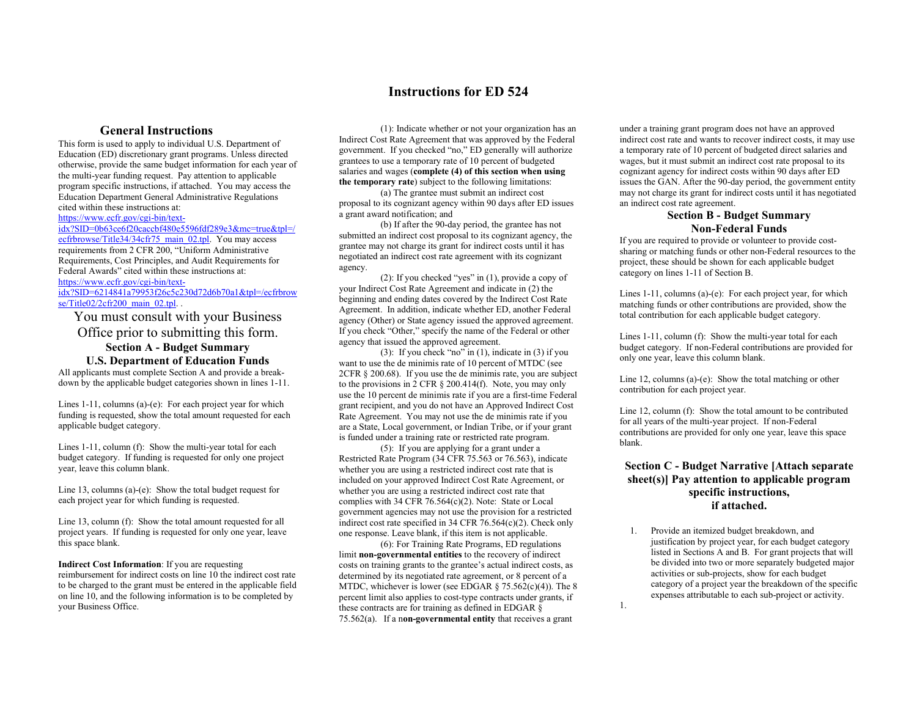# Instructions for ED 524

## General Instructions

This form is used to apply to individual U.S. Department of Education (ED) discretionary grant programs. Unless directed otherwise, provide the same budget information for each year of the multi-year funding request. Pay attention to applicable program specific instructions, if attached. You may access the Education Department General Administrative Regulations cited within these instructions at: [https://www.ecfr.gov/cgi-bin/text-idx?SID=0b63ce6f20caccbf480e5596fdf289e3&mc=true&tpl=/ecfrbrowse/Title34/34cfr75_main_02.tpl](https://www.ecfr.gov/cgi-bin/text-idx?SID=0b63ce6f20caccbf480e5596fdf289e3&mc=true&tpl=/ecfrbrowse/Title34/34cfr75_main_02.tpl). You may access requirements from 2 CFR 200, "Uniform Administrative Requirements, Cost Principles, and Audit Requirements for Federal Awards" cited within these instructions at: [https://www.ecfr.gov/cgi-bin/text-idx?SID=6214841a79953f26c5c230d72d6b70a1&tpl=/ecfrbrowse/Title02/2cfr200_main_02.tpl](https://www.ecfr.gov/cgi-bin/text-idx?SID=6214841a79953f26c5c230d72d6b70a1&tpl=/ecfrbrowse/Title02/2cfr200_main_02.tpl). .

You must consult with your Business Office prior to submitting this form.

### Section A - Budget Summary U.S. Department of Education Funds

All applicants must complete Section A and provide a break-down by the applicable budget categories shown in lines 1-11.

Lines 1-11, columns (a)-(e): For each project year for which funding is requested, show the total amount requested for each applicable budget category.

Lines 1-11, column (f): Show the multi-year total for each budget category. If funding is requested for only one project year, leave this column blank.

Line 13, columns (a)-(e): Show the total budget request for each project year for which funding is requested.

Line 13, column (f): Show the total amount requested for all project years. If funding is requested for only one year, leave this space blank.

**Indirect Cost Information**: If you are requesting reimbursement for indirect costs on line 10 the indirect cost rate to be charged to the grant must be entered in the applicable field on line 10, and the following information is to be completed by your Business Office.

(1): Indicate whether or not your organization has an Indirect Cost Rate Agreement that was approved by the Federal government. If you checked "no," ED generally will authorize grantees to use a temporary rate of 10 percent of budgeted salaries and wages (**complete (4) of this section when using the temporary rate**) subject to the following limitations:

(a) The grantee must submit an indirect cost proposal to its cognizant agency within 90 days after ED issues a grant award notification; and

(b) If after the 90-day period, the grantee has not submitted an indirect cost proposal to its cognizant agency, the grantee may not charge its grant for indirect costs until it has negotiated an indirect cost rate agreement with its cognizant agency.

(2): If you checked "yes" in (1), provide a copy of your Indirect Cost Rate Agreement and indicate in (2) the beginning and ending dates covered by the Indirect Cost Rate Agreement. In addition, indicate whether ED, another Federal agency (Other) or State agency issued the approved agreement. If you check "Other," specify the name of the Federal or other agency that issued the approved agreement.

(3): If you check "no" in (1), indicate in (3) if you want to use the de minimis rate of 10 percent of MTDC (see 2CFR § 200.68). If you use the de minimis rate, you are subject to the provisions in 2 CFR § 200.414(f). Note, you may only use the 10 percent de minimis rate if you are a first-time Federal grant recipient, and you do not have an Approved Indirect Cost Rate Agreement. You may not use the de minimis rate if you are a State, Local government, or Indian Tribe, or if your grant is funded under a training rate or restricted rate program.

(5): If you are applying for a grant under a Restricted Rate Program (34 CFR 75.563 or 76.563), indicate whether you are using a restricted indirect cost rate that is included on your approved Indirect Cost Rate Agreement, or whether you are using a restricted indirect cost rate that complies with 34 CFR 76.564(c)(2). Note: State or Local government agencies may not use the provision for a restricted indirect cost rate specified in 34 CFR 76.564(c)(2). Check only one response. Leave blank, if this item is not applicable.

(6): For Training Rate Programs, ED regulations limit **non-governmental entities** to the recovery of indirect costs on training grants to the grantee's actual indirect costs, as determined by its negotiated rate agreement, or 8 percent of a MTDC, whichever is lower (see EDGAR § 75.562(c)(4)). The 8 percent limit also applies to cost-type contracts under grants, if these contracts are for training as defined in EDGAR § 75.562(a). If a n**on-governmental entity** that receives a grant under a training grant program does not have an approved indirect cost rate and wants to recover indirect costs, it may use a temporary rate of 10 percent of budgeted direct salaries and wages, but it must submit an indirect cost rate proposal to its cognizant agency for indirect costs within 90 days after ED issues the GAN. After the 90-day period, the government entity may not charge its grant for indirect costs until it has negotiated an indirect cost rate agreement.

### Section B - Budget Summary Non-Federal Funds

If you are required to provide or volunteer to provide cost-sharing or matching funds or other non-Federal resources to the project, these should be shown for each applicable budget category on lines 1-11 of Section B.

Lines 1-11, columns (a)-(e): For each project year, for which matching funds or other contributions are provided, show the total contribution for each applicable budget category.

Lines 1-11, column (f): Show the multi-year total for each budget category. If non-Federal contributions are provided for only one year, leave this column blank.

Line 12, columns (a)-(e): Show the total matching or other contribution for each project year.

Line 12, column (f): Show the total amount to be contributed for all years of the multi-year project. If non-Federal contributions are provided for only one year, leave this space blank.

### Section C - Budget Narrative [Attach separate sheet(s)] Pay attention to applicable program specific instructions, if attached.

1. Provide an itemized budget breakdown, and justification by project year, for each budget category listed in Sections A and B. For grant projects that will be divided into two or more separately budgeted major activities or sub-projects, show for each budget category of a project year the breakdown of the specific expenses attributable to each sub-project or activity.

1.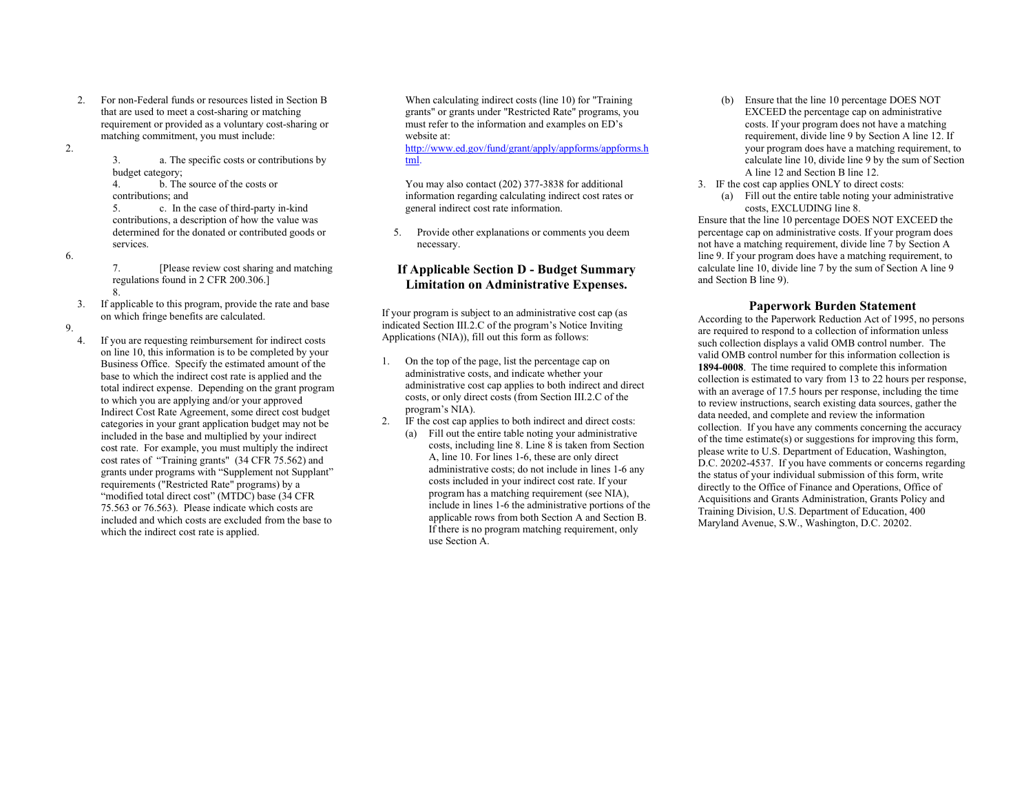2. For non-Federal funds or resources listed in Section B that are used to meet a cost-sharing or matching requirement or provided as a voluntary cost-sharing or matching commitment, you must include:

   a. The specific costs or contributions by budget category;

   b. The source of the costs or contributions; and

   c. In the case of third-party in-kind contributions, a description of how the value was determined for the donated or contributed goods or services.

   [Please review cost sharing and matching regulations found in 2 CFR 200.306.]

3. If applicable to this program, provide the rate and base on which fringe benefits are calculated.

4. If you are requesting reimbursement for indirect costs on line 10, this information is to be completed by your Business Office. Specify the estimated amount of the base to which the indirect cost rate is applied and the total indirect expense. Depending on the grant program to which you are applying and/or your approved Indirect Cost Rate Agreement, some direct cost budget categories in your grant application budget may not be included in the base and multiplied by your indirect cost rate. For example, you must multiply the indirect cost rates of "Training grants" (34 CFR 75.562) and grants under programs with "Supplement not Supplant" requirements ("Restricted Rate" programs) by a "modified total direct cost" (MTDC) base (34 CFR 75.563 or 76.563). Please indicate which costs are included and which costs are excluded from the base to which the indirect cost rate is applied.

   When calculating indirect costs (line 10) for "Training grants" or grants under "Restricted Rate" programs, you must refer to the information and examples on ED's website at: http://www.ed.gov/fund/grant/apply/appforms/appforms.html.

   You may also contact (202) 377-3838 for additional information regarding calculating indirect cost rates or general indirect cost rate information.

5. Provide other explanations or comments you deem necessary.

## If Applicable Section D - Budget Summary Limitation on Administrative Expenses.

If your program is subject to an administrative cost cap (as indicated Section III.2.C of the program's Notice Inviting Applications (NIA)), fill out this form as follows:

1. On the top of the page, list the percentage cap on administrative costs, and indicate whether your administrative cost cap applies to both indirect and direct costs, or only direct costs (from Section III.2.C of the program's NIA).
2. IF the cost cap applies to both indirect and direct costs:
   (a) Fill out the entire table noting your administrative costs, including line 8. Line 8 is taken from Section A, line 10. For lines 1-6, these are only direct administrative costs; do not include in lines 1-6 any costs included in your indirect cost rate. If your program has a matching requirement (see NIA), include in lines 1-6 the administrative portions of the applicable rows from both Section A and Section B. If there is no program matching requirement, only use Section A.
   (b) Ensure that the line 10 percentage DOES NOT EXCEED the percentage cap on administrative costs. If your program does not have a matching requirement, divide line 9 by Section A line 12. If your program does have a matching requirement, to calculate line 10, divide line 9 by the sum of Section A line 12 and Section B line 12.
3. IF the cost cap applies ONLY to direct costs:
   (a) Fill out the entire table noting your administrative costs, EXCLUDING line 8.

Ensure that the line 10 percentage DOES NOT EXCEED the percentage cap on administrative costs. If your program does not have a matching requirement, divide line 7 by Section A line 9. If your program does have a matching requirement, to calculate line 10, divide line 7 by the sum of Section A line 9 and Section B line 9).

## Paperwork Burden Statement

According to the Paperwork Reduction Act of 1995, no persons are required to respond to a collection of information unless such collection displays a valid OMB control number. The valid OMB control number for this information collection is **1894-0008**. The time required to complete this information collection is estimated to vary from 13 to 22 hours per response, with an average of 17.5 hours per response, including the time to review instructions, search existing data sources, gather the data needed, and complete and review the information collection. If you have any comments concerning the accuracy of the time estimate(s) or suggestions for improving this form, please write to U.S. Department of Education, Washington, D.C. 20202-4537. If you have comments or concerns regarding the status of your individual submission of this form, write directly to the Office of Finance and Operations, Office of Acquisitions and Grants Administration, Grants Policy and Training Division, U.S. Department of Education, 400 Maryland Avenue, S.W., Washington, D.C. 20202.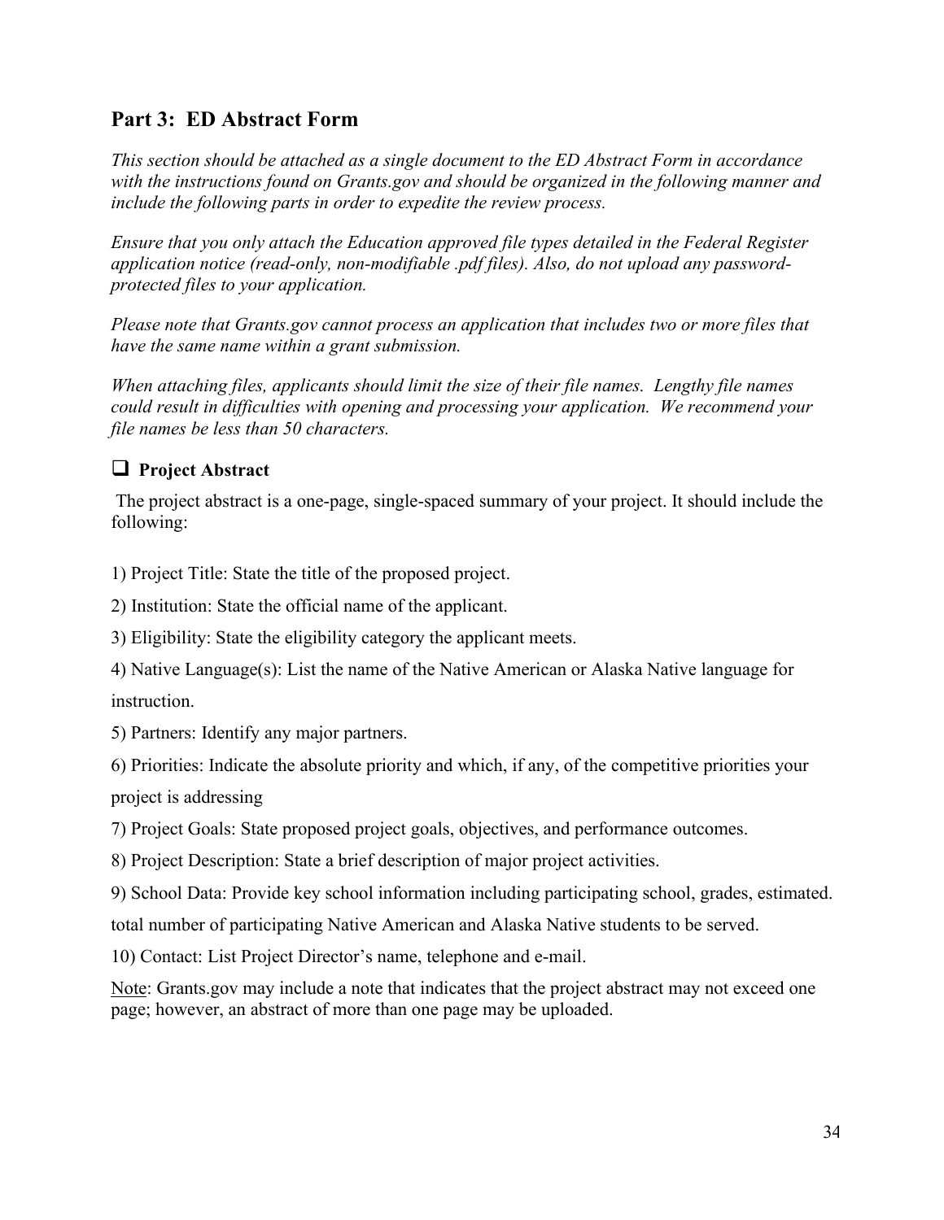## Part 3: ED Abstract Form

*This section should be attached as a single document to the ED Abstract Form in accordance with the instructions found on Grants.gov and should be organized in the following manner and include the following parts in order to expedite the review process.*

*Ensure that you only attach the Education approved file types detailed in the Federal Register application notice (read-only, non-modifiable .pdf files). Also, do not upload any password-protected files to your application.*

*Please note that Grants.gov cannot process an application that includes two or more files that have the same name within a grant submission.*

*When attaching files, applicants should limit the size of their file names. Lengthy file names could result in difficulties with opening and processing your application. We recommend your file names be less than 50 characters.*

### ❑ Project Abstract

The project abstract is a one-page, single-spaced summary of your project. It should include the following:

1) Project Title: State the title of the proposed project.

2) Institution: State the official name of the applicant.

3) Eligibility: State the eligibility category the applicant meets.

4) Native Language(s): List the name of the Native American or Alaska Native language for instruction.

5) Partners: Identify any major partners.

6) Priorities: Indicate the absolute priority and which, if any, of the competitive priorities your project is addressing

7) Project Goals: State proposed project goals, objectives, and performance outcomes.

8) Project Description: State a brief description of major project activities.

9) School Data: Provide key school information including participating school, grades, estimated. total number of participating Native American and Alaska Native students to be served.

10) Contact: List Project Director's name, telephone and e-mail.

<u>Note</u>: Grants.gov may include a note that indicates that the project abstract may not exceed one page; however, an abstract of more than one page may be uploaded.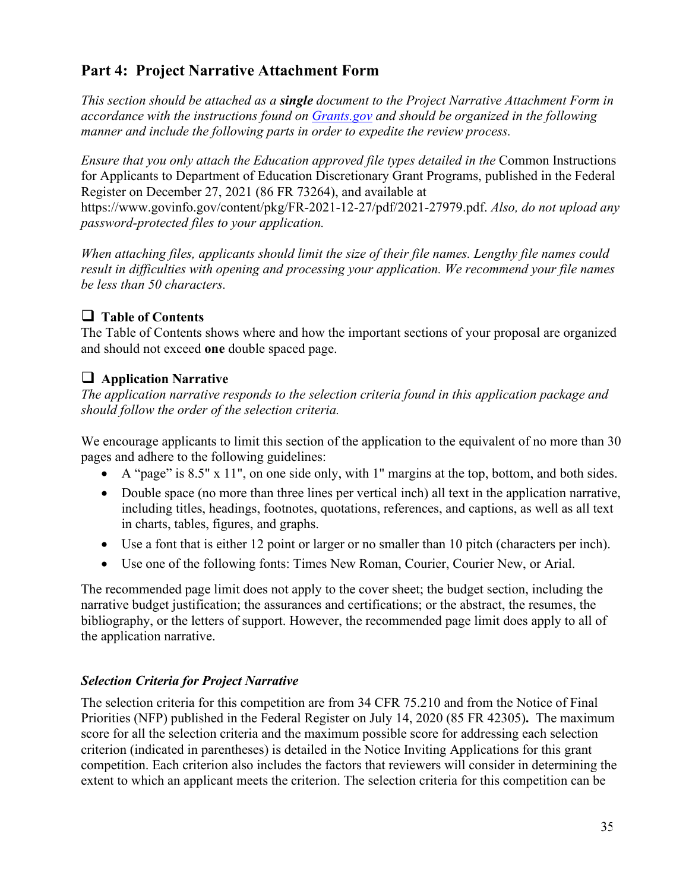## Part 4: Project Narrative Attachment Form

*This section should be attached as a* ***single*** *document to the Project Narrative Attachment Form in accordance with the instructions found on [Grants.gov]() and should be organized in the following manner and include the following parts in order to expedite the review process.*

*Ensure that you only attach the Education approved file types detailed in the* Common Instructions for Applicants to Department of Education Discretionary Grant Programs, published in the Federal Register on December 27, 2021 (86 FR 73264), and available at https://www.govinfo.gov/content/pkg/FR-2021-12-27/pdf/2021-27979.pdf. *Also, do not upload any password-protected files to your application.*

*When attaching files, applicants should limit the size of their file names. Lengthy file names could result in difficulties with opening and processing your application. We recommend your file names be less than 50 characters.*

❑ **Table of Contents**
The Table of Contents shows where and how the important sections of your proposal are organized and should not exceed **one** double spaced page.

❑ **Application Narrative**
*The application narrative responds to the selection criteria found in this application package and should follow the order of the selection criteria.*

We encourage applicants to limit this section of the application to the equivalent of no more than 30 pages and adhere to the following guidelines:

- A "page" is 8.5" x 11", on one side only, with 1" margins at the top, bottom, and both sides.
- Double space (no more than three lines per vertical inch) all text in the application narrative, including titles, headings, footnotes, quotations, references, and captions, as well as all text in charts, tables, figures, and graphs.
- Use a font that is either 12 point or larger or no smaller than 10 pitch (characters per inch).
- Use one of the following fonts: Times New Roman, Courier, Courier New, or Arial.

The recommended page limit does not apply to the cover sheet; the budget section, including the narrative budget justification; the assurances and certifications; or the abstract, the resumes, the bibliography, or the letters of support. However, the recommended page limit does apply to all of the application narrative.

***Selection Criteria for Project Narrative***

The selection criteria for this competition are from 34 CFR 75.210 and from the Notice of Final Priorities (NFP) published in the Federal Register on July 14, 2020 (85 FR 42305)**.** The maximum score for all the selection criteria and the maximum possible score for addressing each selection criterion (indicated in parentheses) is detailed in the Notice Inviting Applications for this grant competition. Each criterion also includes the factors that reviewers will consider in determining the extent to which an applicant meets the criterion. The selection criteria for this competition can be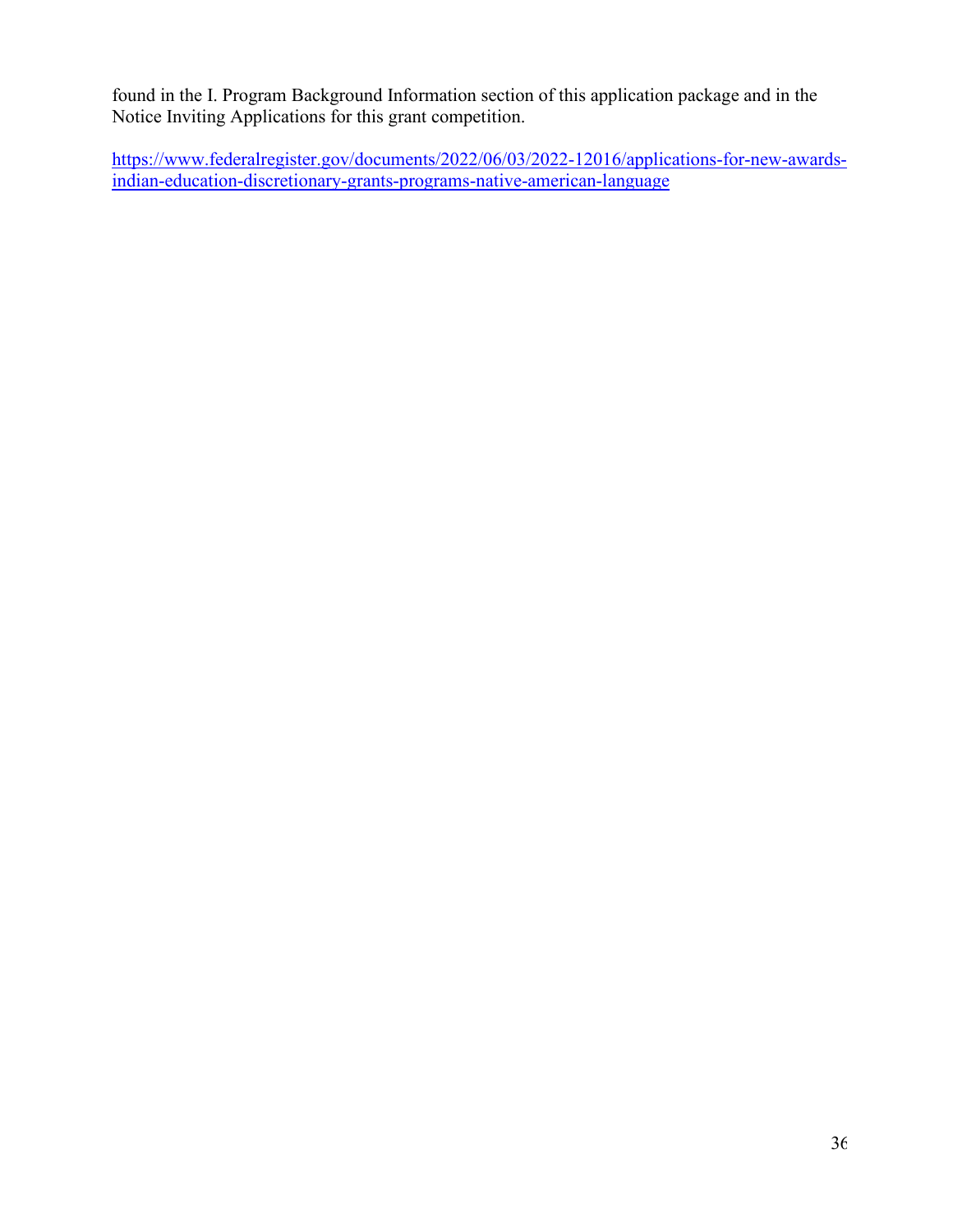found in the I. Program Background Information section of this application package and in the Notice Inviting Applications for this grant competition.

[https://www.federalregister.gov/documents/2022/06/03/2022-12016/applications-for-new-awards-indian-education-discretionary-grants-programs-native-american-language](https://www.federalregister.gov/documents/2022/06/03/2022-12016/applications-for-new-awards-indian-education-discretionary-grants-programs-native-american-language)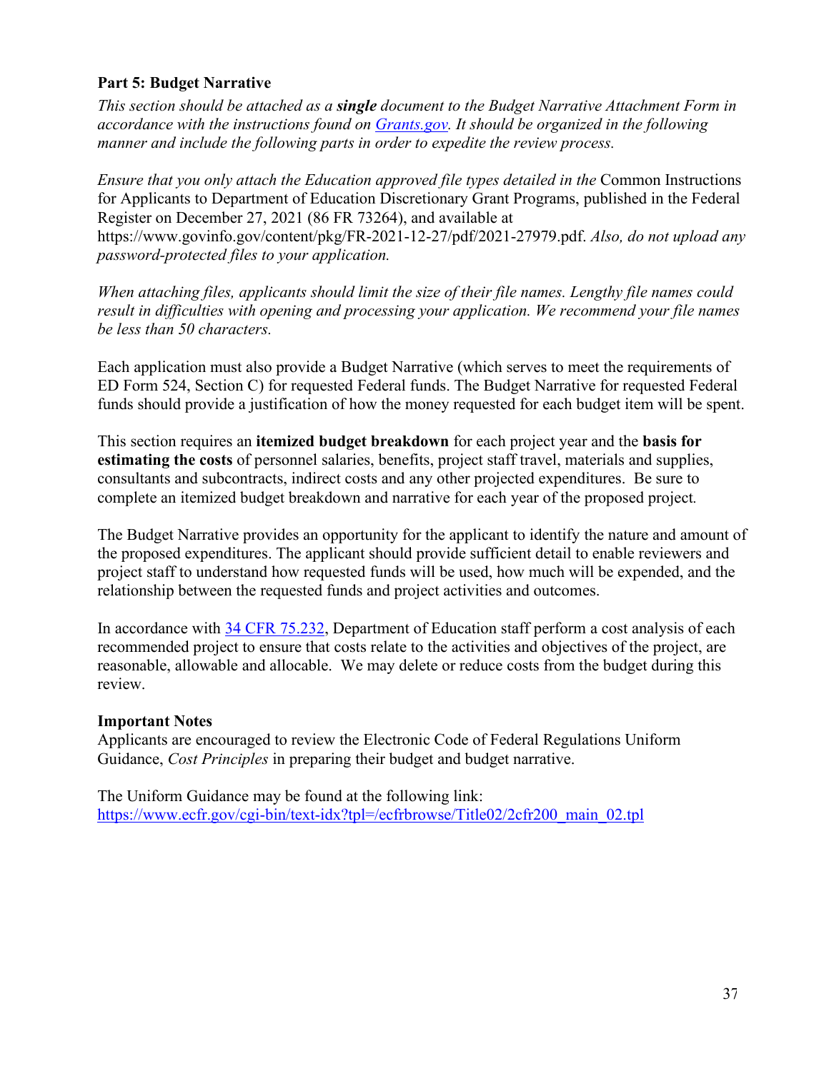### Part 5: Budget Narrative

*This section should be attached as a **single** document to the Budget Narrative Attachment Form in accordance with the instructions found on [Grants.gov](Grants.gov). It should be organized in the following manner and include the following parts in order to expedite the review process.*

*Ensure that you only attach the Education approved file types detailed in the* Common Instructions for Applicants to Department of Education Discretionary Grant Programs, published in the Federal Register on December 27, 2021 (86 FR 73264), and available at https://www.govinfo.gov/content/pkg/FR-2021-12-27/pdf/2021-27979.pdf. *Also, do not upload any password-protected files to your application.*

*When attaching files, applicants should limit the size of their file names. Lengthy file names could result in difficulties with opening and processing your application. We recommend your file names be less than 50 characters.*

Each application must also provide a Budget Narrative (which serves to meet the requirements of ED Form 524, Section C) for requested Federal funds. The Budget Narrative for requested Federal funds should provide a justification of how the money requested for each budget item will be spent.

This section requires an **itemized budget breakdown** for each project year and the **basis for estimating the costs** of personnel salaries, benefits, project staff travel, materials and supplies, consultants and subcontracts, indirect costs and any other projected expenditures. Be sure to complete an itemized budget breakdown and narrative for each year of the proposed project.

The Budget Narrative provides an opportunity for the applicant to identify the nature and amount of the proposed expenditures. The applicant should provide sufficient detail to enable reviewers and project staff to understand how requested funds will be used, how much will be expended, and the relationship between the requested funds and project activities and outcomes.

In accordance with [34 CFR 75.232](34 CFR 75.232), Department of Education staff perform a cost analysis of each recommended project to ensure that costs relate to the activities and objectives of the project, are reasonable, allowable and allocable. We may delete or reduce costs from the budget during this review.

**Important Notes**

Applicants are encouraged to review the Electronic Code of Federal Regulations Uniform Guidance, *Cost Principles* in preparing their budget and budget narrative.

The Uniform Guidance may be found at the following link:
[https://www.ecfr.gov/cgi-bin/text-idx?tpl=/ecfrbrowse/Title02/2cfr200_main_02.tpl](https://www.ecfr.gov/cgi-bin/text-idx?tpl=/ecfrbrowse/Title02/2cfr200_main_02.tpl)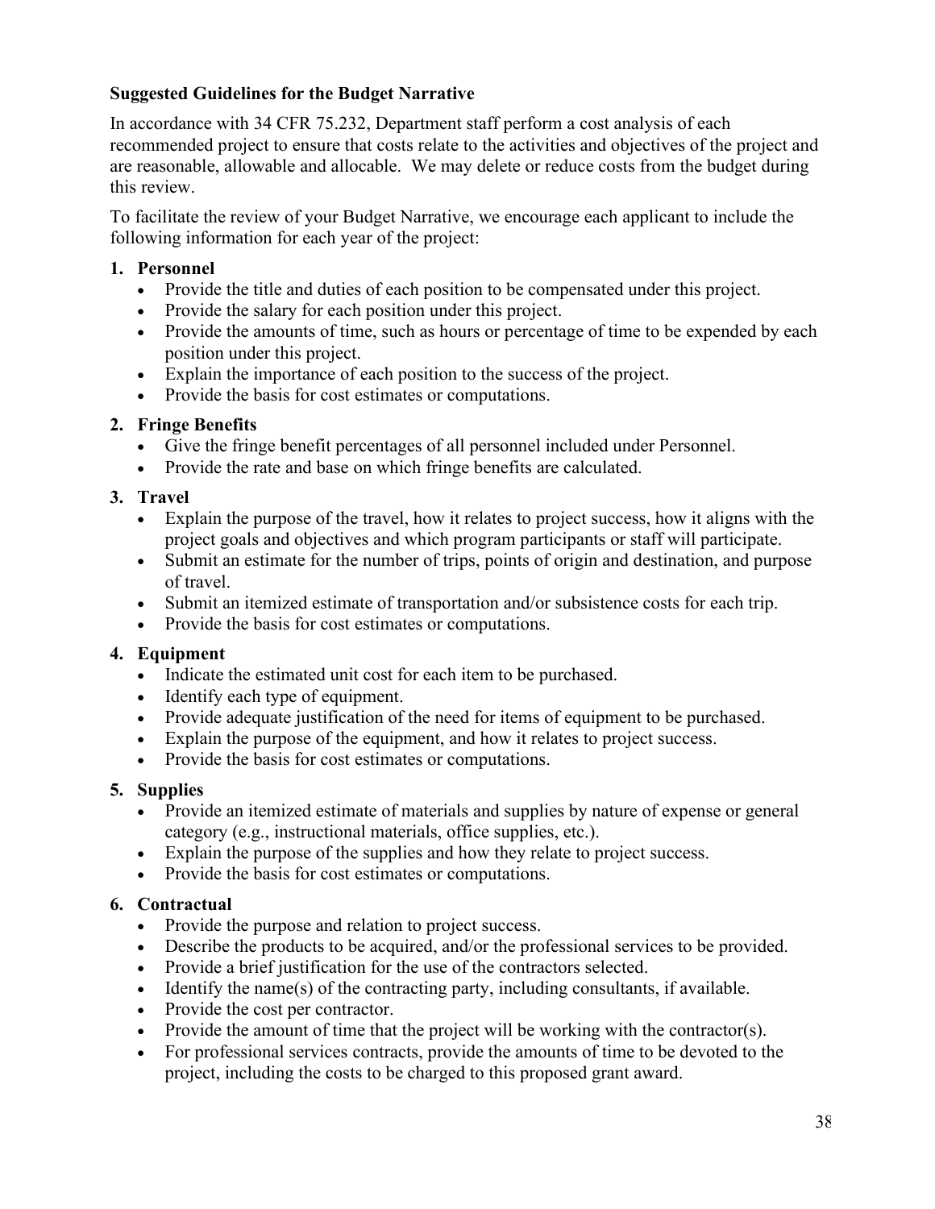**Suggested Guidelines for the Budget Narrative**

In accordance with 34 CFR 75.232, Department staff perform a cost analysis of each recommended project to ensure that costs relate to the activities and objectives of the project and are reasonable, allowable and allocable. We may delete or reduce costs from the budget during this review.

To facilitate the review of your Budget Narrative, we encourage each applicant to include the following information for each year of the project:

1. **Personnel**
   - Provide the title and duties of each position to be compensated under this project.
   - Provide the salary for each position under this project.
   - Provide the amounts of time, such as hours or percentage of time to be expended by each position under this project.
   - Explain the importance of each position to the success of the project.
   - Provide the basis for cost estimates or computations.
2. **Fringe Benefits**
   - Give the fringe benefit percentages of all personnel included under Personnel.
   - Provide the rate and base on which fringe benefits are calculated.
3. **Travel**
   - Explain the purpose of the travel, how it relates to project success, how it aligns with the project goals and objectives and which program participants or staff will participate.
   - Submit an estimate for the number of trips, points of origin and destination, and purpose of travel.
   - Submit an itemized estimate of transportation and/or subsistence costs for each trip.
   - Provide the basis for cost estimates or computations.
4. **Equipment**
   - Indicate the estimated unit cost for each item to be purchased.
   - Identify each type of equipment.
   - Provide adequate justification of the need for items of equipment to be purchased.
   - Explain the purpose of the equipment, and how it relates to project success.
   - Provide the basis for cost estimates or computations.
5. **Supplies**
   - Provide an itemized estimate of materials and supplies by nature of expense or general category (e.g., instructional materials, office supplies, etc.).
   - Explain the purpose of the supplies and how they relate to project success.
   - Provide the basis for cost estimates or computations.
6. **Contractual**
   - Provide the purpose and relation to project success.
   - Describe the products to be acquired, and/or the professional services to be provided.
   - Provide a brief justification for the use of the contractors selected.
   - Identify the name(s) of the contracting party, including consultants, if available.
   - Provide the cost per contractor.
   - Provide the amount of time that the project will be working with the contractor(s).
   - For professional services contracts, provide the amounts of time to be devoted to the project, including the costs to be charged to this proposed grant award.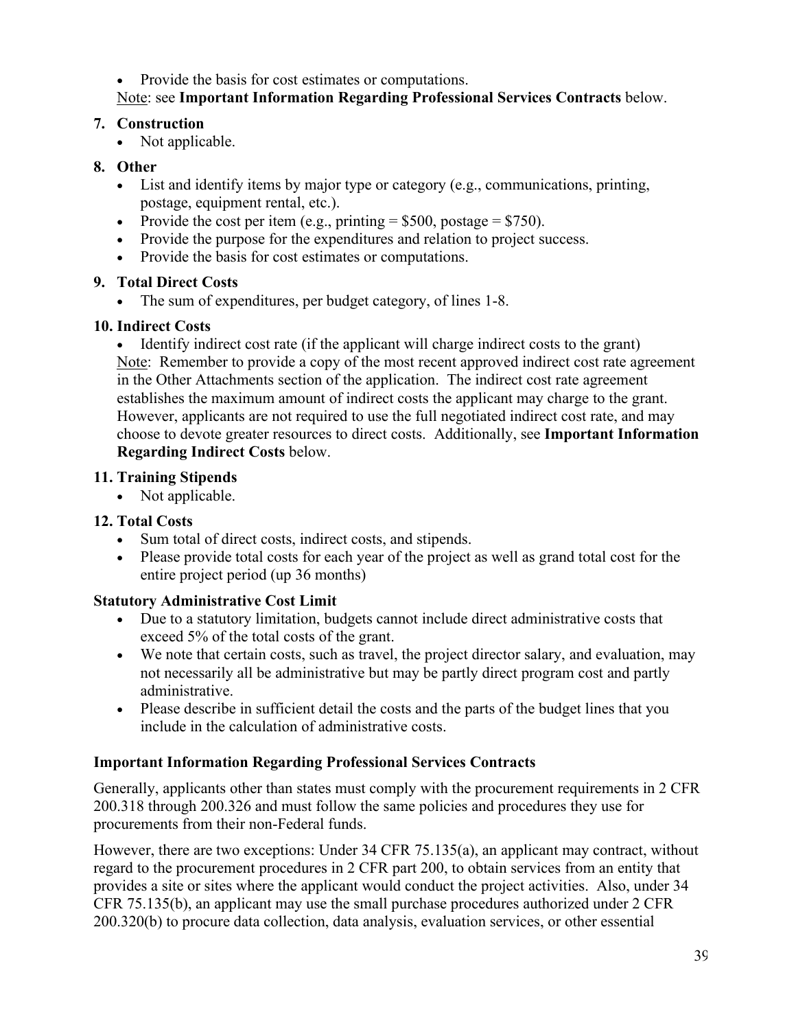- Provide the basis for cost estimates or computations.

Note: see **Important Information Regarding Professional Services Contracts** below.

7. **Construction**
   - Not applicable.
8. **Other**
   - List and identify items by major type or category (e.g., communications, printing, postage, equipment rental, etc.).
   - Provide the cost per item (e.g., printing = $500, postage = $750).
   - Provide the purpose for the expenditures and relation to project success.
   - Provide the basis for cost estimates or computations.
9. **Total Direct Costs**
   - The sum of expenditures, per budget category, of lines 1-8.
10. **Indirect Costs**
    - Identify indirect cost rate (if the applicant will charge indirect costs to the grant)

    Note: Remember to provide a copy of the most recent approved indirect cost rate agreement in the Other Attachments section of the application. The indirect cost rate agreement establishes the maximum amount of indirect costs the applicant may charge to the grant. However, applicants are not required to use the full negotiated indirect cost rate, and may choose to devote greater resources to direct costs. Additionally, see **Important Information Regarding Indirect Costs** below.
11. **Training Stipends**
    - Not applicable.
12. **Total Costs**
    - Sum total of direct costs, indirect costs, and stipends.
    - Please provide total costs for each year of the project as well as grand total cost for the entire project period (up 36 months)

**Statutory Administrative Cost Limit**

- Due to a statutory limitation, budgets cannot include direct administrative costs that exceed 5% of the total costs of the grant.
- We note that certain costs, such as travel, the project director salary, and evaluation, may not necessarily all be administrative but may be partly direct program cost and partly administrative.
- Please describe in sufficient detail the costs and the parts of the budget lines that you include in the calculation of administrative costs.

**Important Information Regarding Professional Services Contracts**

Generally, applicants other than states must comply with the procurement requirements in 2 CFR 200.318 through 200.326 and must follow the same policies and procedures they use for procurements from their non-Federal funds.

However, there are two exceptions: Under 34 CFR 75.135(a), an applicant may contract, without regard to the procurement procedures in 2 CFR part 200, to obtain services from an entity that provides a site or sites where the applicant would conduct the project activities. Also, under 34 CFR 75.135(b), an applicant may use the small purchase procedures authorized under 2 CFR 200.320(b) to procure data collection, data analysis, evaluation services, or other essential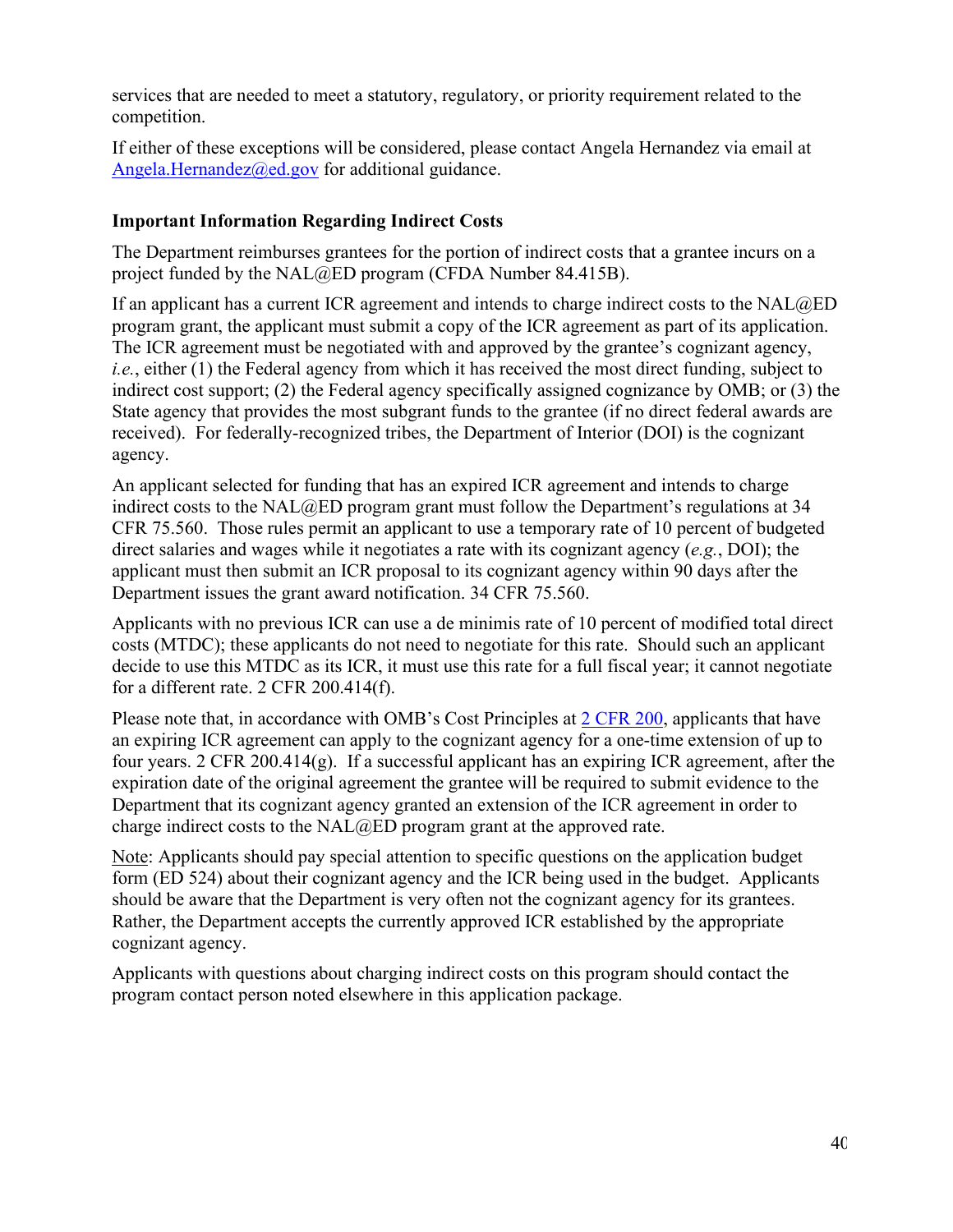services that are needed to meet a statutory, regulatory, or priority requirement related to the competition.

If either of these exceptions will be considered, please contact Angela Hernandez via email at [Angela.Hernandez@ed.gov](mailto:Angela.Hernandez@ed.gov) for additional guidance.

**Important Information Regarding Indirect Costs**

The Department reimburses grantees for the portion of indirect costs that a grantee incurs on a project funded by the NAL@ED program (CFDA Number 84.415B).

If an applicant has a current ICR agreement and intends to charge indirect costs to the NAL@ED program grant, the applicant must submit a copy of the ICR agreement as part of its application. The ICR agreement must be negotiated with and approved by the grantee's cognizant agency, *i.e.*, either (1) the Federal agency from which it has received the most direct funding, subject to indirect cost support; (2) the Federal agency specifically assigned cognizance by OMB; or (3) the State agency that provides the most subgrant funds to the grantee (if no direct federal awards are received). For federally-recognized tribes, the Department of Interior (DOI) is the cognizant agency.

An applicant selected for funding that has an expired ICR agreement and intends to charge indirect costs to the NAL@ED program grant must follow the Department's regulations at 34 CFR 75.560. Those rules permit an applicant to use a temporary rate of 10 percent of budgeted direct salaries and wages while it negotiates a rate with its cognizant agency (*e.g.*, DOI); the applicant must then submit an ICR proposal to its cognizant agency within 90 days after the Department issues the grant award notification. 34 CFR 75.560.

Applicants with no previous ICR can use a de minimis rate of 10 percent of modified total direct costs (MTDC); these applicants do not need to negotiate for this rate. Should such an applicant decide to use this MTDC as its ICR, it must use this rate for a full fiscal year; it cannot negotiate for a different rate. 2 CFR 200.414(f).

Please note that, in accordance with OMB's Cost Principles at [2 CFR 200](), applicants that have an expiring ICR agreement can apply to the cognizant agency for a one-time extension of up to four years. 2 CFR 200.414(g). If a successful applicant has an expiring ICR agreement, after the expiration date of the original agreement the grantee will be required to submit evidence to the Department that its cognizant agency granted an extension of the ICR agreement in order to charge indirect costs to the NAL@ED program grant at the approved rate.

Note: Applicants should pay special attention to specific questions on the application budget form (ED 524) about their cognizant agency and the ICR being used in the budget. Applicants should be aware that the Department is very often not the cognizant agency for its grantees. Rather, the Department accepts the currently approved ICR established by the appropriate cognizant agency.

Applicants with questions about charging indirect costs on this program should contact the program contact person noted elsewhere in this application package.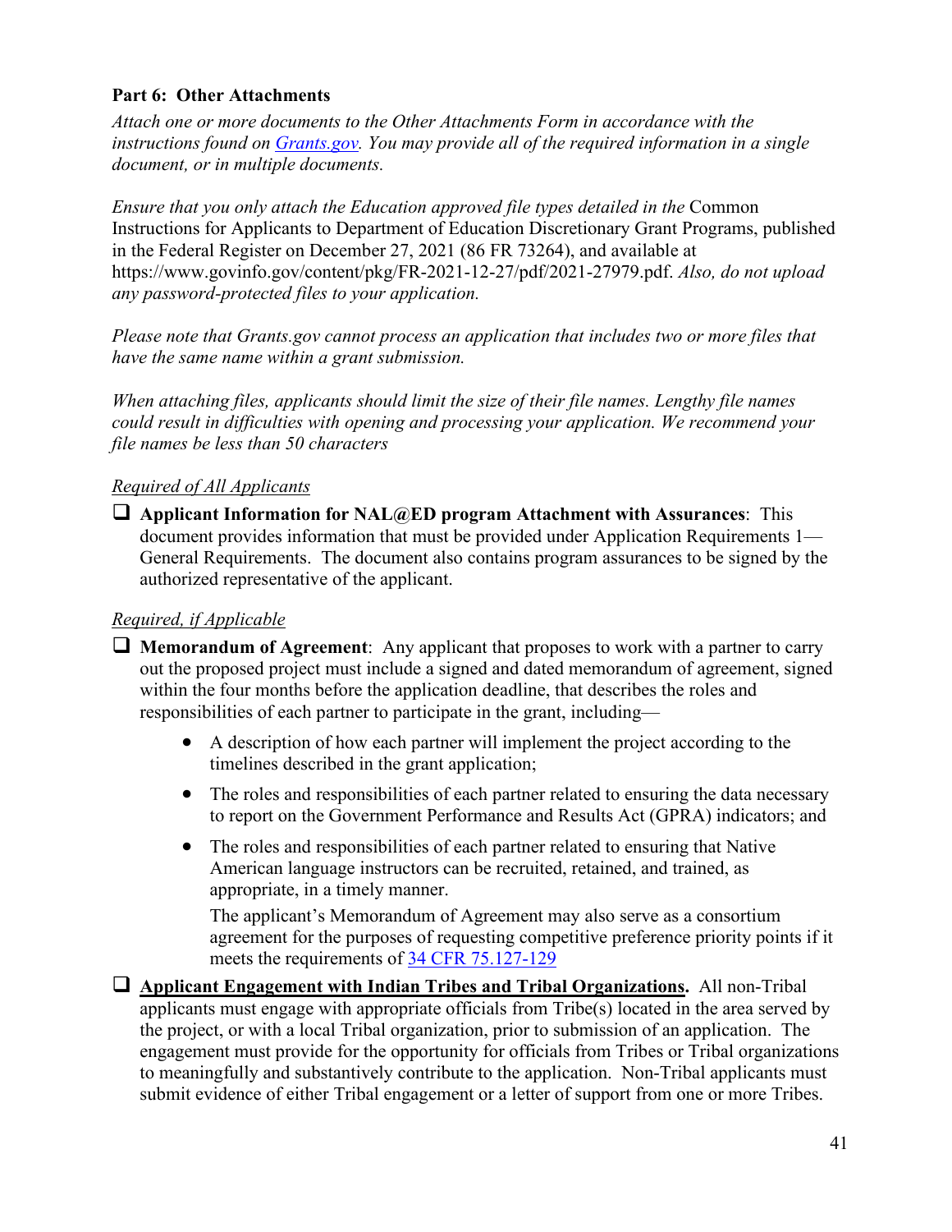**Part 6: Other Attachments**

*Attach one or more documents to the Other Attachments Form in accordance with the instructions found on [Grants.gov](Grants.gov). You may provide all of the required information in a single document, or in multiple documents.*

*Ensure that you only attach the Education approved file types detailed in the* Common Instructions for Applicants to Department of Education Discretionary Grant Programs, published in the Federal Register on December 27, 2021 (86 FR 73264), and available at https://www.govinfo.gov/content/pkg/FR-2021-12-27/pdf/2021-27979.pdf. *Also, do not upload any password-protected files to your application.*

*Please note that Grants.gov cannot process an application that includes two or more files that have the same name within a grant submission.*

*When attaching files, applicants should limit the size of their file names. Lengthy file names could result in difficulties with opening and processing your application. We recommend your file names be less than 50 characters*

*Required of All Applicants*

- ❑ **Applicant Information for NAL@ED program Attachment with Assurances**: This document provides information that must be provided under Application Requirements 1—General Requirements. The document also contains program assurances to be signed by the authorized representative of the applicant.

*Required, if Applicable*

- ❑ **Memorandum of Agreement**: Any applicant that proposes to work with a partner to carry out the proposed project must include a signed and dated memorandum of agreement, signed within the four months before the application deadline, that describes the roles and responsibilities of each partner to participate in the grant, including—
    - A description of how each partner will implement the project according to the timelines described in the grant application;
    - The roles and responsibilities of each partner related to ensuring the data necessary to report on the Government Performance and Results Act (GPRA) indicators; and
    - The roles and responsibilities of each partner related to ensuring that Native American language instructors can be recruited, retained, and trained, as appropriate, in a timely manner.

      The applicant's Memorandum of Agreement may also serve as a consortium agreement for the purposes of requesting competitive preference priority points if it meets the requirements of [34 CFR 75.127-129](34 CFR 75.127-129)
- ❑ **Applicant Engagement with Indian Tribes and Tribal Organizations.** All non-Tribal applicants must engage with appropriate officials from Tribe(s) located in the area served by the project, or with a local Tribal organization, prior to submission of an application. The engagement must provide for the opportunity for officials from Tribes or Tribal organizations to meaningfully and substantively contribute to the application. Non-Tribal applicants must submit evidence of either Tribal engagement or a letter of support from one or more Tribes.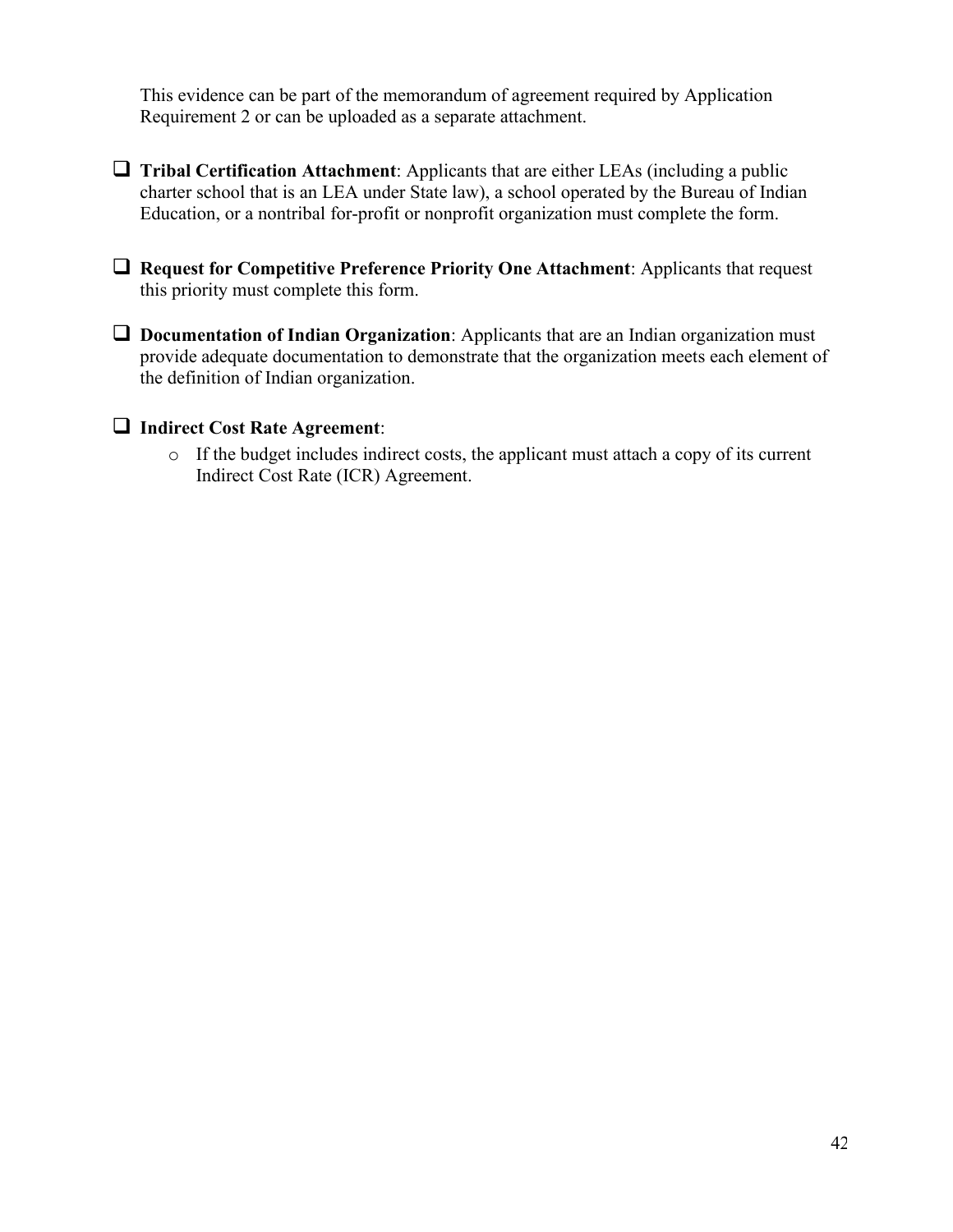This evidence can be part of the memorandum of agreement required by Application Requirement 2 or can be uploaded as a separate attachment.

- ❑ **Tribal Certification Attachment**: Applicants that are either LEAs (including a public charter school that is an LEA under State law), a school operated by the Bureau of Indian Education, or a nontribal for-profit or nonprofit organization must complete the form.

- ❑ **Request for Competitive Preference Priority One Attachment**: Applicants that request this priority must complete this form.

- ❑ **Documentation of Indian Organization**: Applicants that are an Indian organization must provide adequate documentation to demonstrate that the organization meets each element of the definition of Indian organization.

- ❑ **Indirect Cost Rate Agreement**:
  - o If the budget includes indirect costs, the applicant must attach a copy of its current Indirect Cost Rate (ICR) Agreement.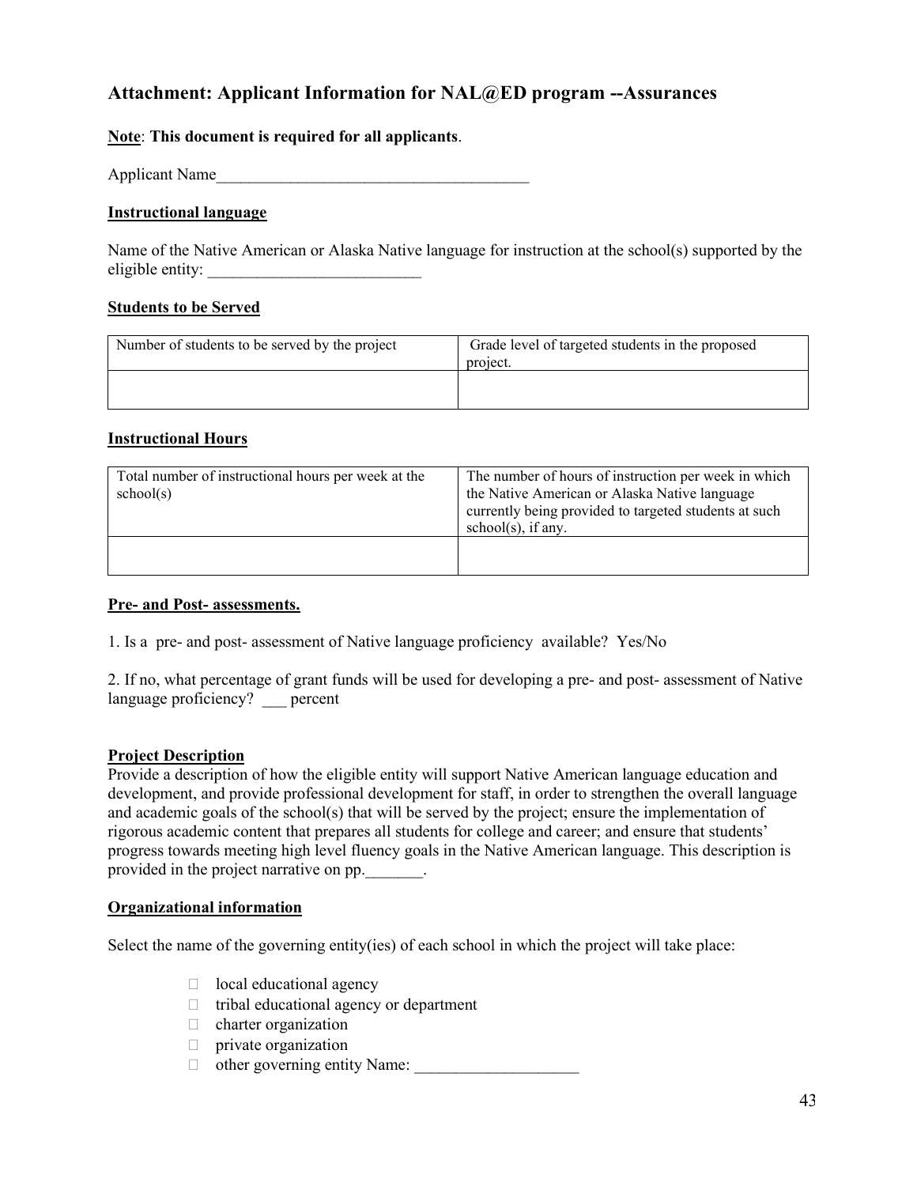## Attachment: Applicant Information for NAL@ED program --Assurances

**Note**: **This document is required for all applicants**.

Applicant Name_______________________________________

**Instructional language**

Name of the Native American or Alaska Native language for instruction at the school(s) supported by the eligible entity: __________________________

**Students to be Served**

| Number of students to be served by the project | Grade level of targeted students in the proposed project. |
|---|---|
| | |

**Instructional Hours**

| Total number of instructional hours per week at the school(s) | The number of hours of instruction per week in which the Native American or Alaska Native language currently being provided to targeted students at such school(s), if any. |
|---|---|
| | |

**Pre- and Post- assessments.**

1. Is a pre- and post- assessment of Native language proficiency available? Yes/No

2. If no, what percentage of grant funds will be used for developing a pre- and post- assessment of Native language proficiency? ___ percent

**Project Description**

Provide a description of how the eligible entity will support Native American language education and development, and provide professional development for staff, in order to strengthen the overall language and academic goals of the school(s) that will be served by the project; ensure the implementation of rigorous academic content that prepares all students for college and career; and ensure that students' progress towards meeting high level fluency goals in the Native American language. This description is provided in the project narrative on pp._______.

**Organizational information**

Select the name of the governing entity(ies) of each school in which the project will take place:

- ☐ local educational agency
- ☐ tribal educational agency or department
- ☐ charter organization
- ☐ private organization
- ☐ other governing entity Name: ____________________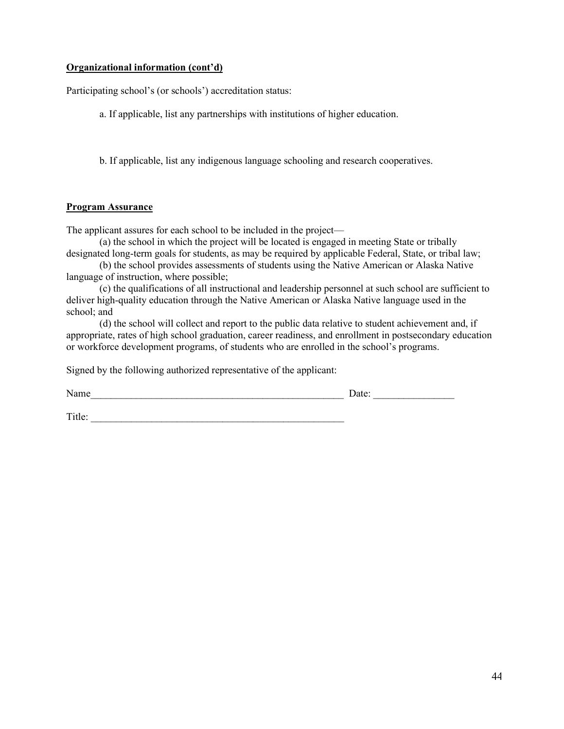**<u>Organizational information (cont'd)</u>**

Participating school's (or schools') accreditation status:

a. If applicable, list any partnerships with institutions of higher education.

b. If applicable, list any indigenous language schooling and research cooperatives.

**<u>Program Assurance</u>**

The applicant assures for each school to be included in the project—

(a) the school in which the project will be located is engaged in meeting State or tribally designated long-term goals for students, as may be required by applicable Federal, State, or tribal law;

(b) the school provides assessments of students using the Native American or Alaska Native language of instruction, where possible;

(c) the qualifications of all instructional and leadership personnel at such school are sufficient to deliver high-quality education through the Native American or Alaska Native language used in the school; and

(d) the school will collect and report to the public data relative to student achievement and, if appropriate, rates of high school graduation, career readiness, and enrollment in postsecondary education or workforce development programs, of students who are enrolled in the school's programs.

Signed by the following authorized representative of the applicant:

Name___________________________________________________ Date: ________________

Title: ___________________________________________________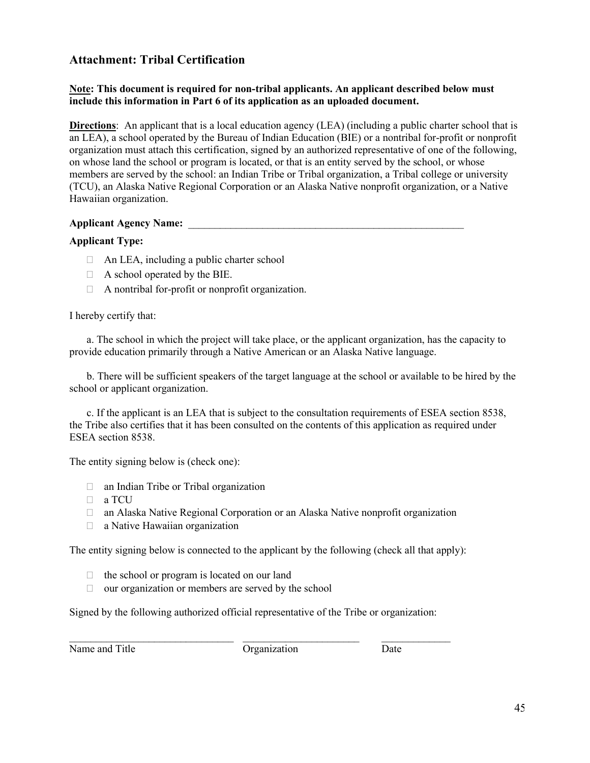## Attachment: Tribal Certification

**Note: This document is required for non-tribal applicants. An applicant described below must include this information in Part 6 of its application as an uploaded document.**

**Directions**: An applicant that is a local education agency (LEA) (including a public charter school that is an LEA), a school operated by the Bureau of Indian Education (BIE) or a nontribal for-profit or nonprofit organization must attach this certification, signed by an authorized representative of one of the following, on whose land the school or program is located, or that is an entity served by the school, or whose members are served by the school: an Indian Tribe or Tribal organization, a Tribal college or university (TCU), an Alaska Native Regional Corporation or an Alaska Native nonprofit organization, or a Native Hawaiian organization.

**Applicant Agency Name:** _______________________________________________________

**Applicant Type:**

- ☐ An LEA, including a public charter school
- ☐ A school operated by the BIE.
- ☐ A nontribal for-profit or nonprofit organization.

I hereby certify that:

a. The school in which the project will take place, or the applicant organization, has the capacity to provide education primarily through a Native American or an Alaska Native language.

b. There will be sufficient speakers of the target language at the school or available to be hired by the school or applicant organization.

c. If the applicant is an LEA that is subject to the consultation requirements of ESEA section 8538, the Tribe also certifies that it has been consulted on the contents of this application as required under ESEA section 8538.

The entity signing below is (check one):

- ☐ an Indian Tribe or Tribal organization
- ☐ a TCU
- ☐ an Alaska Native Regional Corporation or an Alaska Native nonprofit organization
- ☐ a Native Hawaiian organization

The entity signing below is connected to the applicant by the following (check all that apply):

- ☐ the school or program is located on our land
- ☐ our organization or members are served by the school

Signed by the following authorized official representative of the Tribe or organization:

________________________________ ______________________ _____________

Name and Title Organization Date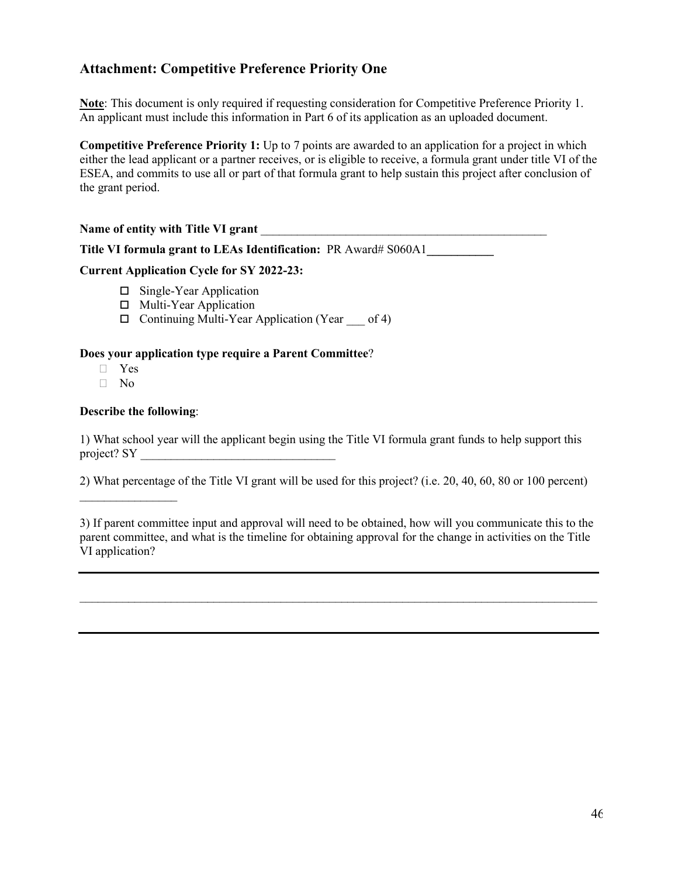## Attachment: Competitive Preference Priority One

**Note**: This document is only required if requesting consideration for Competitive Preference Priority 1. An applicant must include this information in Part 6 of its application as an uploaded document.

**Competitive Preference Priority 1:** Up to 7 points are awarded to an application for a project in which either the lead applicant or a partner receives, or is eligible to receive, a formula grant under title VI of the ESEA, and commits to use all or part of that formula grant to help sustain this project after conclusion of the grant period.

**Name of entity with Title VI grant** _______________________________________________

**Title VI formula grant to LEAs Identification:** PR Award# S060A1___________

**Current Application Cycle for SY 2022-23:**

- ☐ Single-Year Application
- ☐ Multi-Year Application
- ☐ Continuing Multi-Year Application (Year ___ of 4)

**Does your application type require a Parent Committee**?

- ☐ Yes
- ☐ No

**Describe the following**:

1) What school year will the applicant begin using the Title VI formula grant funds to help support this project? SY ________________________________

2) What percentage of the Title VI grant will be used for this project? (i.e. 20, 40, 60, 80 or 100 percent) ________________

3) If parent committee input and approval will need to be obtained, how will you communicate this to the parent committee, and what is the timeline for obtaining approval for the change in activities on the Title VI application?

_____________________________________________________________________________________

_____________________________________________________________________________________

_____________________________________________________________________________________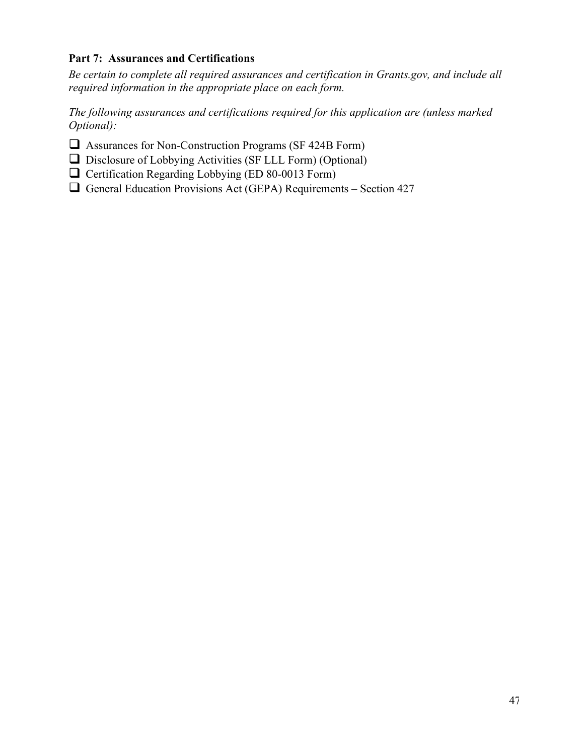**Part 7: Assurances and Certifications**

*Be certain to complete all required assurances and certification in Grants.gov, and include all required information in the appropriate place on each form.*

*The following assurances and certifications required for this application are (unless marked Optional):*

- [ ] Assurances for Non-Construction Programs (SF 424B Form)
- [ ] Disclosure of Lobbying Activities (SF LLL Form) (Optional)
- [ ] Certification Regarding Lobbying (ED 80-0013 Form)
- [ ] General Education Provisions Act (GEPA) Requirements – Section 427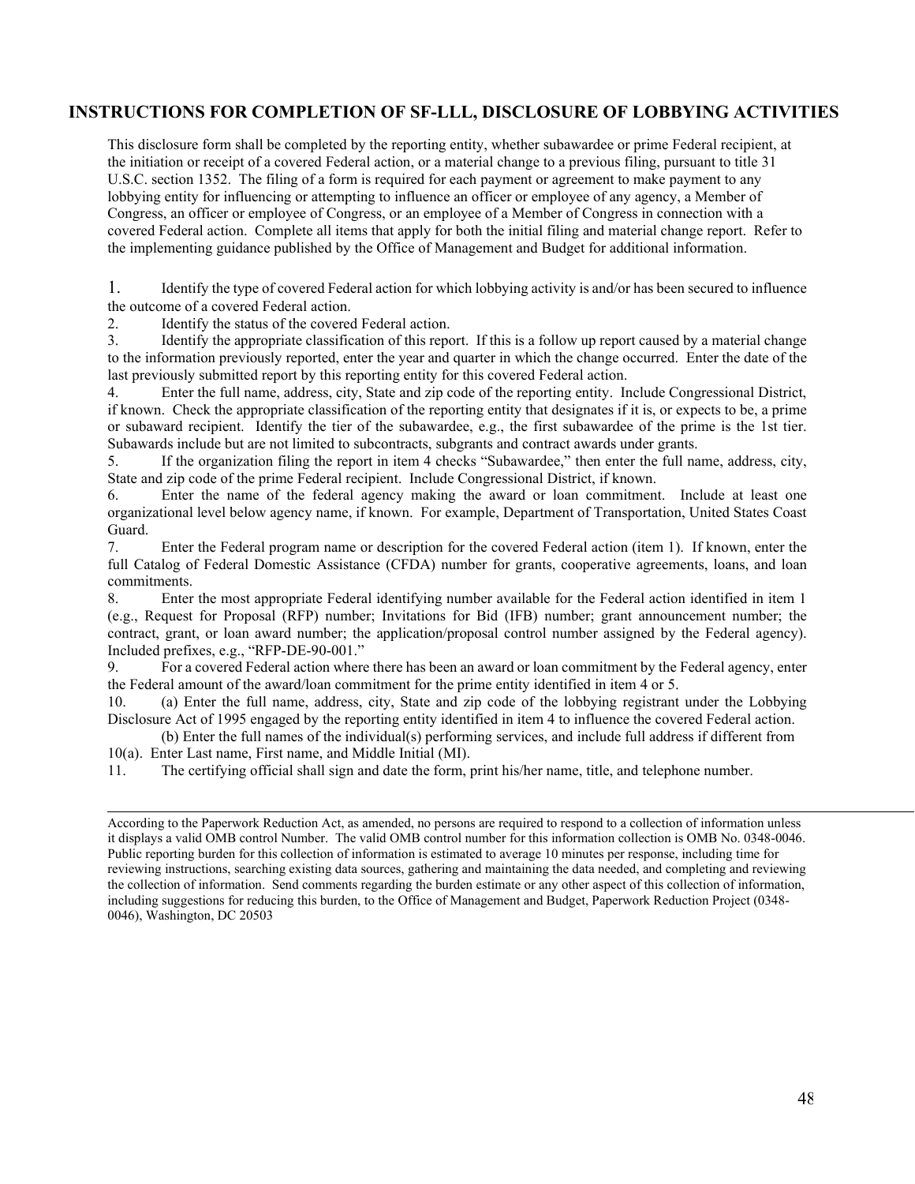## INSTRUCTIONS FOR COMPLETION OF SF-LLL, DISCLOSURE OF LOBBYING ACTIVITIES

This disclosure form shall be completed by the reporting entity, whether subawardee or prime Federal recipient, at the initiation or receipt of a covered Federal action, or a material change to a previous filing, pursuant to title 31 U.S.C. section 1352. The filing of a form is required for each payment or agreement to make payment to any lobbying entity for influencing or attempting to influence an officer or employee of any agency, a Member of Congress, an officer or employee of Congress, or an employee of a Member of Congress in connection with a covered Federal action. Complete all items that apply for both the initial filing and material change report. Refer to the implementing guidance published by the Office of Management and Budget for additional information.

1. Identify the type of covered Federal action for which lobbying activity is and/or has been secured to influence the outcome of a covered Federal action.
2. Identify the status of the covered Federal action.
3. Identify the appropriate classification of this report. If this is a follow up report caused by a material change to the information previously reported, enter the year and quarter in which the change occurred. Enter the date of the last previously submitted report by this reporting entity for this covered Federal action.
4. Enter the full name, address, city, State and zip code of the reporting entity. Include Congressional District, if known. Check the appropriate classification of the reporting entity that designates if it is, or expects to be, a prime or subaward recipient. Identify the tier of the subawardee, e.g., the first subawardee of the prime is the 1st tier. Subawards include but are not limited to subcontracts, subgrants and contract awards under grants.
5. If the organization filing the report in item 4 checks "Subawardee," then enter the full name, address, city, State and zip code of the prime Federal recipient. Include Congressional District, if known.
6. Enter the name of the federal agency making the award or loan commitment. Include at least one organizational level below agency name, if known. For example, Department of Transportation, United States Coast Guard.
7. Enter the Federal program name or description for the covered Federal action (item 1). If known, enter the full Catalog of Federal Domestic Assistance (CFDA) number for grants, cooperative agreements, loans, and loan commitments.
8. Enter the most appropriate Federal identifying number available for the Federal action identified in item 1 (e.g., Request for Proposal (RFP) number; Invitations for Bid (IFB) number; grant announcement number; the contract, grant, or loan award number; the application/proposal control number assigned by the Federal agency). Included prefixes, e.g., "RFP-DE-90-001."
9. For a covered Federal action where there has been an award or loan commitment by the Federal agency, enter the Federal amount of the award/loan commitment for the prime entity identified in item 4 or 5.
10. (a) Enter the full name, address, city, State and zip code of the lobbying registrant under the Lobbying Disclosure Act of 1995 engaged by the reporting entity identified in item 4 to influence the covered Federal action.

    (b) Enter the full names of the individual(s) performing services, and include full address if different from 10(a). Enter Last name, First name, and Middle Initial (MI).
11. The certifying official shall sign and date the form, print his/her name, title, and telephone number.

---

According to the Paperwork Reduction Act, as amended, no persons are required to respond to a collection of information unless it displays a valid OMB control Number. The valid OMB control number for this information collection is OMB No. 0348-0046. Public reporting burden for this collection of information is estimated to average 10 minutes per response, including time for reviewing instructions, searching existing data sources, gathering and maintaining the data needed, and completing and reviewing the collection of information. Send comments regarding the burden estimate or any other aspect of this collection of information, including suggestions for reducing this burden, to the Office of Management and Budget, Paperwork Reduction Project (0348-0046), Washington, DC 20503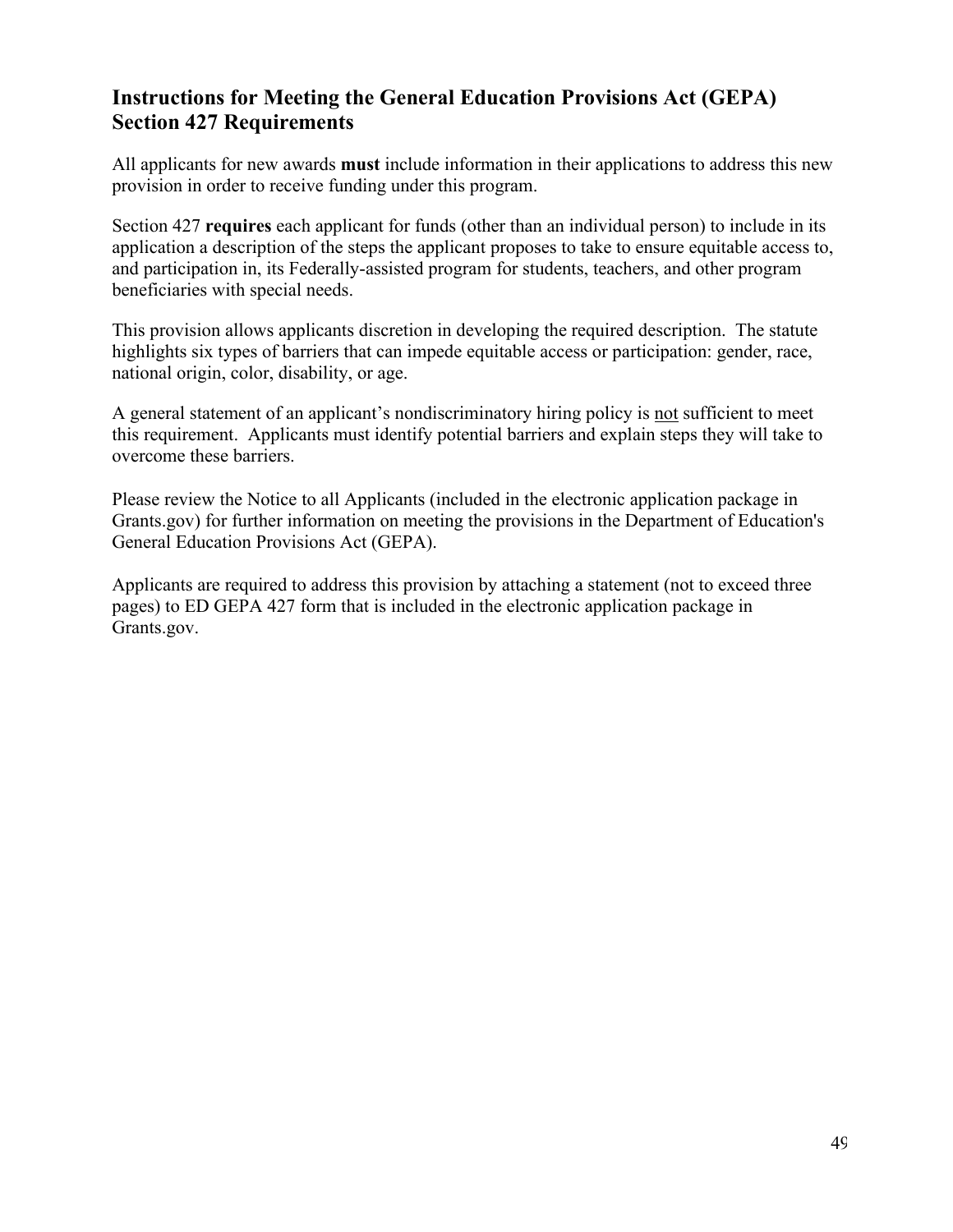## Instructions for Meeting the General Education Provisions Act (GEPA) Section 427 Requirements

All applicants for new awards **must** include information in their applications to address this new provision in order to receive funding under this program.

Section 427 **requires** each applicant for funds (other than an individual person) to include in its application a description of the steps the applicant proposes to take to ensure equitable access to, and participation in, its Federally-assisted program for students, teachers, and other program beneficiaries with special needs.

This provision allows applicants discretion in developing the required description. The statute highlights six types of barriers that can impede equitable access or participation: gender, race, national origin, color, disability, or age.

A general statement of an applicant's nondiscriminatory hiring policy is <u>not</u> sufficient to meet this requirement. Applicants must identify potential barriers and explain steps they will take to overcome these barriers.

Please review the Notice to all Applicants (included in the electronic application package in Grants.gov) for further information on meeting the provisions in the Department of Education's General Education Provisions Act (GEPA).

Applicants are required to address this provision by attaching a statement (not to exceed three pages) to ED GEPA 427 form that is included in the electronic application package in Grants.gov.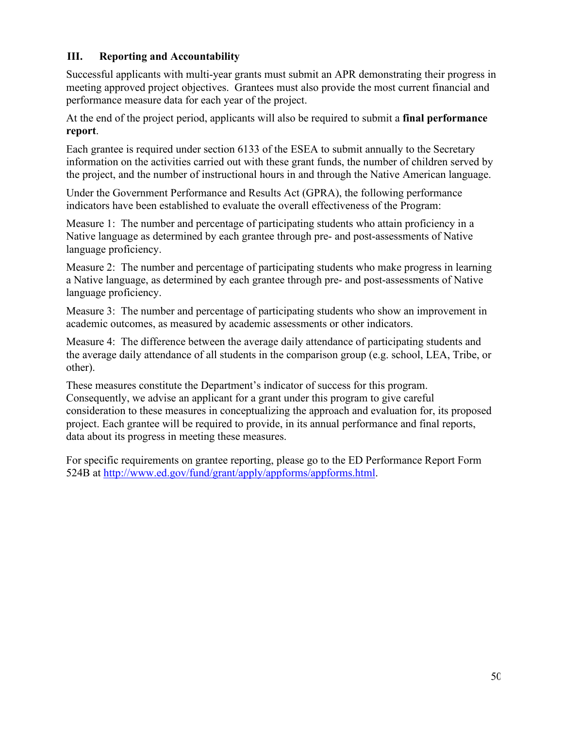## III. Reporting and Accountability

Successful applicants with multi-year grants must submit an APR demonstrating their progress in meeting approved project objectives. Grantees must also provide the most current financial and performance measure data for each year of the project.

At the end of the project period, applicants will also be required to submit a **final performance report**.

Each grantee is required under section 6133 of the ESEA to submit annually to the Secretary information on the activities carried out with these grant funds, the number of children served by the project, and the number of instructional hours in and through the Native American language.

Under the Government Performance and Results Act (GPRA), the following performance indicators have been established to evaluate the overall effectiveness of the Program:

Measure 1: The number and percentage of participating students who attain proficiency in a Native language as determined by each grantee through pre- and post-assessments of Native language proficiency.

Measure 2: The number and percentage of participating students who make progress in learning a Native language, as determined by each grantee through pre- and post-assessments of Native language proficiency.

Measure 3: The number and percentage of participating students who show an improvement in academic outcomes, as measured by academic assessments or other indicators.

Measure 4: The difference between the average daily attendance of participating students and the average daily attendance of all students in the comparison group (e.g. school, LEA, Tribe, or other).

These measures constitute the Department's indicator of success for this program. Consequently, we advise an applicant for a grant under this program to give careful consideration to these measures in conceptualizing the approach and evaluation for, its proposed project. Each grantee will be required to provide, in its annual performance and final reports, data about its progress in meeting these measures.

For specific requirements on grantee reporting, please go to the ED Performance Report Form 524B at http://www.ed.gov/fund/grant/apply/appforms/appforms.html.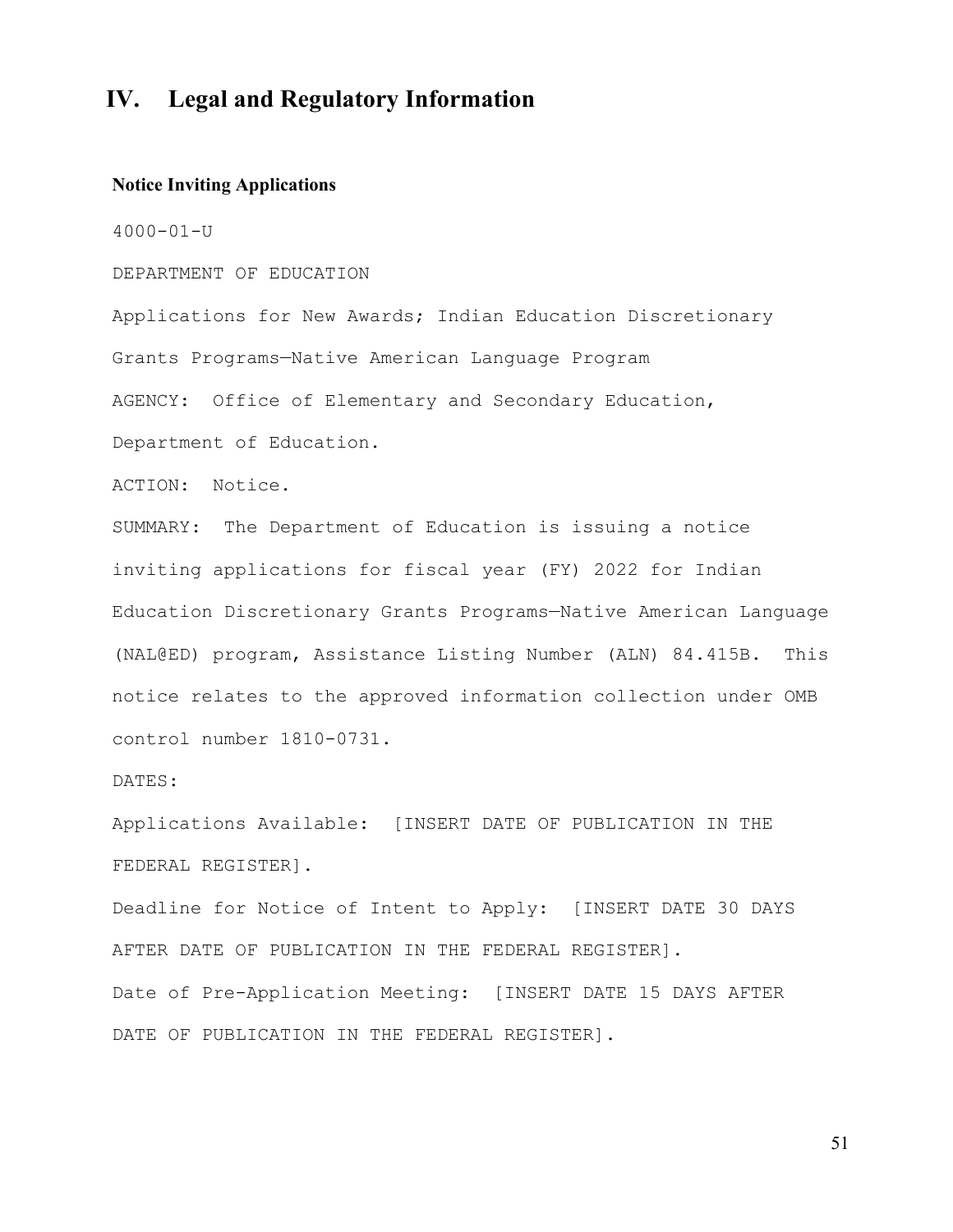# IV. Legal and Regulatory Information

### Notice Inviting Applications

4000-01-U

DEPARTMENT OF EDUCATION

Applications for New Awards; Indian Education Discretionary Grants Programs—Native American Language Program

AGENCY: Office of Elementary and Secondary Education, Department of Education.

ACTION: Notice.

SUMMARY: The Department of Education is issuing a notice inviting applications for fiscal year (FY) 2022 for Indian Education Discretionary Grants Programs—Native American Language (NAL@ED) program, Assistance Listing Number (ALN) 84.415B. This notice relates to the approved information collection under OMB control number 1810-0731.

DATES:

Applications Available: [INSERT DATE OF PUBLICATION IN THE FEDERAL REGISTER].

Deadline for Notice of Intent to Apply: [INSERT DATE 30 DAYS AFTER DATE OF PUBLICATION IN THE FEDERAL REGISTER].

Date of Pre-Application Meeting: [INSERT DATE 15 DAYS AFTER DATE OF PUBLICATION IN THE FEDERAL REGISTER].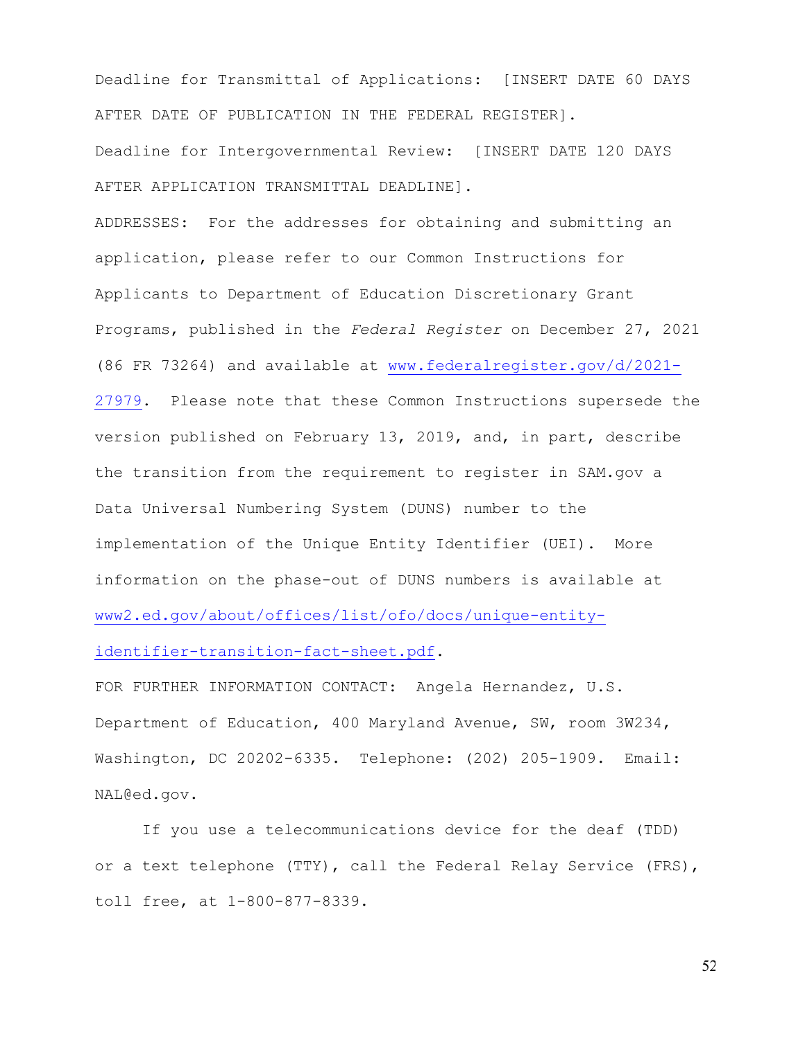Deadline for Transmittal of Applications: [INSERT DATE 60 DAYS AFTER DATE OF PUBLICATION IN THE FEDERAL REGISTER].

Deadline for Intergovernmental Review: [INSERT DATE 120 DAYS AFTER APPLICATION TRANSMITTAL DEADLINE].

ADDRESSES: For the addresses for obtaining and submitting an application, please refer to our Common Instructions for Applicants to Department of Education Discretionary Grant Programs, published in the *Federal Register* on December 27, 2021 (86 FR 73264) and available at www.federalregister.gov/d/2021-27979. Please note that these Common Instructions supersede the version published on February 13, 2019, and, in part, describe the transition from the requirement to register in SAM.gov a Data Universal Numbering System (DUNS) number to the implementation of the Unique Entity Identifier (UEI). More information on the phase-out of DUNS numbers is available at www2.ed.gov/about/offices/list/ofo/docs/unique-entity-identifier-transition-fact-sheet.pdf.

FOR FURTHER INFORMATION CONTACT: Angela Hernandez, U.S. Department of Education, 400 Maryland Avenue, SW, room 3W234, Washington, DC 20202-6335. Telephone: (202) 205-1909. Email: NAL@ed.gov.

If you use a telecommunications device for the deaf (TDD) or a text telephone (TTY), call the Federal Relay Service (FRS), toll free, at 1-800-877-8339.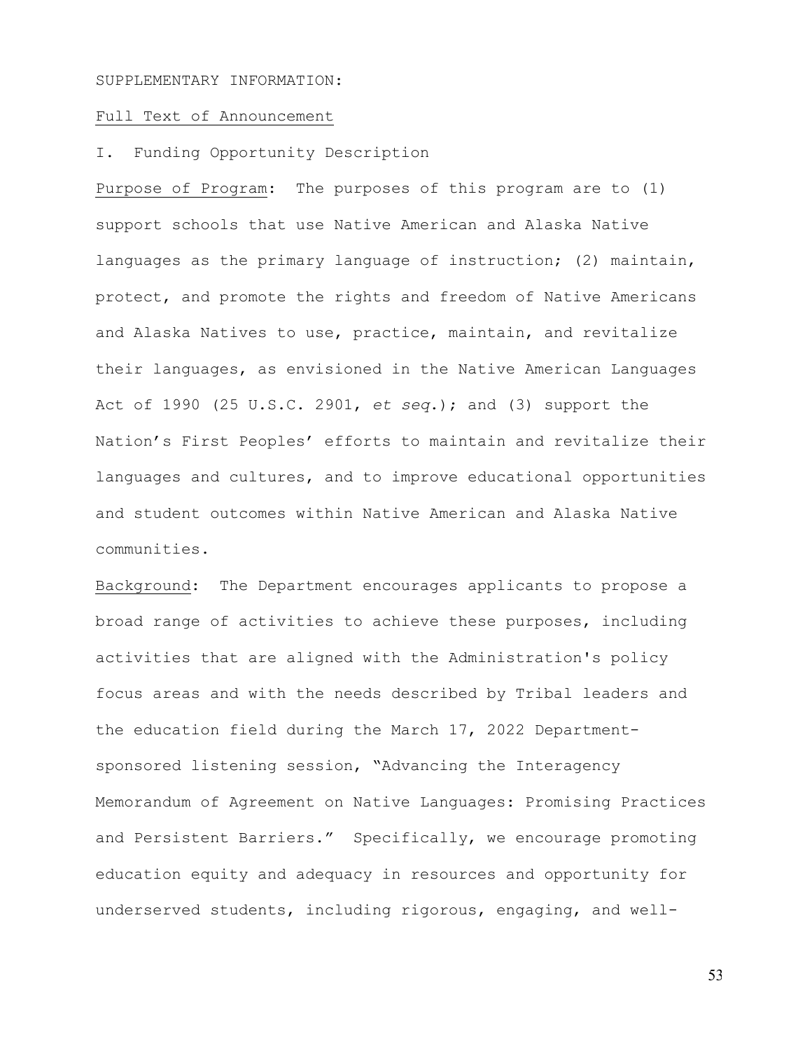SUPPLEMENTARY INFORMATION:

Full Text of Announcement

I. Funding Opportunity Description

Purpose of Program: The purposes of this program are to (1) support schools that use Native American and Alaska Native languages as the primary language of instruction; (2) maintain, protect, and promote the rights and freedom of Native Americans and Alaska Natives to use, practice, maintain, and revitalize their languages, as envisioned in the Native American Languages Act of 1990 (25 U.S.C. 2901, *et seq*.); and (3) support the Nation's First Peoples' efforts to maintain and revitalize their languages and cultures, and to improve educational opportunities and student outcomes within Native American and Alaska Native communities.

Background: The Department encourages applicants to propose a broad range of activities to achieve these purposes, including activities that are aligned with the Administration's policy focus areas and with the needs described by Tribal leaders and the education field during the March 17, 2022 Department-sponsored listening session, "Advancing the Interagency Memorandum of Agreement on Native Languages: Promising Practices and Persistent Barriers." Specifically, we encourage promoting education equity and adequacy in resources and opportunity for underserved students, including rigorous, engaging, and well-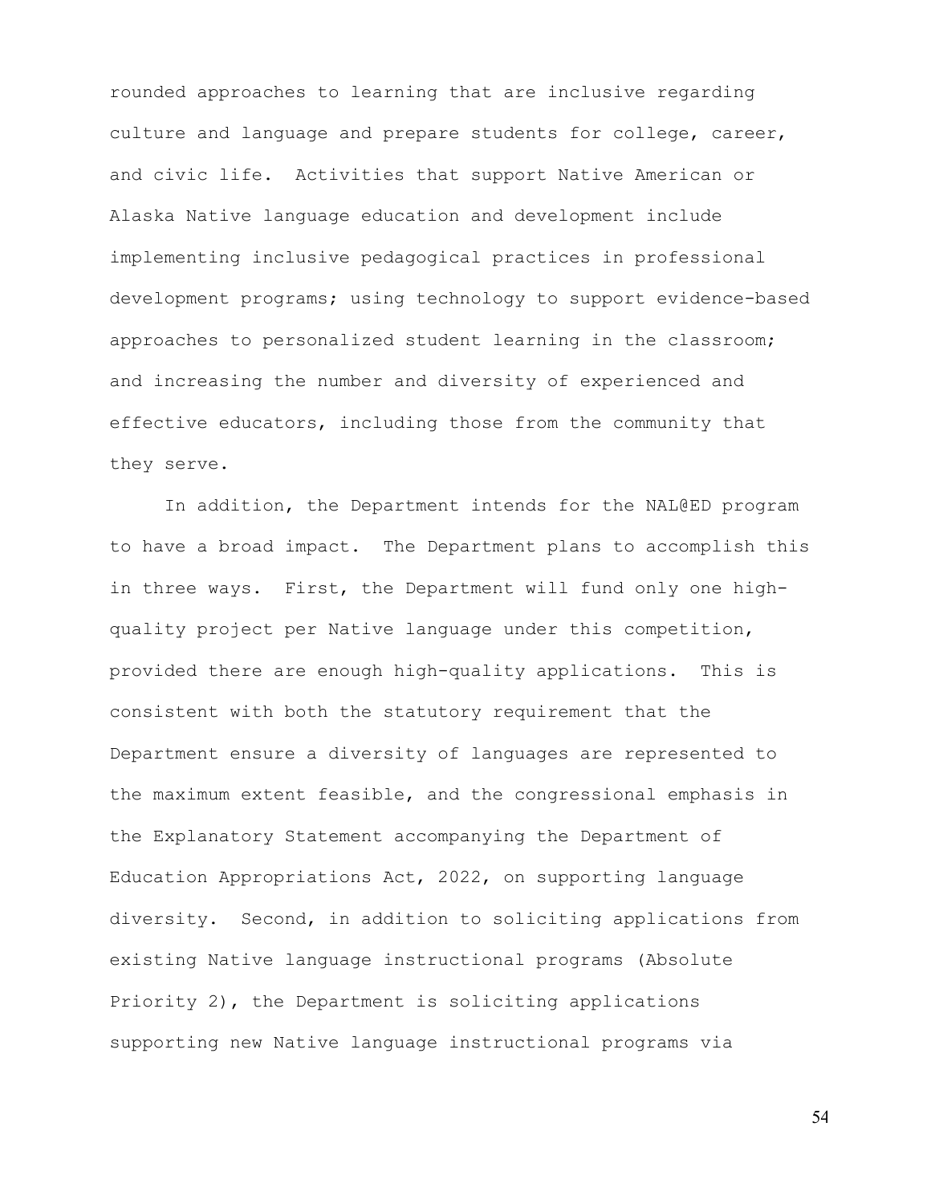rounded approaches to learning that are inclusive regarding culture and language and prepare students for college, career, and civic life. Activities that support Native American or Alaska Native language education and development include implementing inclusive pedagogical practices in professional development programs; using technology to support evidence-based approaches to personalized student learning in the classroom; and increasing the number and diversity of experienced and effective educators, including those from the community that they serve.

In addition, the Department intends for the NAL@ED program to have a broad impact. The Department plans to accomplish this in three ways. First, the Department will fund only one high-quality project per Native language under this competition, provided there are enough high-quality applications. This is consistent with both the statutory requirement that the Department ensure a diversity of languages are represented to the maximum extent feasible, and the congressional emphasis in the Explanatory Statement accompanying the Department of Education Appropriations Act, 2022, on supporting language diversity. Second, in addition to soliciting applications from existing Native language instructional programs (Absolute Priority 2), the Department is soliciting applications supporting new Native language instructional programs via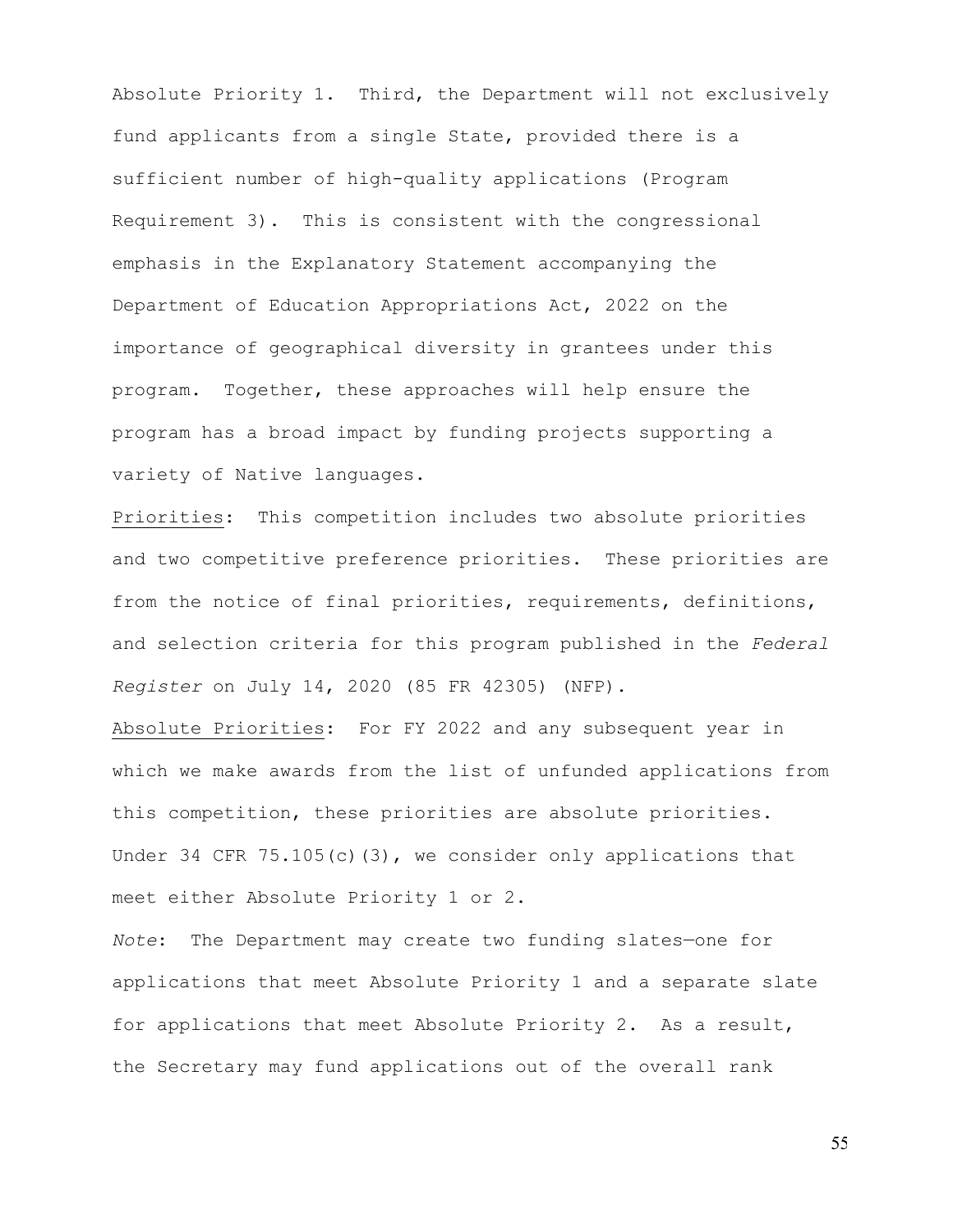Absolute Priority 1. Third, the Department will not exclusively fund applicants from a single State, provided there is a sufficient number of high-quality applications (Program Requirement 3). This is consistent with the congressional emphasis in the Explanatory Statement accompanying the Department of Education Appropriations Act, 2022 on the importance of geographical diversity in grantees under this program. Together, these approaches will help ensure the program has a broad impact by funding projects supporting a variety of Native languages.

Priorities: This competition includes two absolute priorities and two competitive preference priorities. These priorities are from the notice of final priorities, requirements, definitions, and selection criteria for this program published in the *Federal Register* on July 14, 2020 (85 FR 42305) (NFP).

Absolute Priorities: For FY 2022 and any subsequent year in which we make awards from the list of unfunded applications from this competition, these priorities are absolute priorities. Under 34 CFR 75.105(c)(3), we consider only applications that meet either Absolute Priority 1 or 2.

*Note*: The Department may create two funding slates—one for applications that meet Absolute Priority 1 and a separate slate for applications that meet Absolute Priority 2. As a result, the Secretary may fund applications out of the overall rank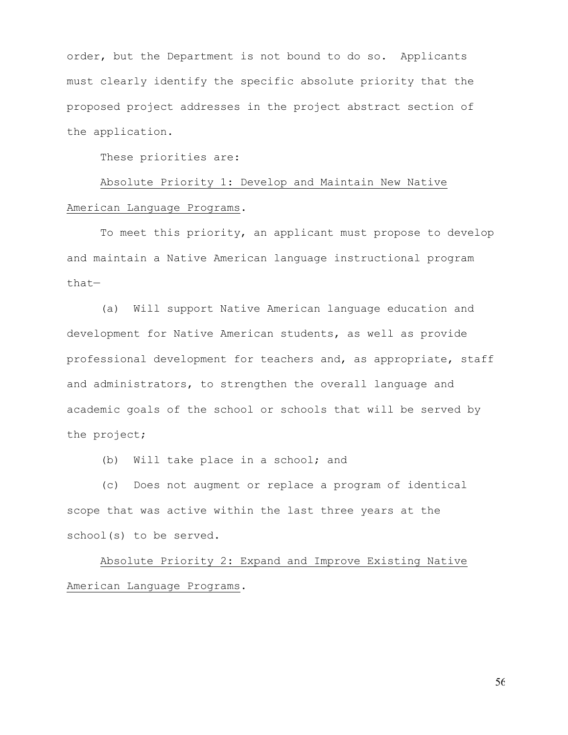order, but the Department is not bound to do so. Applicants must clearly identify the specific absolute priority that the proposed project addresses in the project abstract section of the application.

These priorities are:

Absolute Priority 1: Develop and Maintain New Native American Language Programs.

To meet this priority, an applicant must propose to develop and maintain a Native American language instructional program that—

(a) Will support Native American language education and development for Native American students, as well as provide professional development for teachers and, as appropriate, staff and administrators, to strengthen the overall language and academic goals of the school or schools that will be served by the project;

(b) Will take place in a school; and

(c) Does not augment or replace a program of identical scope that was active within the last three years at the school(s) to be served.

Absolute Priority 2: Expand and Improve Existing Native American Language Programs.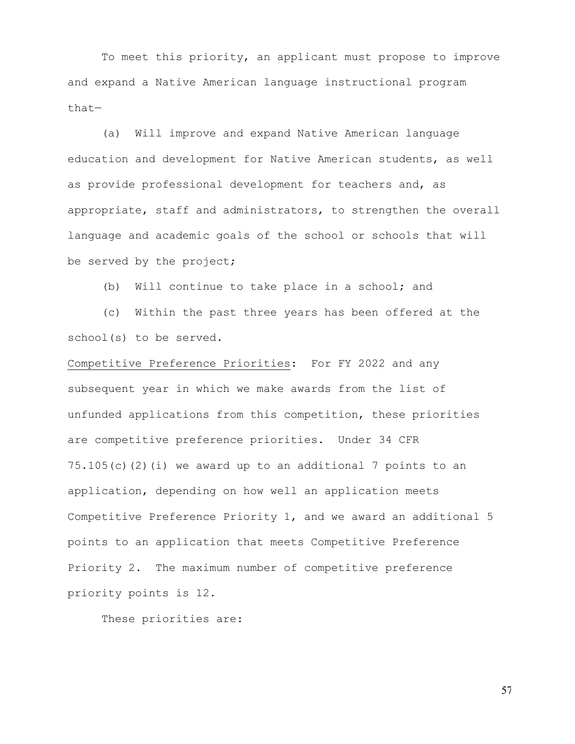To meet this priority, an applicant must propose to improve and expand a Native American language instructional program that—

(a) Will improve and expand Native American language education and development for Native American students, as well as provide professional development for teachers and, as appropriate, staff and administrators, to strengthen the overall language and academic goals of the school or schools that will be served by the project;

(b) Will continue to take place in a school; and

(c) Within the past three years has been offered at the school(s) to be served.

Competitive Preference Priorities: For FY 2022 and any subsequent year in which we make awards from the list of unfunded applications from this competition, these priorities are competitive preference priorities. Under 34 CFR 75.105(c)(2)(i) we award up to an additional 7 points to an application, depending on how well an application meets Competitive Preference Priority 1, and we award an additional 5 points to an application that meets Competitive Preference Priority 2. The maximum number of competitive preference priority points is 12.

These priorities are: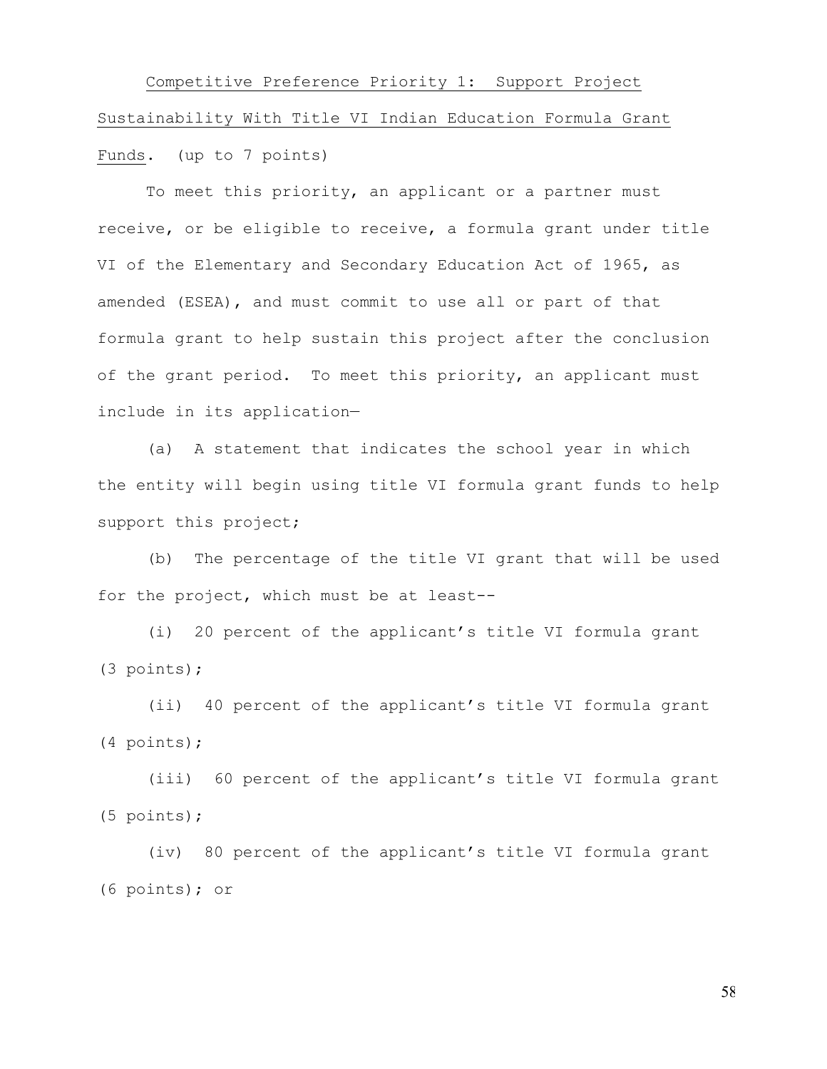Competitive Preference Priority 1: Support Project Sustainability With Title VI Indian Education Formula Grant Funds. (up to 7 points)

To meet this priority, an applicant or a partner must receive, or be eligible to receive, a formula grant under title VI of the Elementary and Secondary Education Act of 1965, as amended (ESEA), and must commit to use all or part of that formula grant to help sustain this project after the conclusion of the grant period. To meet this priority, an applicant must include in its application—

(a) A statement that indicates the school year in which the entity will begin using title VI formula grant funds to help support this project;

(b) The percentage of the title VI grant that will be used for the project, which must be at least--

(i) 20 percent of the applicant's title VI formula grant (3 points);

(ii) 40 percent of the applicant's title VI formula grant (4 points);

(iii) 60 percent of the applicant's title VI formula grant (5 points);

(iv) 80 percent of the applicant's title VI formula grant (6 points); or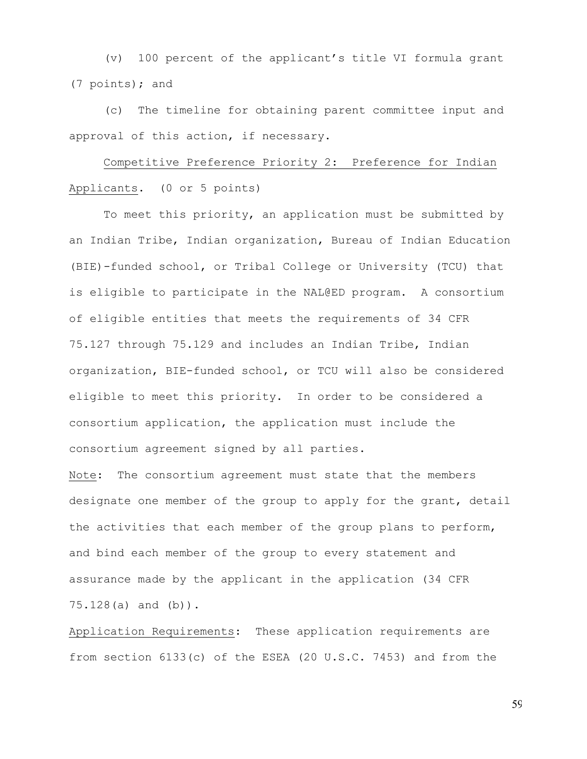(v) 100 percent of the applicant's title VI formula grant (7 points); and

(c) The timeline for obtaining parent committee input and approval of this action, if necessary.

Competitive Preference Priority 2: Preference for Indian Applicants. (0 or 5 points)

To meet this priority, an application must be submitted by an Indian Tribe, Indian organization, Bureau of Indian Education (BIE)-funded school, or Tribal College or University (TCU) that is eligible to participate in the NAL@ED program. A consortium of eligible entities that meets the requirements of 34 CFR 75.127 through 75.129 and includes an Indian Tribe, Indian organization, BIE-funded school, or TCU will also be considered eligible to meet this priority. In order to be considered a consortium application, the application must include the consortium agreement signed by all parties.

Note: The consortium agreement must state that the members designate one member of the group to apply for the grant, detail the activities that each member of the group plans to perform, and bind each member of the group to every statement and assurance made by the applicant in the application (34 CFR 75.128(a) and (b)).

Application Requirements: These application requirements are from section 6133(c) of the ESEA (20 U.S.C. 7453) and from the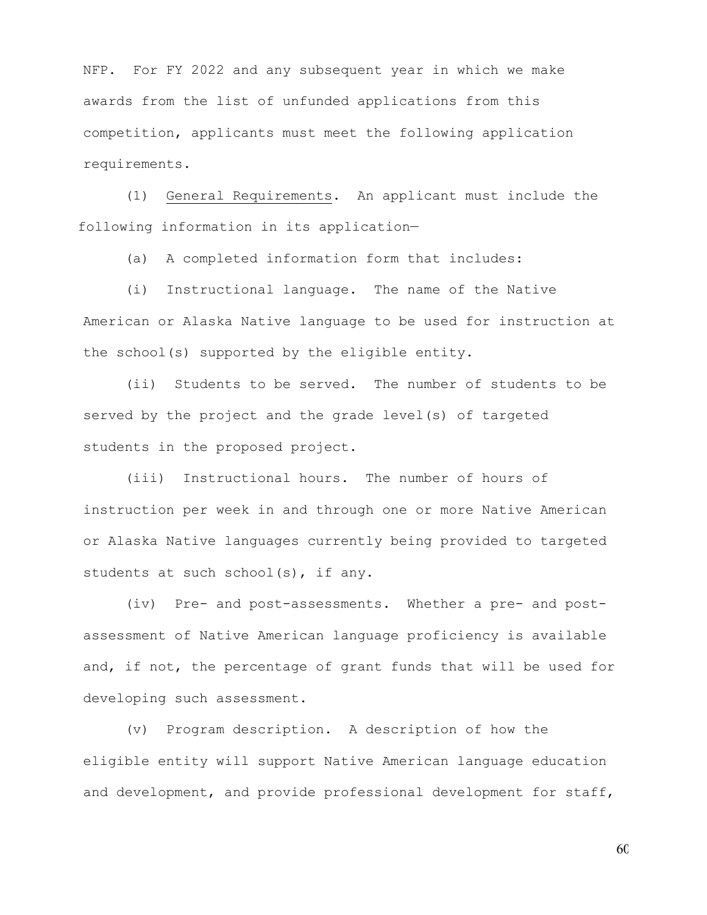NFP. For FY 2022 and any subsequent year in which we make awards from the list of unfunded applications from this competition, applicants must meet the following application requirements.

(1) General Requirements. An applicant must include the following information in its application—

(a) A completed information form that includes:

(i) Instructional language. The name of the Native American or Alaska Native language to be used for instruction at the school(s) supported by the eligible entity.

(ii) Students to be served. The number of students to be served by the project and the grade level(s) of targeted students in the proposed project.

(iii) Instructional hours. The number of hours of instruction per week in and through one or more Native American or Alaska Native languages currently being provided to targeted students at such school(s), if any.

(iv) Pre- and post-assessments. Whether a pre- and post-assessment of Native American language proficiency is available and, if not, the percentage of grant funds that will be used for developing such assessment.

(v) Program description. A description of how the eligible entity will support Native American language education and development, and provide professional development for staff,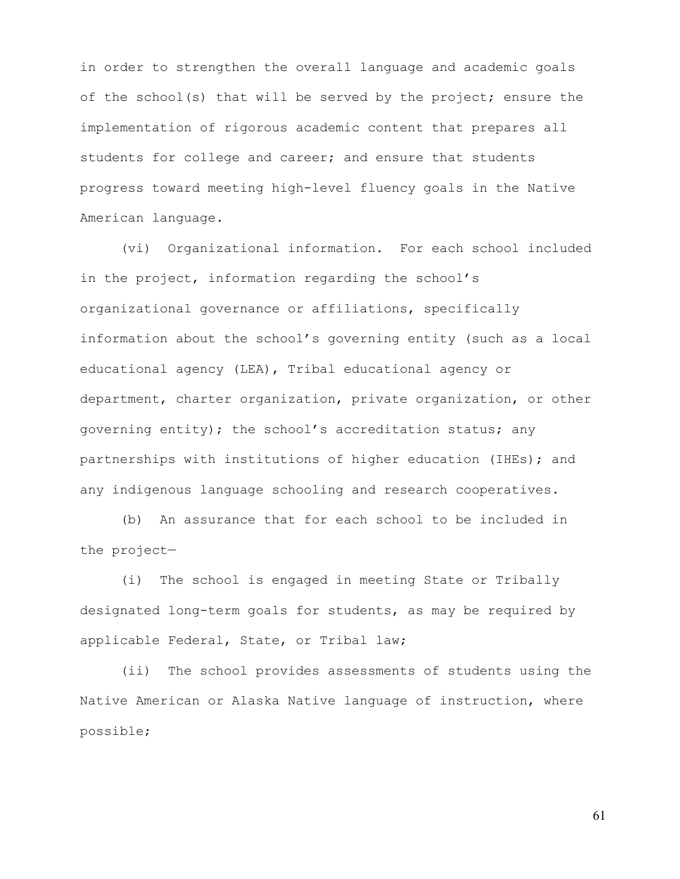in order to strengthen the overall language and academic goals of the school(s) that will be served by the project; ensure the implementation of rigorous academic content that prepares all students for college and career; and ensure that students progress toward meeting high-level fluency goals in the Native American language.

(vi) Organizational information. For each school included in the project, information regarding the school's organizational governance or affiliations, specifically information about the school's governing entity (such as a local educational agency (LEA), Tribal educational agency or department, charter organization, private organization, or other governing entity); the school's accreditation status; any partnerships with institutions of higher education (IHEs); and any indigenous language schooling and research cooperatives.

(b) An assurance that for each school to be included in the project—

(i) The school is engaged in meeting State or Tribally designated long-term goals for students, as may be required by applicable Federal, State, or Tribal law;

(ii) The school provides assessments of students using the Native American or Alaska Native language of instruction, where possible;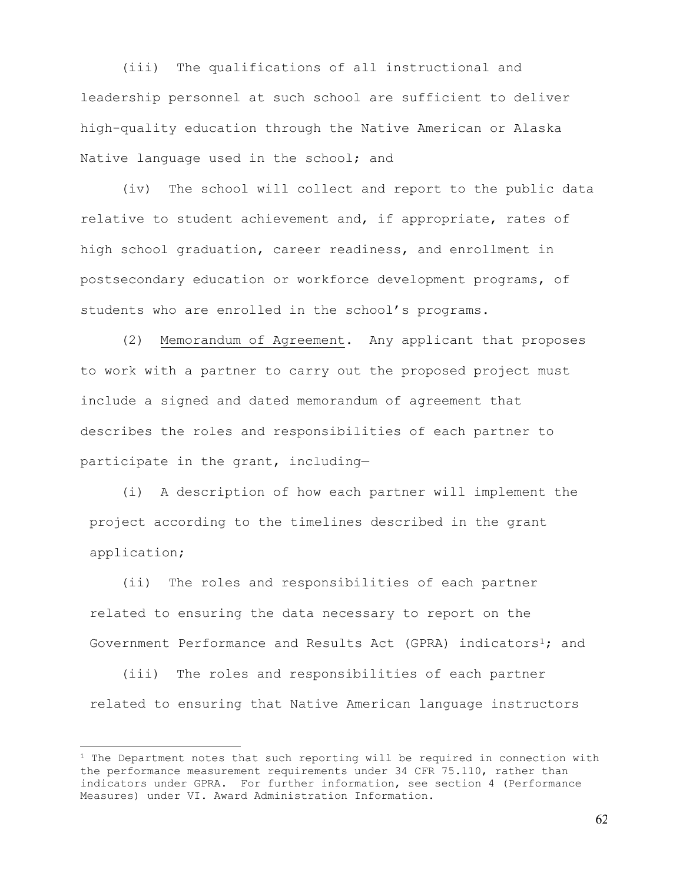(iii) The qualifications of all instructional and leadership personnel at such school are sufficient to deliver high-quality education through the Native American or Alaska Native language used in the school; and

(iv) The school will collect and report to the public data relative to student achievement and, if appropriate, rates of high school graduation, career readiness, and enrollment in postsecondary education or workforce development programs, of students who are enrolled in the school's programs.

(2) Memorandum of Agreement. Any applicant that proposes to work with a partner to carry out the proposed project must include a signed and dated memorandum of agreement that describes the roles and responsibilities of each partner to participate in the grant, including—

(i) A description of how each partner will implement the project according to the timelines described in the grant application;

(ii) The roles and responsibilities of each partner related to ensuring the data necessary to report on the Government Performance and Results Act (GPRA) indicators[1]; and

(iii) The roles and responsibilities of each partner related to ensuring that Native American language instructors

[1] The Department notes that such reporting will be required in connection with the performance measurement requirements under 34 CFR 75.110, rather than indicators under GPRA. For further information, see section 4 (Performance Measures) under VI. Award Administration Information.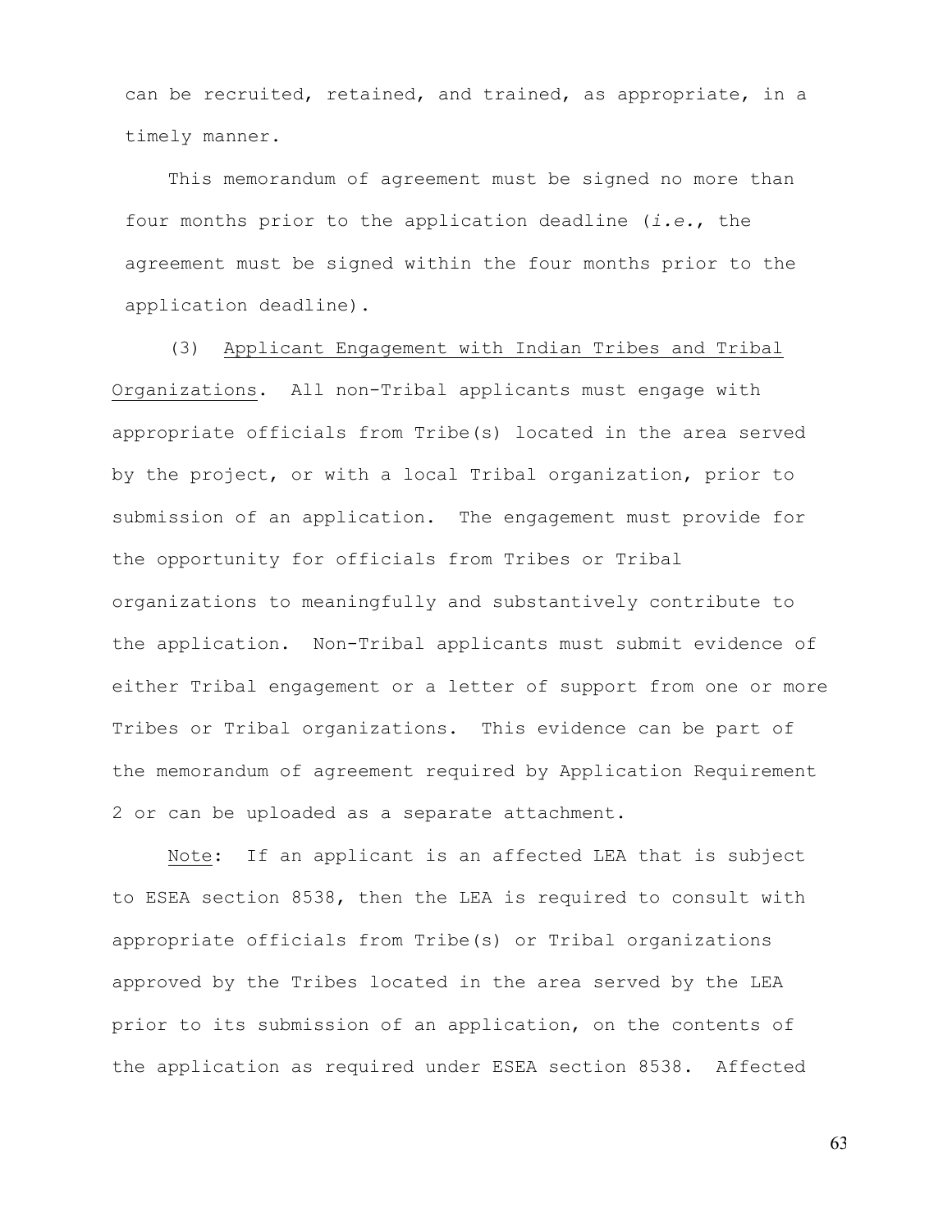can be recruited, retained, and trained, as appropriate, in a timely manner.

This memorandum of agreement must be signed no more than four months prior to the application deadline (*i.e.*, the agreement must be signed within the four months prior to the application deadline).

(3) Applicant Engagement with Indian Tribes and Tribal Organizations. All non-Tribal applicants must engage with appropriate officials from Tribe(s) located in the area served by the project, or with a local Tribal organization, prior to submission of an application. The engagement must provide for the opportunity for officials from Tribes or Tribal organizations to meaningfully and substantively contribute to the application. Non-Tribal applicants must submit evidence of either Tribal engagement or a letter of support from one or more Tribes or Tribal organizations. This evidence can be part of the memorandum of agreement required by Application Requirement 2 or can be uploaded as a separate attachment.

Note: If an applicant is an affected LEA that is subject to ESEA section 8538, then the LEA is required to consult with appropriate officials from Tribe(s) or Tribal organizations approved by the Tribes located in the area served by the LEA prior to its submission of an application, on the contents of the application as required under ESEA section 8538. Affected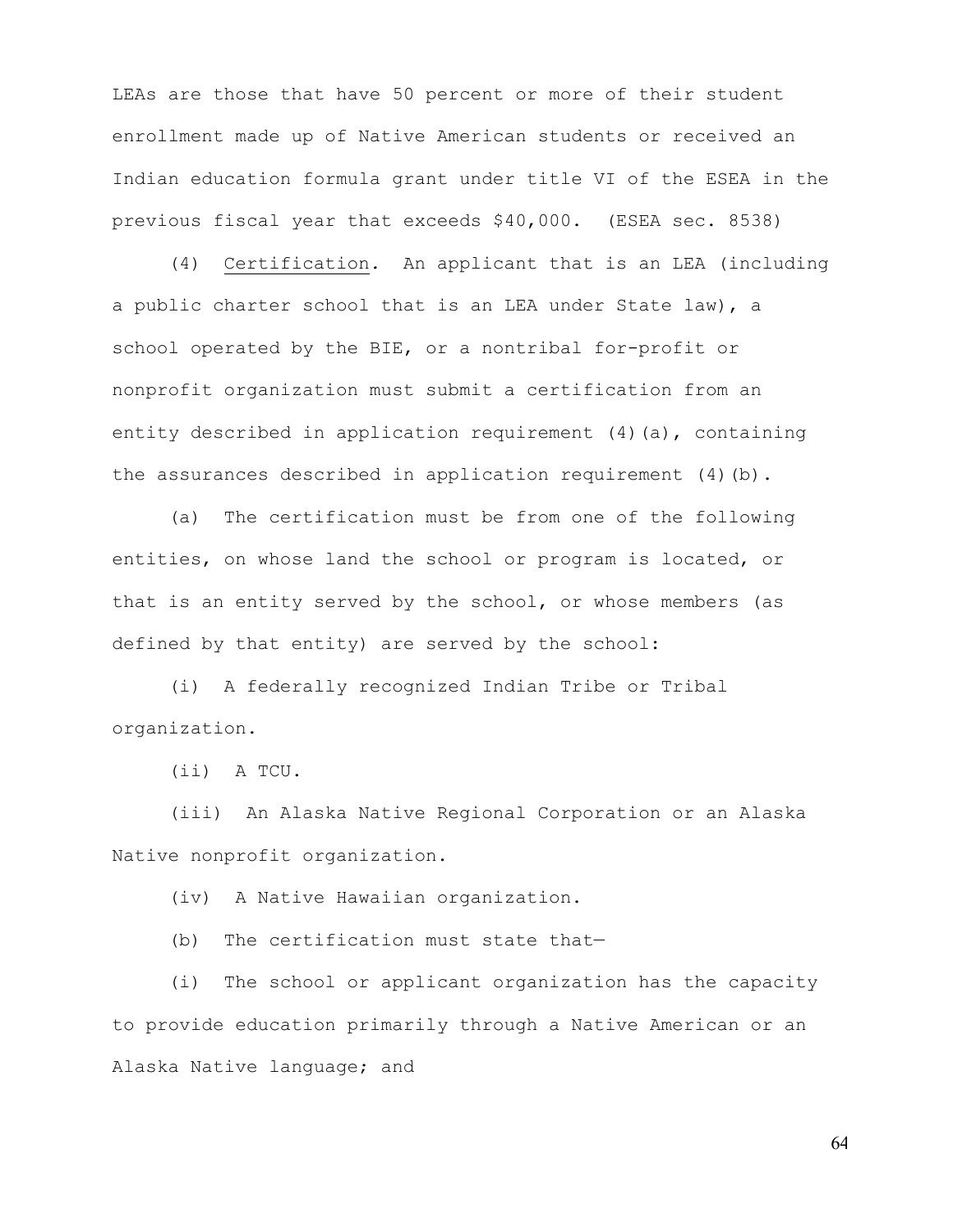LEAs are those that have 50 percent or more of their student enrollment made up of Native American students or received an Indian education formula grant under title VI of the ESEA in the previous fiscal year that exceeds $40,000. (ESEA sec. 8538)

(4) Certification. An applicant that is an LEA (including a public charter school that is an LEA under State law), a school operated by the BIE, or a nontribal for-profit or nonprofit organization must submit a certification from an entity described in application requirement (4)(a), containing the assurances described in application requirement (4)(b).

(a) The certification must be from one of the following entities, on whose land the school or program is located, or that is an entity served by the school, or whose members (as defined by that entity) are served by the school:

(i) A federally recognized Indian Tribe or Tribal organization.

(ii) A TCU.

(iii) An Alaska Native Regional Corporation or an Alaska Native nonprofit organization.

(iv) A Native Hawaiian organization.

(b) The certification must state that—

(i) The school or applicant organization has the capacity to provide education primarily through a Native American or an Alaska Native language; and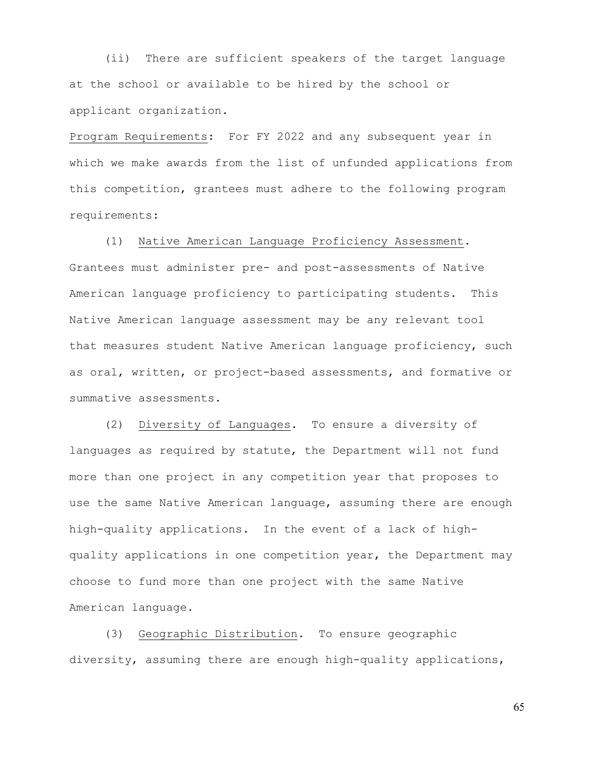(ii) There are sufficient speakers of the target language at the school or available to be hired by the school or applicant organization.

Program Requirements: For FY 2022 and any subsequent year in which we make awards from the list of unfunded applications from this competition, grantees must adhere to the following program requirements:

(1) Native American Language Proficiency Assessment. Grantees must administer pre- and post-assessments of Native American language proficiency to participating students. This Native American language assessment may be any relevant tool that measures student Native American language proficiency, such as oral, written, or project-based assessments, and formative or summative assessments.

(2) Diversity of Languages. To ensure a diversity of languages as required by statute, the Department will not fund more than one project in any competition year that proposes to use the same Native American language, assuming there are enough high-quality applications. In the event of a lack of high-quality applications in one competition year, the Department may choose to fund more than one project with the same Native American language.

(3) Geographic Distribution. To ensure geographic diversity, assuming there are enough high-quality applications,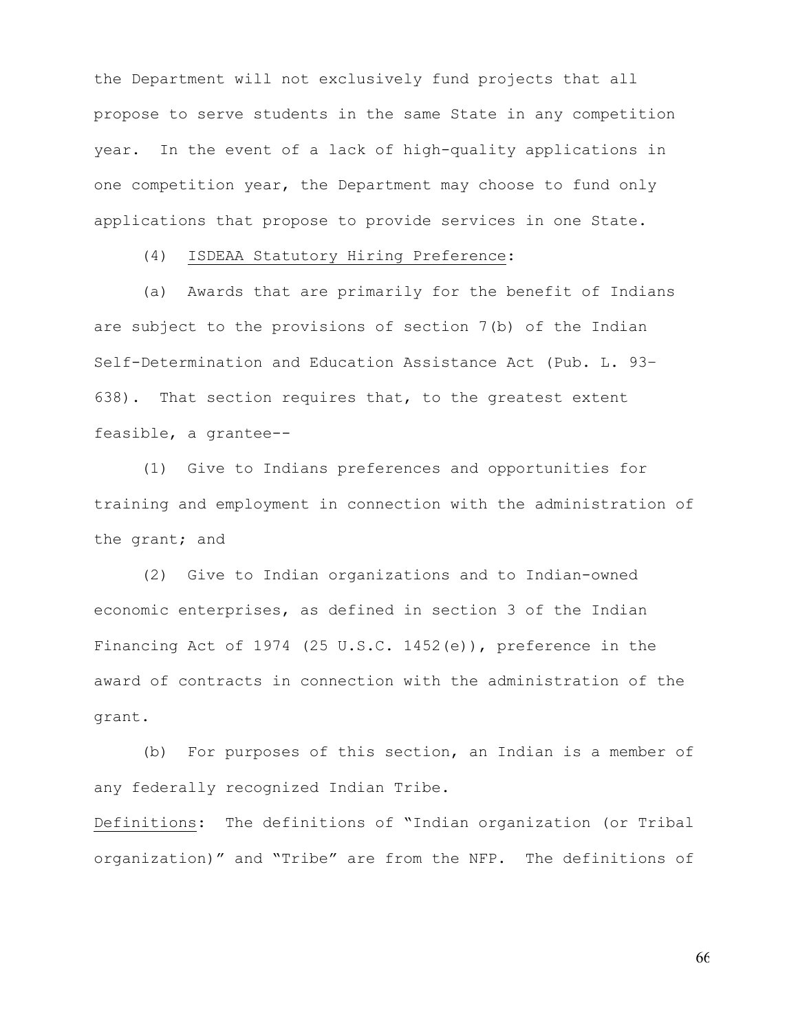the Department will not exclusively fund projects that all propose to serve students in the same State in any competition year. In the event of a lack of high-quality applications in one competition year, the Department may choose to fund only applications that propose to provide services in one State.

(4) <u>ISDEAA Statutory Hiring Preference</u>:

(a) Awards that are primarily for the benefit of Indians are subject to the provisions of section 7(b) of the Indian Self-Determination and Education Assistance Act (Pub. L. 93–638). That section requires that, to the greatest extent feasible, a grantee--

(1) Give to Indians preferences and opportunities for training and employment in connection with the administration of the grant; and

(2) Give to Indian organizations and to Indian-owned economic enterprises, as defined in section 3 of the Indian Financing Act of 1974 (25 U.S.C. 1452(e)), preference in the award of contracts in connection with the administration of the grant.

(b) For purposes of this section, an Indian is a member of any federally recognized Indian Tribe.

<u>Definitions</u>: The definitions of "Indian organization (or Tribal organization)" and "Tribe" are from the NFP. The definitions of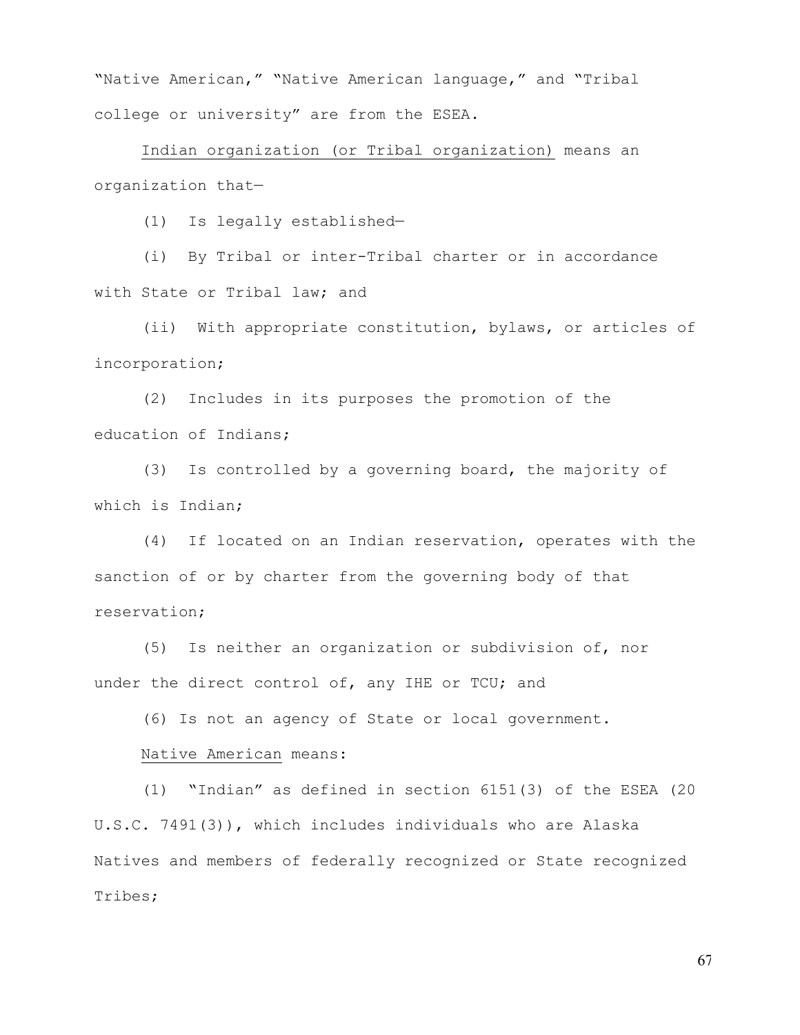"Native American," "Native American language," and "Tribal college or university" are from the ESEA.

Indian organization (or Tribal organization) means an organization that—

(1) Is legally established—

(i) By Tribal or inter-Tribal charter or in accordance with State or Tribal law; and

(ii) With appropriate constitution, bylaws, or articles of incorporation;

(2) Includes in its purposes the promotion of the education of Indians;

(3) Is controlled by a governing board, the majority of which is Indian;

(4) If located on an Indian reservation, operates with the sanction of or by charter from the governing body of that reservation;

(5) Is neither an organization or subdivision of, nor under the direct control of, any IHE or TCU; and

(6) Is not an agency of State or local government.

Native American means:

(1) "Indian" as defined in section 6151(3) of the ESEA (20 U.S.C. 7491(3)), which includes individuals who are Alaska Natives and members of federally recognized or State recognized Tribes;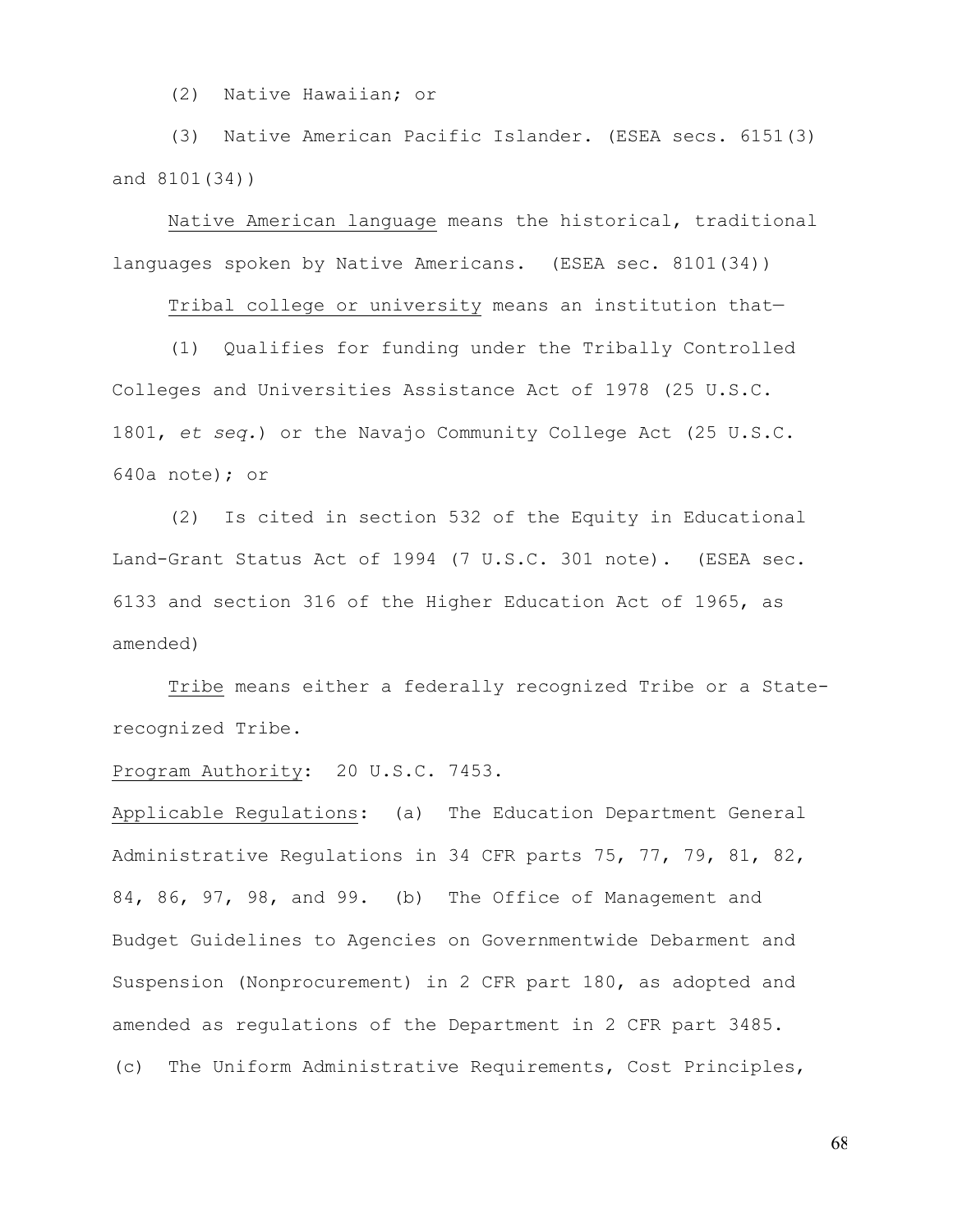(2) Native Hawaiian; or

(3) Native American Pacific Islander. (ESEA secs. 6151(3) and 8101(34))

Native American language means the historical, traditional languages spoken by Native Americans. (ESEA sec. 8101(34))

Tribal college or university means an institution that—

(1) Qualifies for funding under the Tribally Controlled Colleges and Universities Assistance Act of 1978 (25 U.S.C. 1801, *et seq.*) or the Navajo Community College Act (25 U.S.C. 640a note); or

(2) Is cited in section 532 of the Equity in Educational Land-Grant Status Act of 1994 (7 U.S.C. 301 note). (ESEA sec. 6133 and section 316 of the Higher Education Act of 1965, as amended)

Tribe means either a federally recognized Tribe or a State-recognized Tribe.

Program Authority: 20 U.S.C. 7453.

Applicable Regulations: (a) The Education Department General Administrative Regulations in 34 CFR parts 75, 77, 79, 81, 82, 84, 86, 97, 98, and 99. (b) The Office of Management and Budget Guidelines to Agencies on Governmentwide Debarment and Suspension (Nonprocurement) in 2 CFR part 180, as adopted and amended as regulations of the Department in 2 CFR part 3485. (c) The Uniform Administrative Requirements, Cost Principles,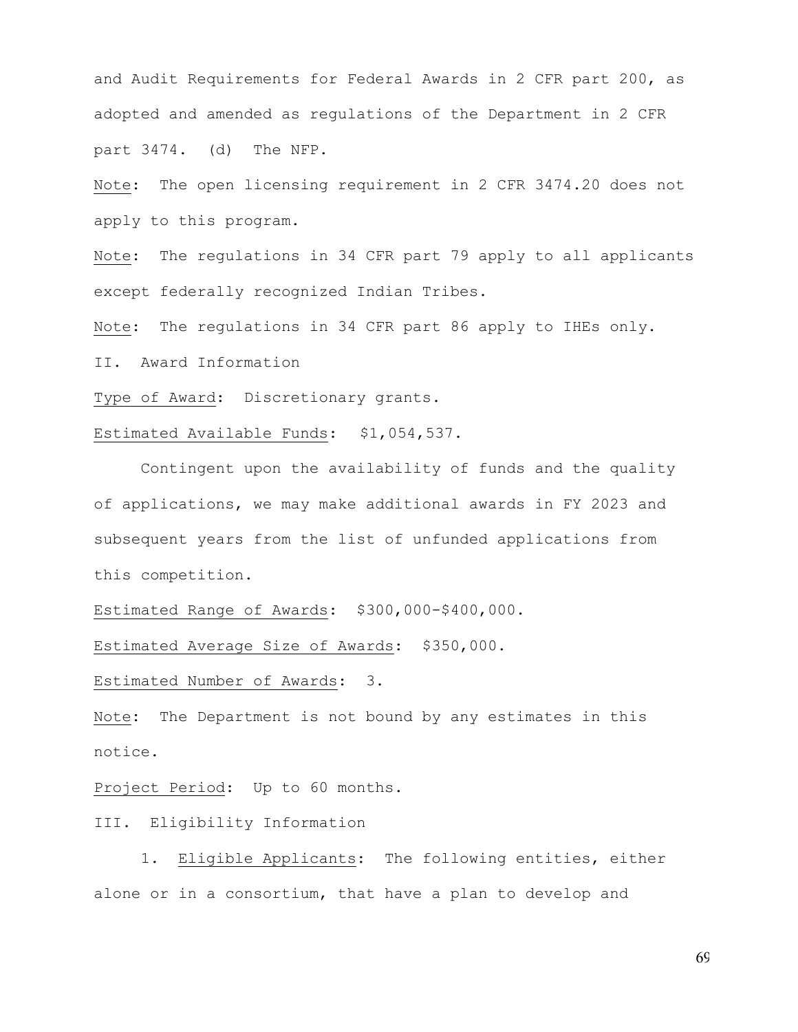and Audit Requirements for Federal Awards in 2 CFR part 200, as adopted and amended as regulations of the Department in 2 CFR part 3474. (d) The NFP.

Note: The open licensing requirement in 2 CFR 3474.20 does not apply to this program.

Note: The regulations in 34 CFR part 79 apply to all applicants except federally recognized Indian Tribes.

Note: The regulations in 34 CFR part 86 apply to IHEs only.

II. Award Information

Type of Award: Discretionary grants.

Estimated Available Funds: $1,054,537.

Contingent upon the availability of funds and the quality of applications, we may make additional awards in FY 2023 and subsequent years from the list of unfunded applications from this competition.

Estimated Range of Awards: $300,000-$400,000.

Estimated Average Size of Awards: $350,000.

Estimated Number of Awards: 3.

Note: The Department is not bound by any estimates in this notice.

Project Period: Up to 60 months.

III. Eligibility Information

1. Eligible Applicants: The following entities, either alone or in a consortium, that have a plan to develop and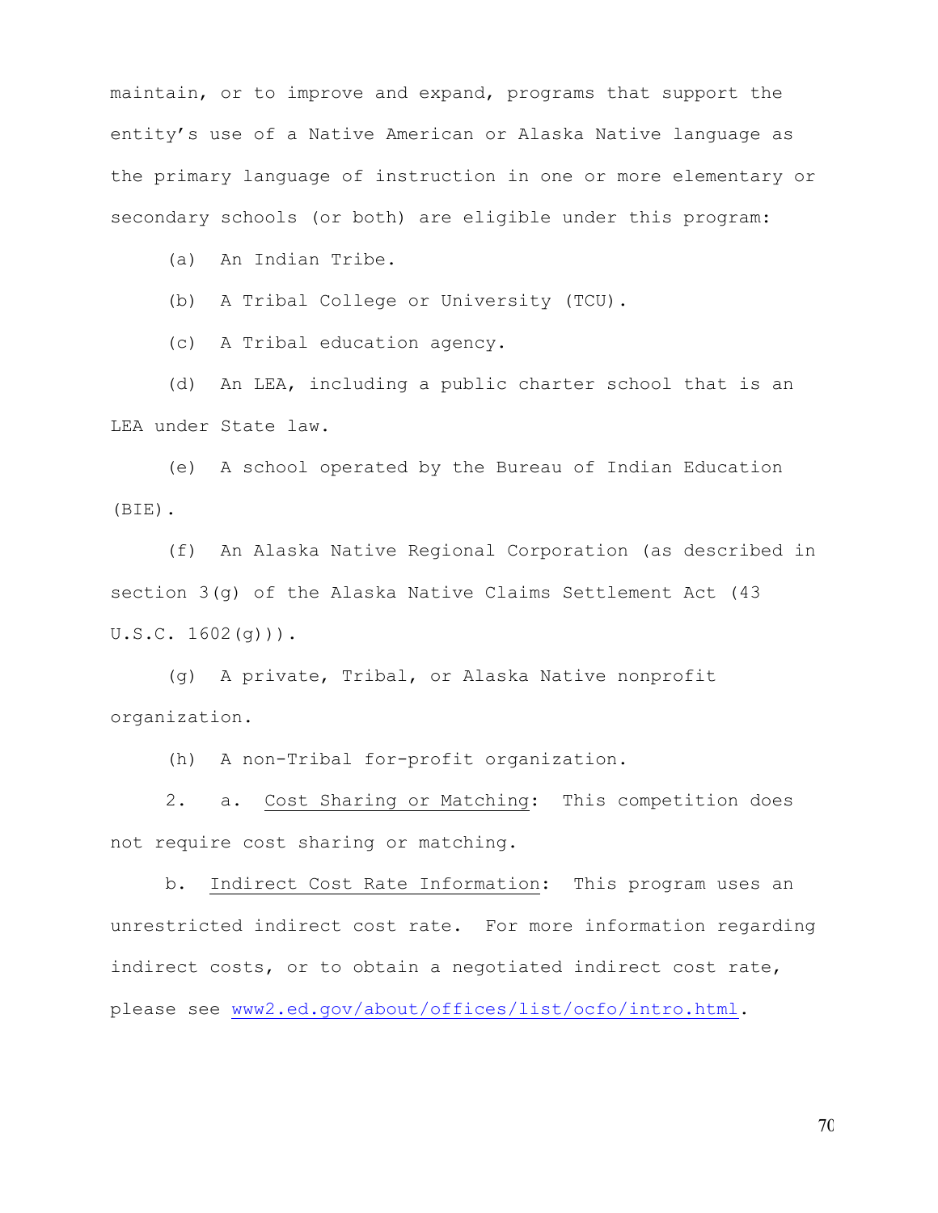maintain, or to improve and expand, programs that support the entity's use of a Native American or Alaska Native language as the primary language of instruction in one or more elementary or secondary schools (or both) are eligible under this program:

(a) An Indian Tribe.

(b) A Tribal College or University (TCU).

(c) A Tribal education agency.

(d) An LEA, including a public charter school that is an LEA under State law.

(e) A school operated by the Bureau of Indian Education (BIE).

(f) An Alaska Native Regional Corporation (as described in section 3(g) of the Alaska Native Claims Settlement Act (43 U.S.C. 1602(g))).

(g) A private, Tribal, or Alaska Native nonprofit organization.

(h) A non-Tribal for-profit organization.

2. a. Cost Sharing or Matching: This competition does not require cost sharing or matching.

b. Indirect Cost Rate Information: This program uses an unrestricted indirect cost rate. For more information regarding indirect costs, or to obtain a negotiated indirect cost rate, please see www2.ed.gov/about/offices/list/ocfo/intro.html.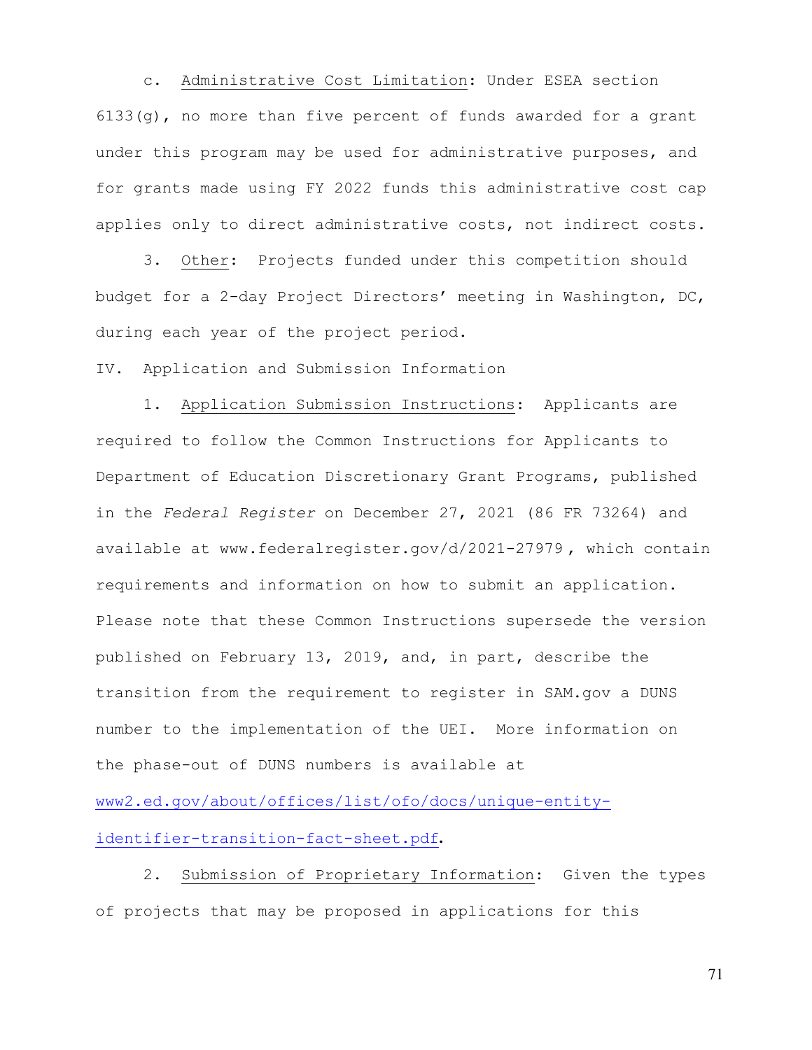c. Administrative Cost Limitation: Under ESEA section 6133(g), no more than five percent of funds awarded for a grant under this program may be used for administrative purposes, and for grants made using FY 2022 funds this administrative cost cap applies only to direct administrative costs, not indirect costs.

3. Other: Projects funded under this competition should budget for a 2-day Project Directors' meeting in Washington, DC, during each year of the project period.

IV. Application and Submission Information

1. Application Submission Instructions: Applicants are required to follow the Common Instructions for Applicants to Department of Education Discretionary Grant Programs, published in the *Federal Register* on December 27, 2021 (86 FR 73264) and available at www.federalregister.gov/d/2021-27979 , which contain requirements and information on how to submit an application. Please note that these Common Instructions supersede the version published on February 13, 2019, and, in part, describe the transition from the requirement to register in SAM.gov a DUNS number to the implementation of the UEI. More information on the phase-out of DUNS numbers is available at www2.ed.gov/about/offices/list/ofo/docs/unique-entity-identifier-transition-fact-sheet.pdf.

2. Submission of Proprietary Information: Given the types of projects that may be proposed in applications for this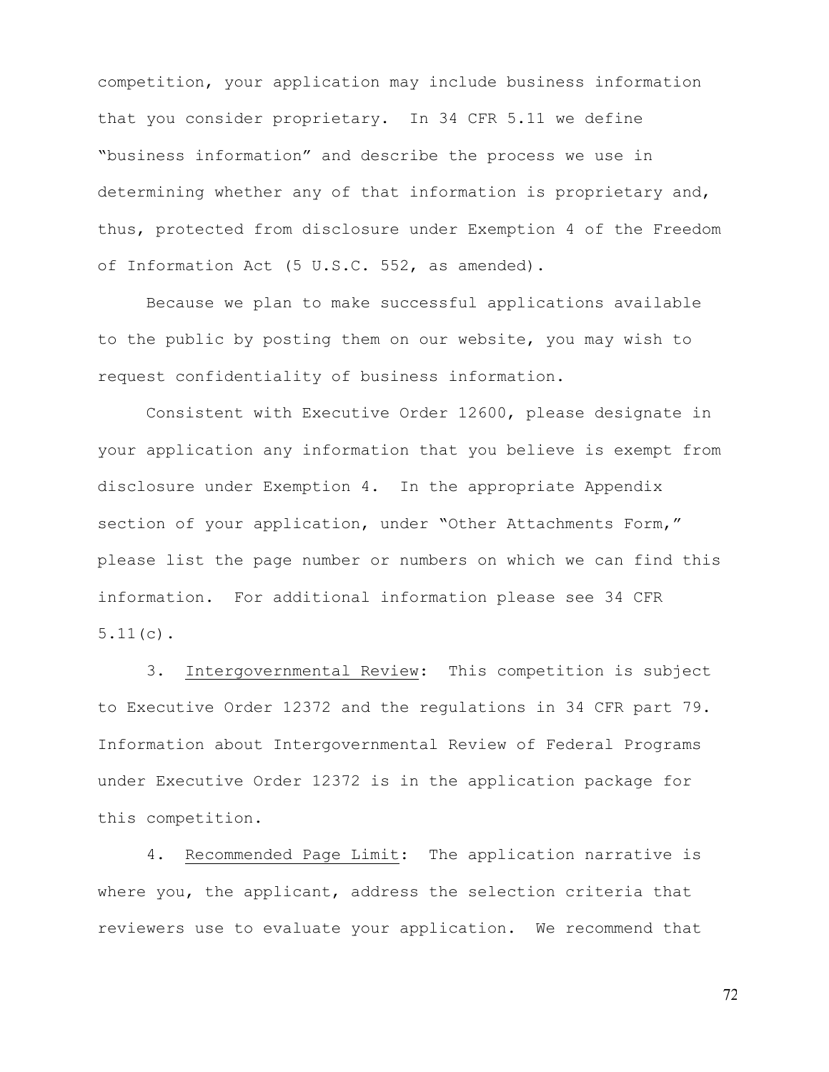competition, your application may include business information that you consider proprietary. In 34 CFR 5.11 we define "business information" and describe the process we use in determining whether any of that information is proprietary and, thus, protected from disclosure under Exemption 4 of the Freedom of Information Act (5 U.S.C. 552, as amended).

Because we plan to make successful applications available to the public by posting them on our website, you may wish to request confidentiality of business information.

Consistent with Executive Order 12600, please designate in your application any information that you believe is exempt from disclosure under Exemption 4. In the appropriate Appendix section of your application, under "Other Attachments Form," please list the page number or numbers on which we can find this information. For additional information please see 34 CFR 5.11(c).

3. Intergovernmental Review: This competition is subject to Executive Order 12372 and the regulations in 34 CFR part 79. Information about Intergovernmental Review of Federal Programs under Executive Order 12372 is in the application package for this competition.

4. Recommended Page Limit: The application narrative is where you, the applicant, address the selection criteria that reviewers use to evaluate your application. We recommend that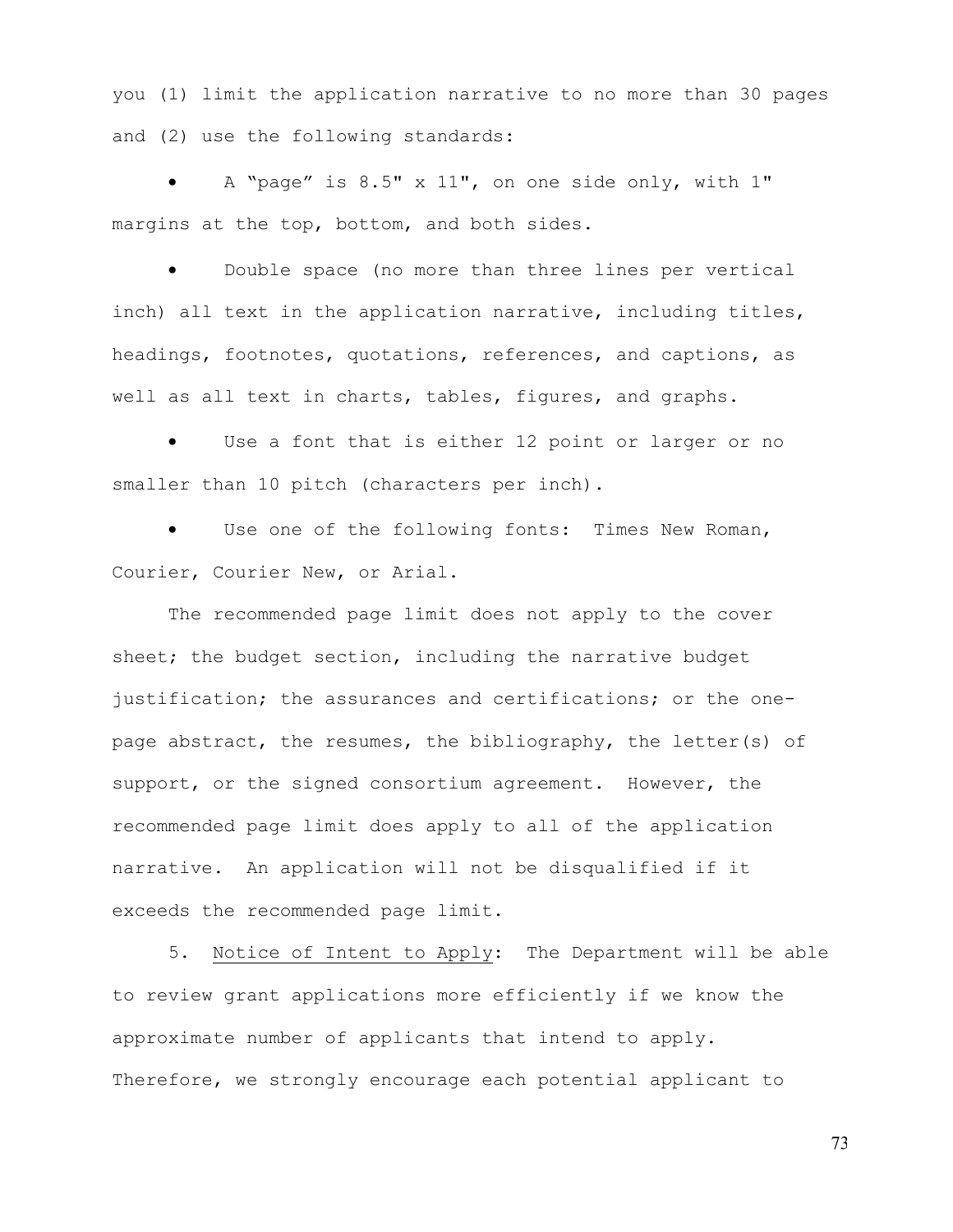you (1) limit the application narrative to no more than 30 pages and (2) use the following standards:

- A "page" is 8.5" x 11", on one side only, with 1" margins at the top, bottom, and both sides.
- Double space (no more than three lines per vertical inch) all text in the application narrative, including titles, headings, footnotes, quotations, references, and captions, as well as all text in charts, tables, figures, and graphs.
- Use a font that is either 12 point or larger or no smaller than 10 pitch (characters per inch).
- Use one of the following fonts: Times New Roman, Courier, Courier New, or Arial.

The recommended page limit does not apply to the cover sheet; the budget section, including the narrative budget justification; the assurances and certifications; or the one-page abstract, the resumes, the bibliography, the letter(s) of support, or the signed consortium agreement. However, the recommended page limit does apply to all of the application narrative. An application will not be disqualified if it exceeds the recommended page limit.

5. Notice of Intent to Apply: The Department will be able to review grant applications more efficiently if we know the approximate number of applicants that intend to apply. Therefore, we strongly encourage each potential applicant to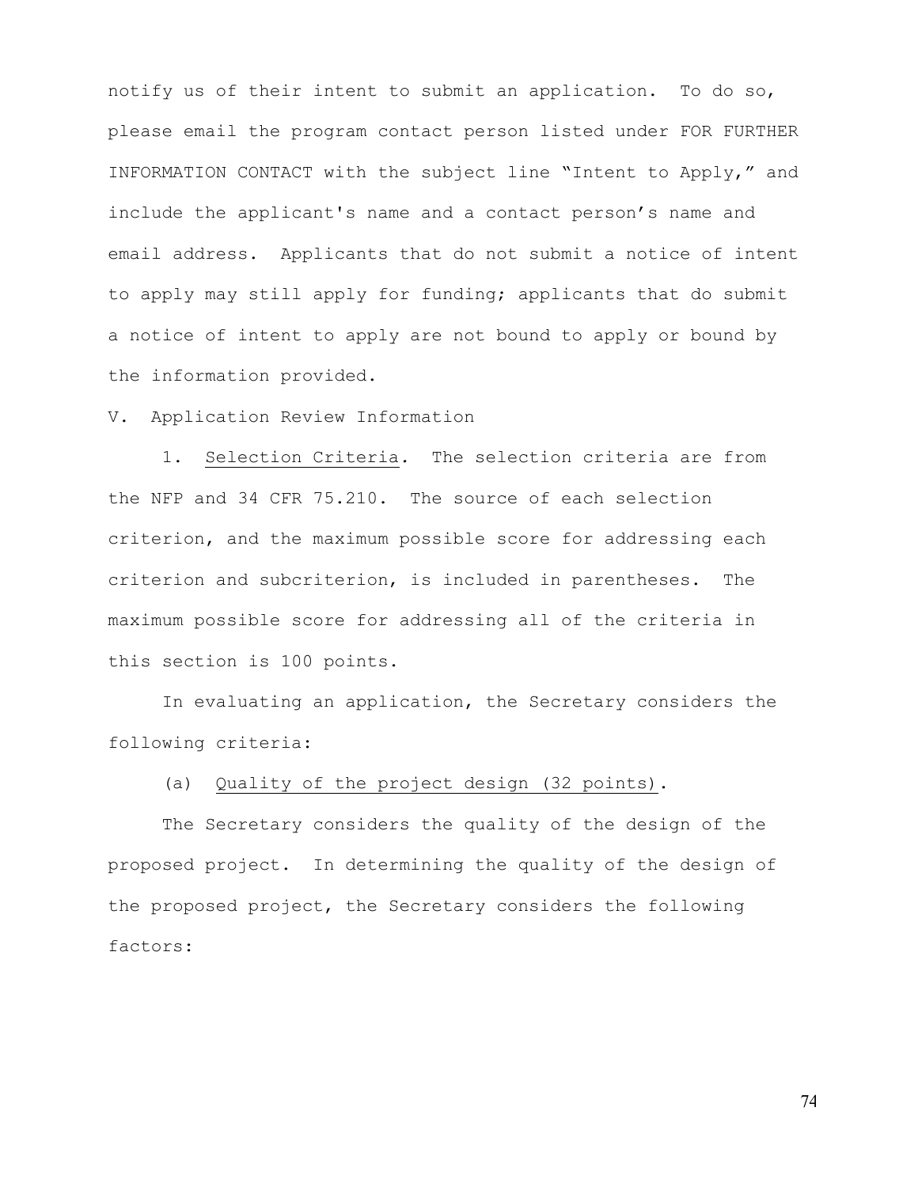notify us of their intent to submit an application. To do so, please email the program contact person listed under FOR FURTHER INFORMATION CONTACT with the subject line "Intent to Apply," and include the applicant's name and a contact person's name and email address. Applicants that do not submit a notice of intent to apply may still apply for funding; applicants that do submit a notice of intent to apply are not bound to apply or bound by the information provided.

V. Application Review Information

1. Selection Criteria. The selection criteria are from the NFP and 34 CFR 75.210. The source of each selection criterion, and the maximum possible score for addressing each criterion and subcriterion, is included in parentheses. The maximum possible score for addressing all of the criteria in this section is 100 points.

In evaluating an application, the Secretary considers the following criteria:

(a) Quality of the project design (32 points).

The Secretary considers the quality of the design of the proposed project. In determining the quality of the design of the proposed project, the Secretary considers the following factors: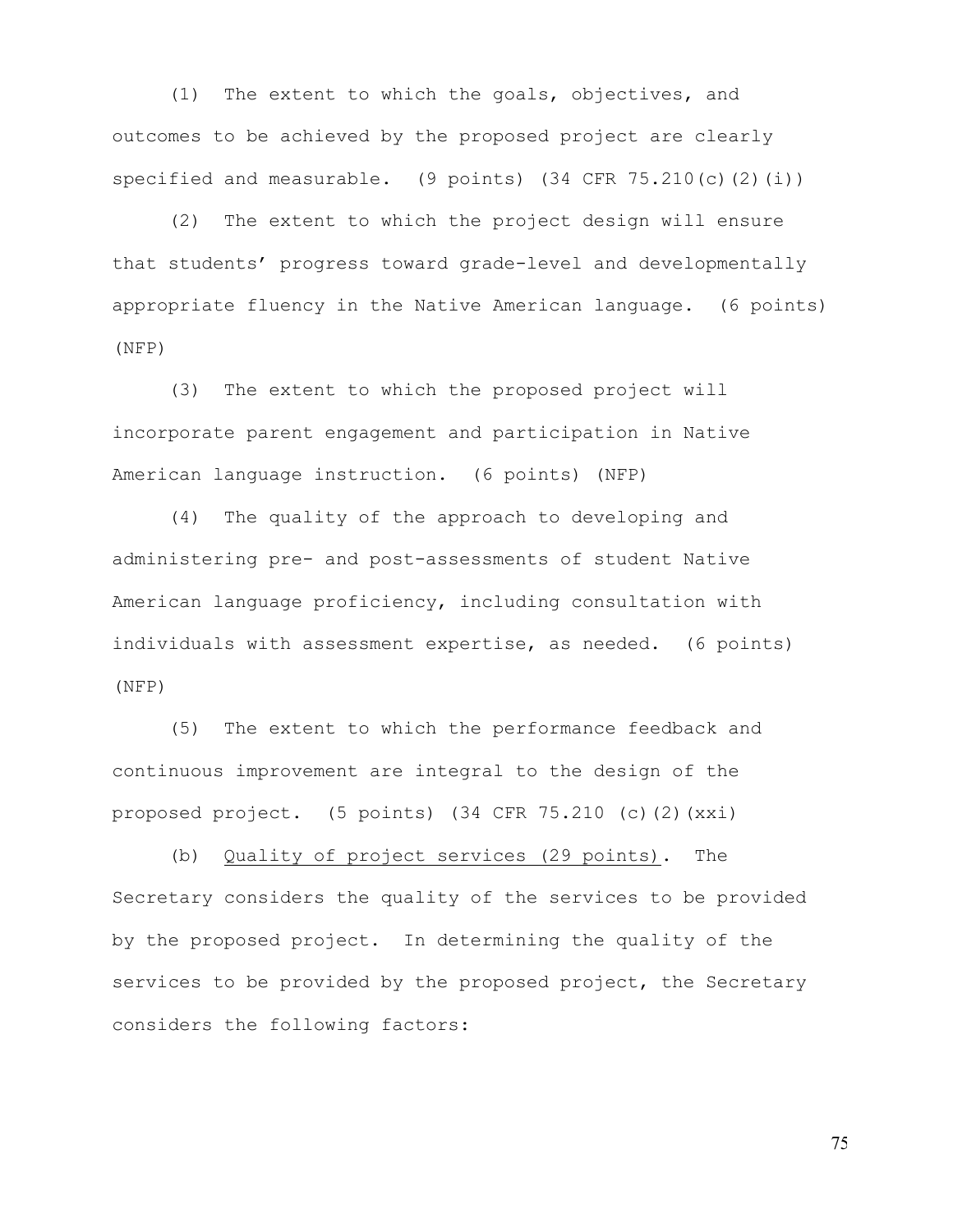(1) The extent to which the goals, objectives, and outcomes to be achieved by the proposed project are clearly specified and measurable. (9 points) (34 CFR 75.210(c)(2)(i))

(2) The extent to which the project design will ensure that students' progress toward grade-level and developmentally appropriate fluency in the Native American language. (6 points) (NFP)

(3) The extent to which the proposed project will incorporate parent engagement and participation in Native American language instruction. (6 points) (NFP)

(4) The quality of the approach to developing and administering pre- and post-assessments of student Native American language proficiency, including consultation with individuals with assessment expertise, as needed. (6 points) (NFP)

(5) The extent to which the performance feedback and continuous improvement are integral to the design of the proposed project. (5 points) (34 CFR 75.210 (c)(2)(xxi)

(b) Quality of project services (29 points). The Secretary considers the quality of the services to be provided by the proposed project. In determining the quality of the services to be provided by the proposed project, the Secretary considers the following factors: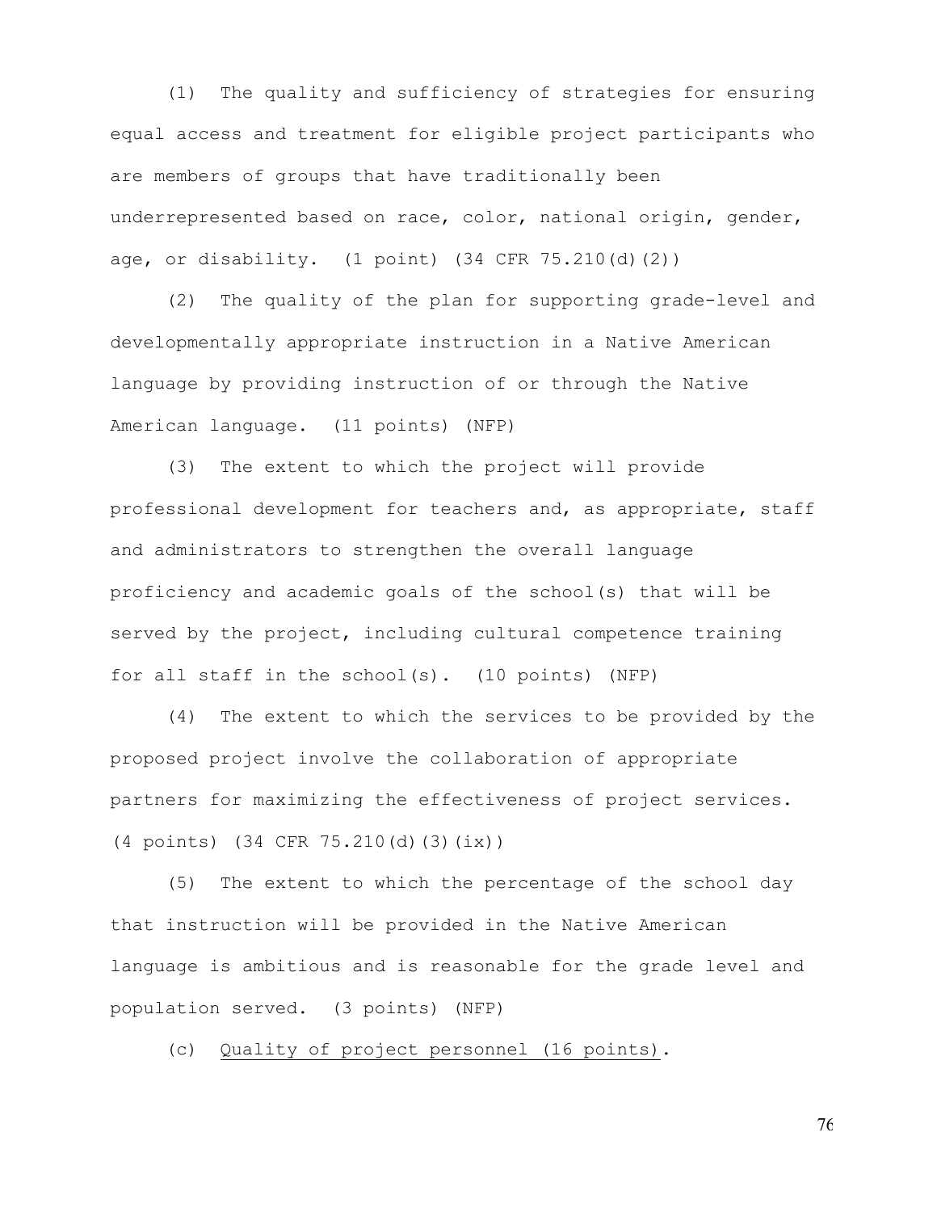(1) The quality and sufficiency of strategies for ensuring equal access and treatment for eligible project participants who are members of groups that have traditionally been underrepresented based on race, color, national origin, gender, age, or disability. (1 point) (34 CFR 75.210(d)(2))

(2) The quality of the plan for supporting grade-level and developmentally appropriate instruction in a Native American language by providing instruction of or through the Native American language. (11 points) (NFP)

(3) The extent to which the project will provide professional development for teachers and, as appropriate, staff and administrators to strengthen the overall language proficiency and academic goals of the school(s) that will be served by the project, including cultural competence training for all staff in the school(s). (10 points) (NFP)

(4) The extent to which the services to be provided by the proposed project involve the collaboration of appropriate partners for maximizing the effectiveness of project services. (4 points) (34 CFR 75.210(d)(3)(ix))

(5) The extent to which the percentage of the school day that instruction will be provided in the Native American language is ambitious and is reasonable for the grade level and population served. (3 points) (NFP)

(c) Quality of project personnel (16 points).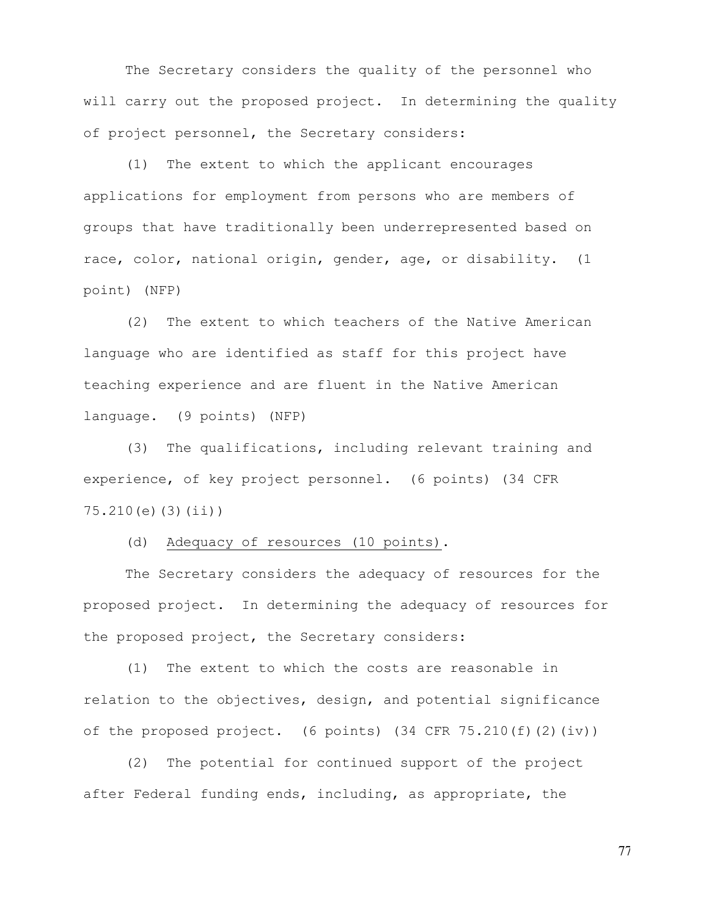The Secretary considers the quality of the personnel who will carry out the proposed project. In determining the quality of project personnel, the Secretary considers:

(1) The extent to which the applicant encourages applications for employment from persons who are members of groups that have traditionally been underrepresented based on race, color, national origin, gender, age, or disability. (1 point) (NFP)

(2) The extent to which teachers of the Native American language who are identified as staff for this project have teaching experience and are fluent in the Native American language. (9 points) (NFP)

(3) The qualifications, including relevant training and experience, of key project personnel. (6 points) (34 CFR 75.210(e)(3)(ii))

(d) <u>Adequacy of resources (10 points)</u>.

The Secretary considers the adequacy of resources for the proposed project. In determining the adequacy of resources for the proposed project, the Secretary considers:

(1) The extent to which the costs are reasonable in relation to the objectives, design, and potential significance of the proposed project. (6 points) (34 CFR 75.210(f)(2)(iv))

(2) The potential for continued support of the project after Federal funding ends, including, as appropriate, the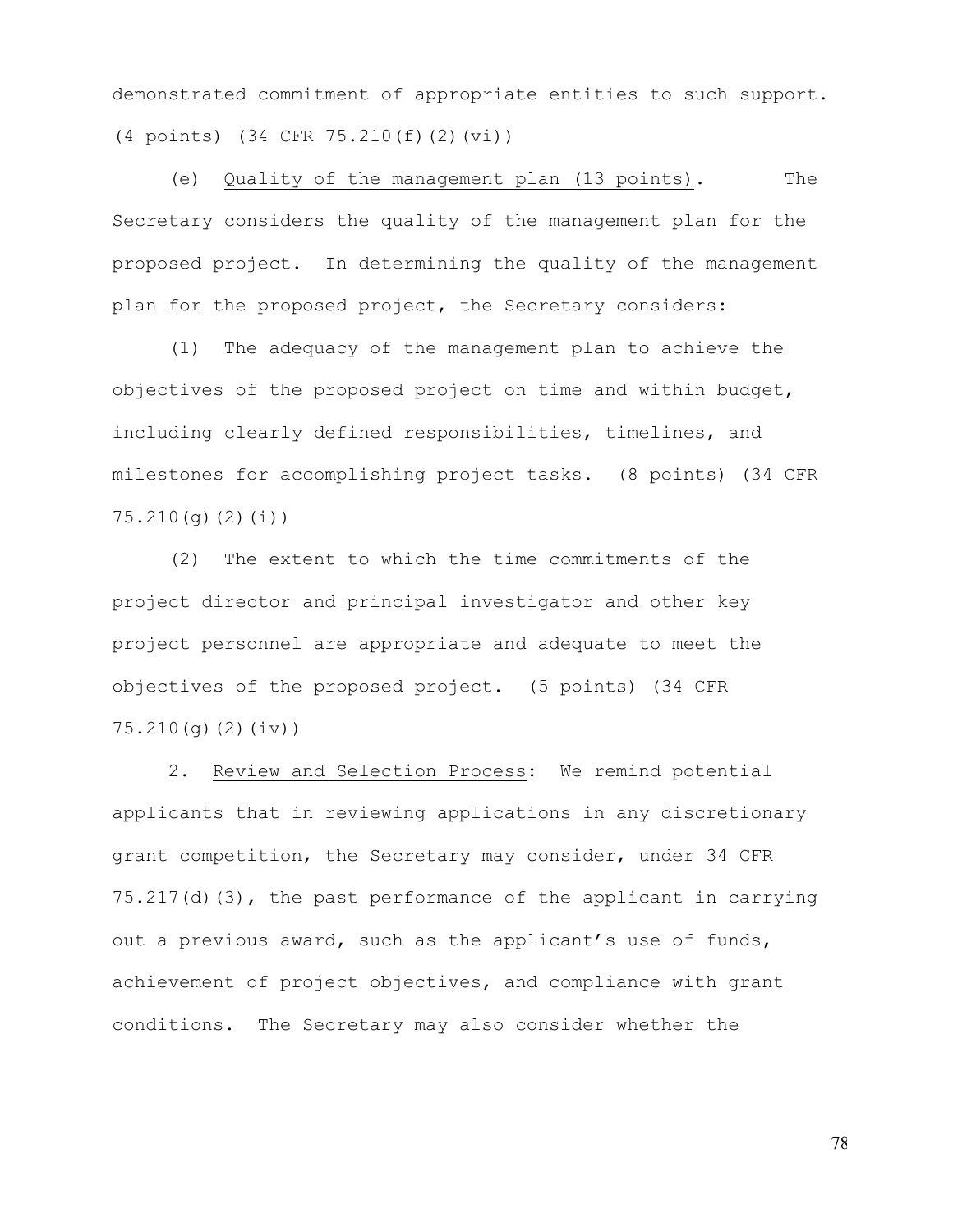demonstrated commitment of appropriate entities to such support. (4 points) (34 CFR 75.210(f)(2)(vi))

(e) Quality of the management plan (13 points). The Secretary considers the quality of the management plan for the proposed project. In determining the quality of the management plan for the proposed project, the Secretary considers:

(1) The adequacy of the management plan to achieve the objectives of the proposed project on time and within budget, including clearly defined responsibilities, timelines, and milestones for accomplishing project tasks. (8 points) (34 CFR 75.210(g)(2)(i))

(2) The extent to which the time commitments of the project director and principal investigator and other key project personnel are appropriate and adequate to meet the objectives of the proposed project. (5 points) (34 CFR 75.210(g)(2)(iv))

2. Review and Selection Process: We remind potential applicants that in reviewing applications in any discretionary grant competition, the Secretary may consider, under 34 CFR 75.217(d)(3), the past performance of the applicant in carrying out a previous award, such as the applicant's use of funds, achievement of project objectives, and compliance with grant conditions. The Secretary may also consider whether the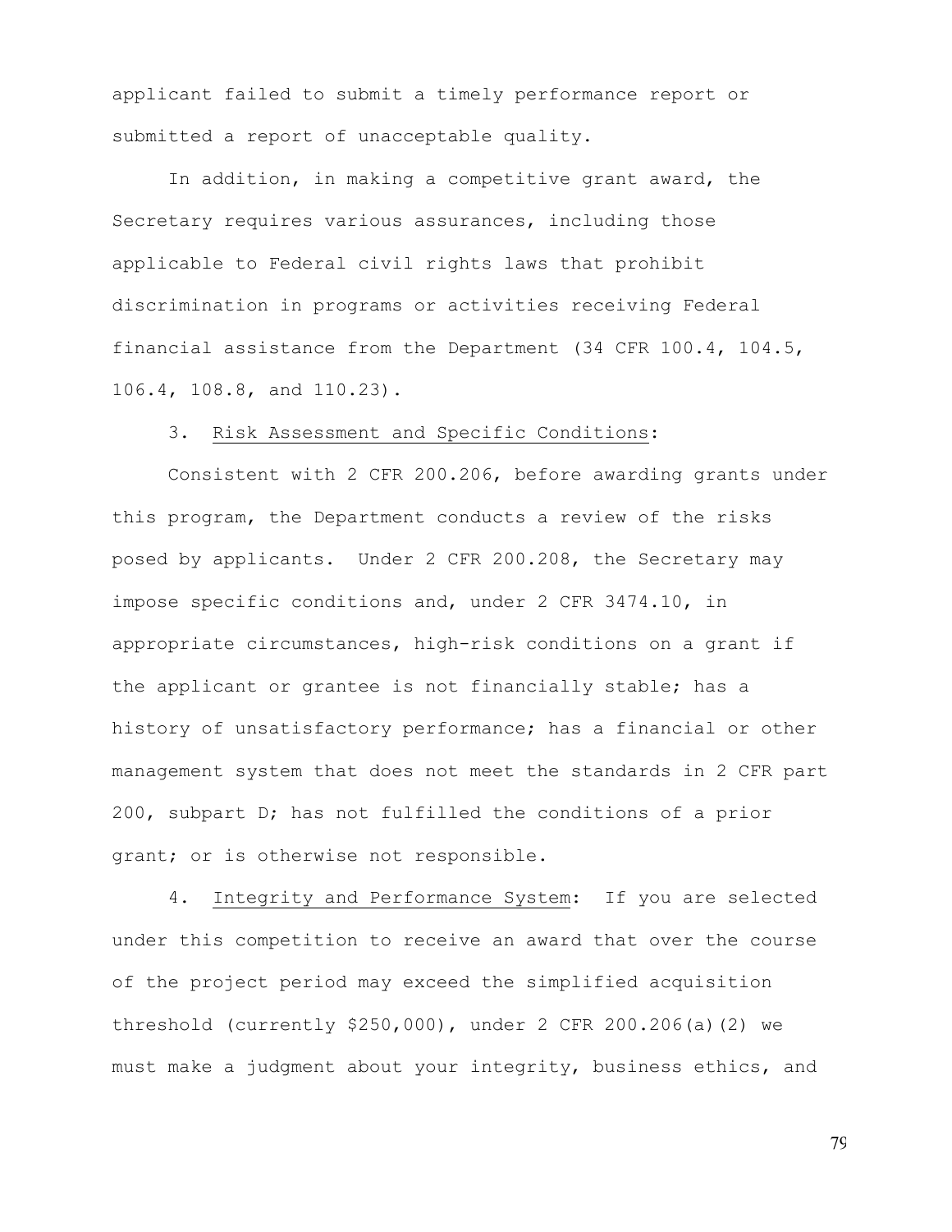applicant failed to submit a timely performance report or submitted a report of unacceptable quality.

In addition, in making a competitive grant award, the Secretary requires various assurances, including those applicable to Federal civil rights laws that prohibit discrimination in programs or activities receiving Federal financial assistance from the Department (34 CFR 100.4, 104.5, 106.4, 108.8, and 110.23).

3. Risk Assessment and Specific Conditions:

Consistent with 2 CFR 200.206, before awarding grants under this program, the Department conducts a review of the risks posed by applicants. Under 2 CFR 200.208, the Secretary may impose specific conditions and, under 2 CFR 3474.10, in appropriate circumstances, high-risk conditions on a grant if the applicant or grantee is not financially stable; has a history of unsatisfactory performance; has a financial or other management system that does not meet the standards in 2 CFR part 200, subpart D; has not fulfilled the conditions of a prior grant; or is otherwise not responsible.

4. Integrity and Performance System: If you are selected under this competition to receive an award that over the course of the project period may exceed the simplified acquisition threshold (currently $250,000), under 2 CFR 200.206(a)(2) we must make a judgment about your integrity, business ethics, and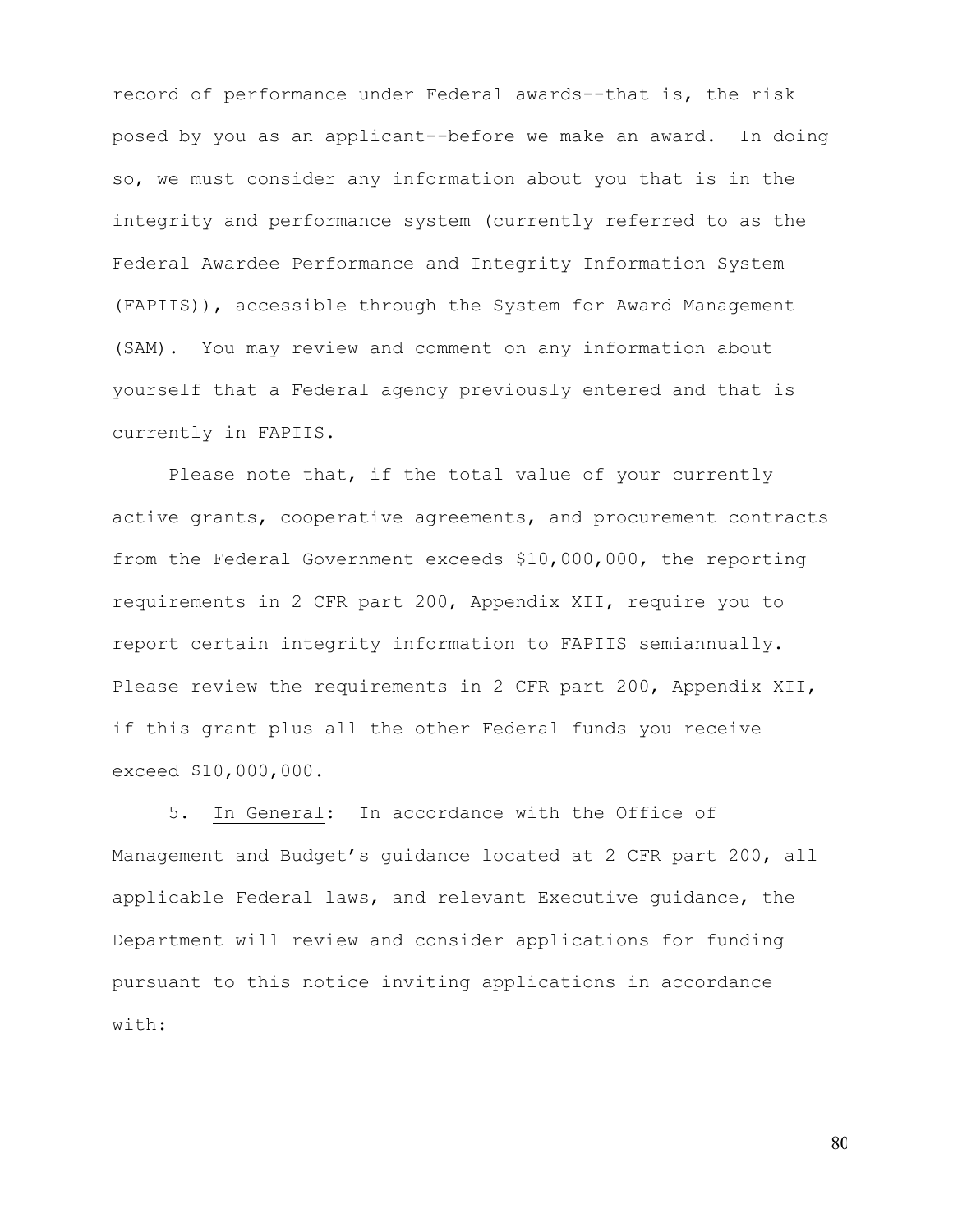record of performance under Federal awards--that is, the risk posed by you as an applicant--before we make an award. In doing so, we must consider any information about you that is in the integrity and performance system (currently referred to as the Federal Awardee Performance and Integrity Information System (FAPIIS)), accessible through the System for Award Management (SAM). You may review and comment on any information about yourself that a Federal agency previously entered and that is currently in FAPIIS.

Please note that, if the total value of your currently active grants, cooperative agreements, and procurement contracts from the Federal Government exceeds $10,000,000, the reporting requirements in 2 CFR part 200, Appendix XII, require you to report certain integrity information to FAPIIS semiannually. Please review the requirements in 2 CFR part 200, Appendix XII, if this grant plus all the other Federal funds you receive exceed $10,000,000.

5. <u>In General</u>: In accordance with the Office of Management and Budget's guidance located at 2 CFR part 200, all applicable Federal laws, and relevant Executive guidance, the Department will review and consider applications for funding pursuant to this notice inviting applications in accordance with: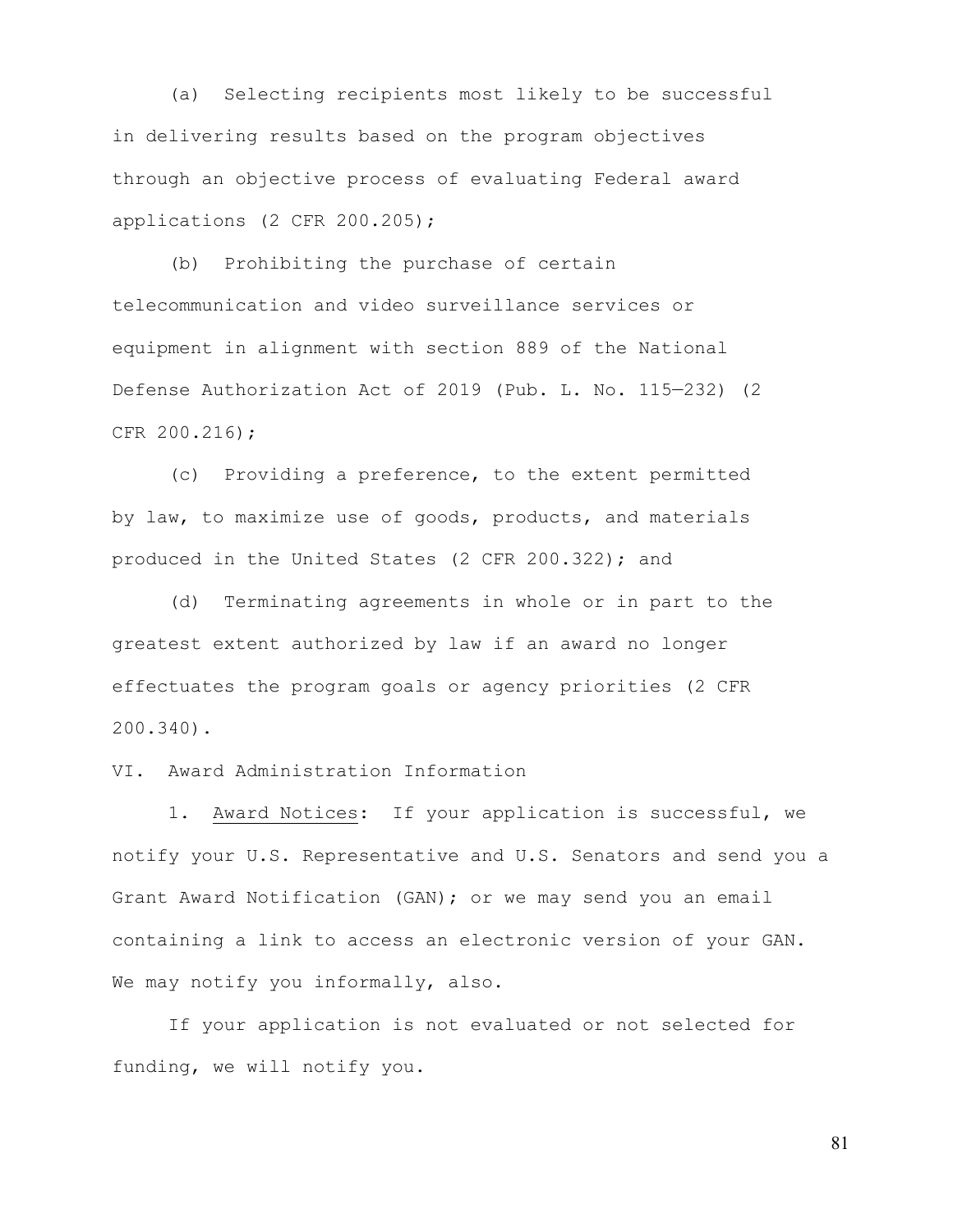(a) Selecting recipients most likely to be successful in delivering results based on the program objectives through an objective process of evaluating Federal award applications (2 CFR 200.205);

(b) Prohibiting the purchase of certain telecommunication and video surveillance services or equipment in alignment with section 889 of the National Defense Authorization Act of 2019 (Pub. L. No. 115—232) (2 CFR 200.216);

(c) Providing a preference, to the extent permitted by law, to maximize use of goods, products, and materials produced in the United States (2 CFR 200.322); and

(d) Terminating agreements in whole or in part to the greatest extent authorized by law if an award no longer effectuates the program goals or agency priorities (2 CFR 200.340).

## VI. Award Administration Information

1. Award Notices: If your application is successful, we notify your U.S. Representative and U.S. Senators and send you a Grant Award Notification (GAN); or we may send you an email containing a link to access an electronic version of your GAN. We may notify you informally, also.

If your application is not evaluated or not selected for funding, we will notify you.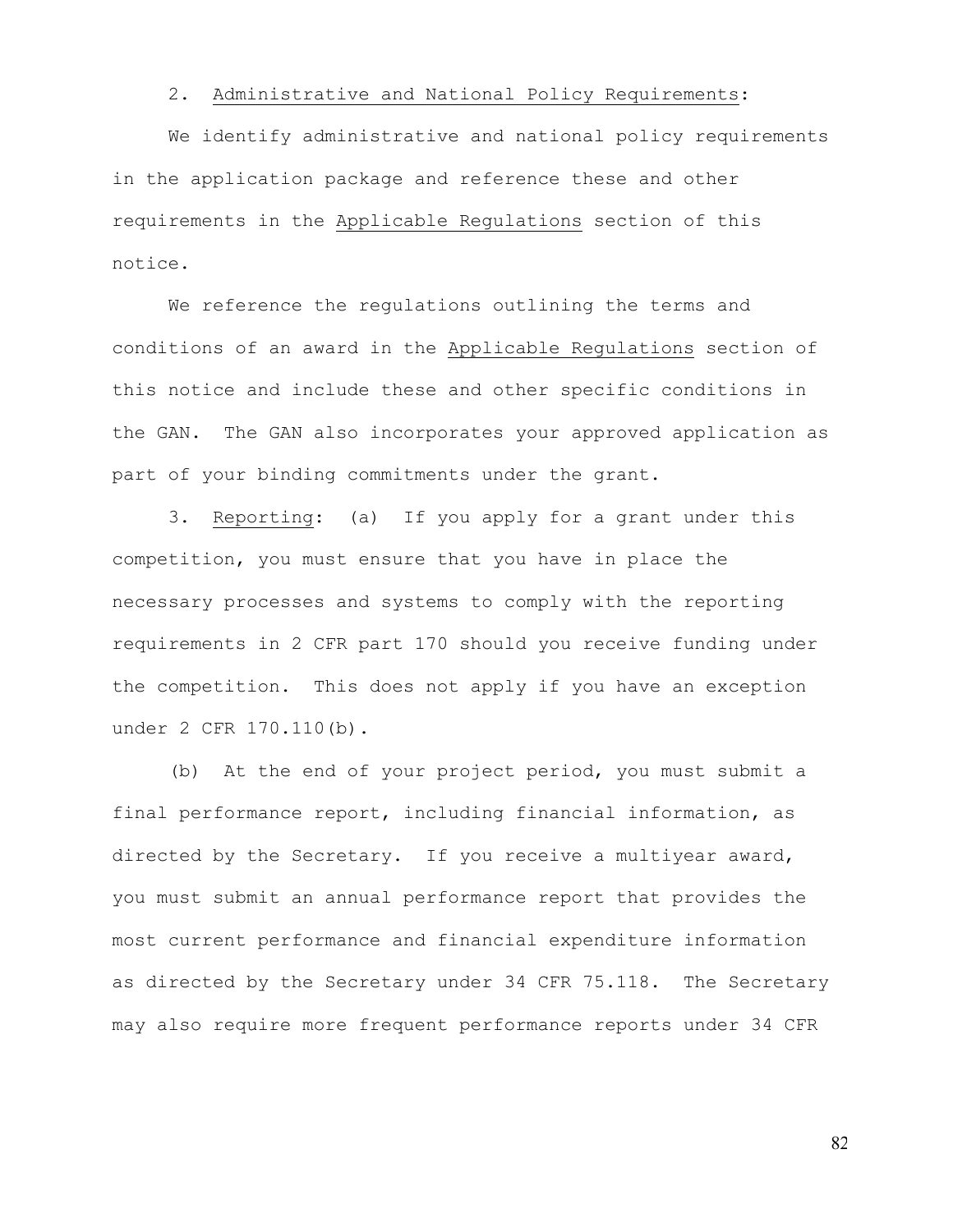2. Administrative and National Policy Requirements:

We identify administrative and national policy requirements in the application package and reference these and other requirements in the Applicable Regulations section of this notice.

We reference the regulations outlining the terms and conditions of an award in the Applicable Regulations section of this notice and include these and other specific conditions in the GAN. The GAN also incorporates your approved application as part of your binding commitments under the grant.

3. Reporting: (a) If you apply for a grant under this competition, you must ensure that you have in place the necessary processes and systems to comply with the reporting requirements in 2 CFR part 170 should you receive funding under the competition. This does not apply if you have an exception under 2 CFR 170.110(b).

(b) At the end of your project period, you must submit a final performance report, including financial information, as directed by the Secretary. If you receive a multiyear award, you must submit an annual performance report that provides the most current performance and financial expenditure information as directed by the Secretary under 34 CFR 75.118. The Secretary may also require more frequent performance reports under 34 CFR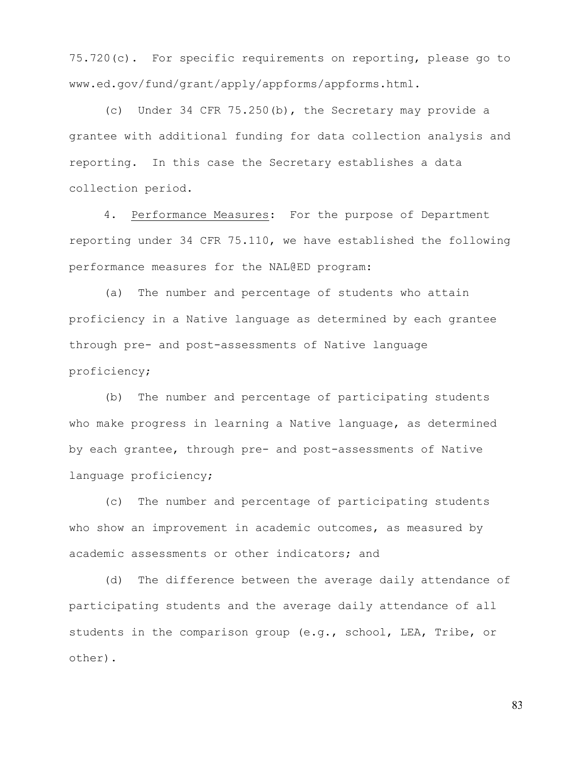75.720(c). For specific requirements on reporting, please go to www.ed.gov/fund/grant/apply/appforms/appforms.html.

(c) Under 34 CFR 75.250(b), the Secretary may provide a grantee with additional funding for data collection analysis and reporting. In this case the Secretary establishes a data collection period.

4. Performance Measures: For the purpose of Department reporting under 34 CFR 75.110, we have established the following performance measures for the NAL@ED program:

(a) The number and percentage of students who attain proficiency in a Native language as determined by each grantee through pre- and post-assessments of Native language proficiency;

(b) The number and percentage of participating students who make progress in learning a Native language, as determined by each grantee, through pre- and post-assessments of Native language proficiency;

(c) The number and percentage of participating students who show an improvement in academic outcomes, as measured by academic assessments or other indicators; and

(d) The difference between the average daily attendance of participating students and the average daily attendance of all students in the comparison group (e.g., school, LEA, Tribe, or other).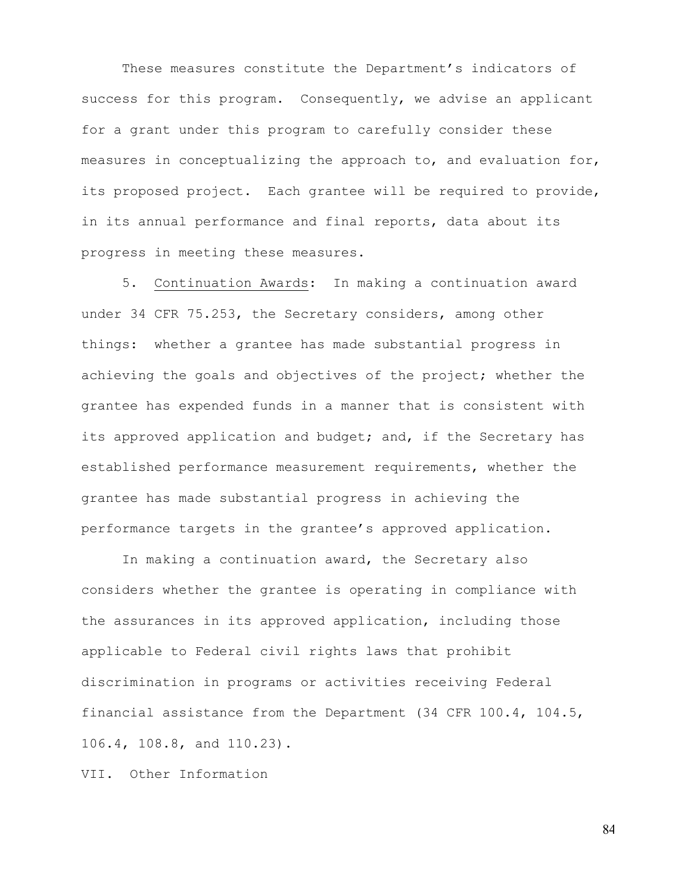These measures constitute the Department’s indicators of success for this program. Consequently, we advise an applicant for a grant under this program to carefully consider these measures in conceptualizing the approach to, and evaluation for, its proposed project. Each grantee will be required to provide, in its annual performance and final reports, data about its progress in meeting these measures.

5. Continuation Awards: In making a continuation award under 34 CFR 75.253, the Secretary considers, among other things: whether a grantee has made substantial progress in achieving the goals and objectives of the project; whether the grantee has expended funds in a manner that is consistent with its approved application and budget; and, if the Secretary has established performance measurement requirements, whether the grantee has made substantial progress in achieving the performance targets in the grantee’s approved application.

In making a continuation award, the Secretary also considers whether the grantee is operating in compliance with the assurances in its approved application, including those applicable to Federal civil rights laws that prohibit discrimination in programs or activities receiving Federal financial assistance from the Department (34 CFR 100.4, 104.5, 106.4, 108.8, and 110.23).

## VII. Other Information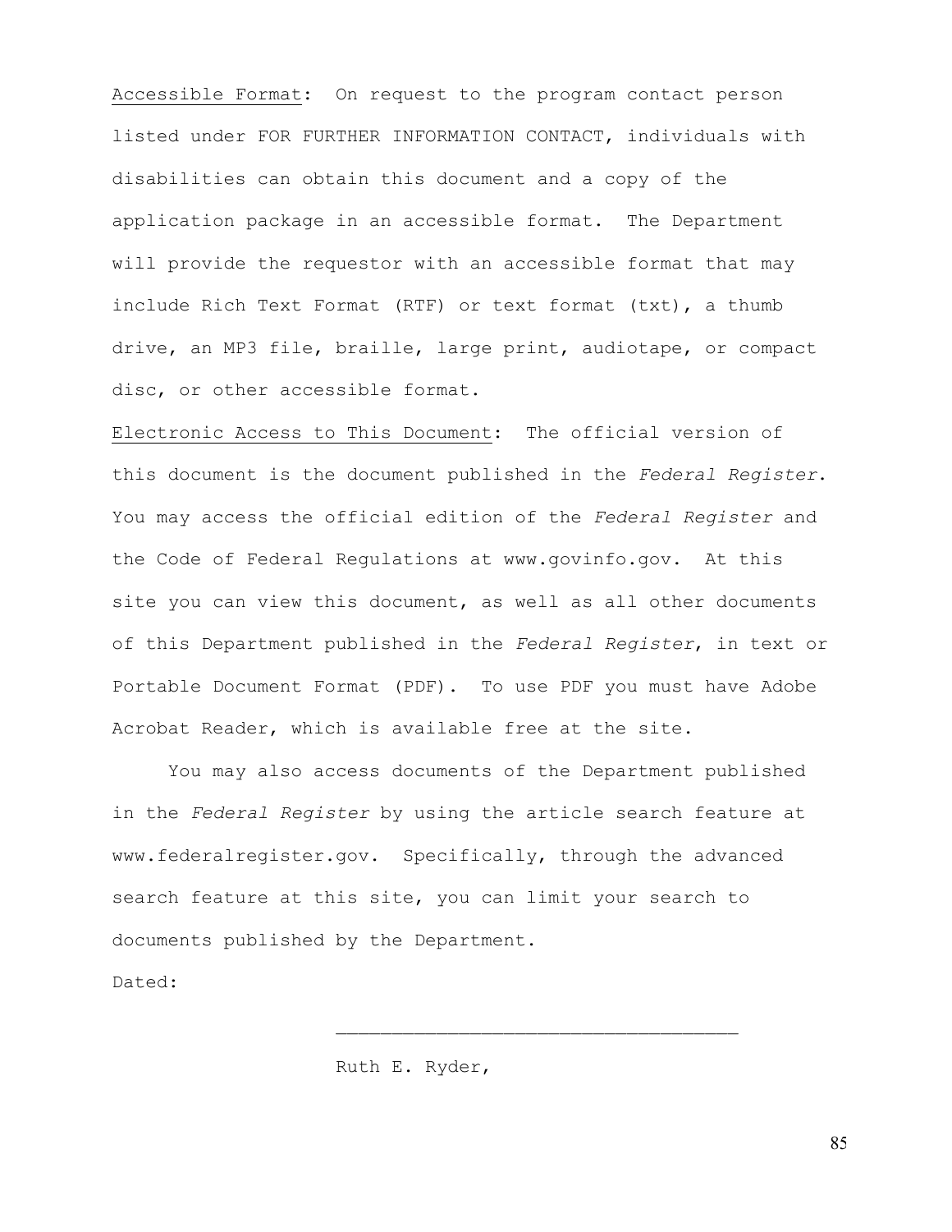Accessible Format: On request to the program contact person listed under FOR FURTHER INFORMATION CONTACT, individuals with disabilities can obtain this document and a copy of the application package in an accessible format. The Department will provide the requestor with an accessible format that may include Rich Text Format (RTF) or text format (txt), a thumb drive, an MP3 file, braille, large print, audiotape, or compact disc, or other accessible format.

Electronic Access to This Document: The official version of this document is the document published in the *Federal Register*. You may access the official edition of the *Federal Register* and the Code of Federal Regulations at www.govinfo.gov. At this site you can view this document, as well as all other documents of this Department published in the *Federal Register*, in text or Portable Document Format (PDF). To use PDF you must have Adobe Acrobat Reader, which is available free at the site.

You may also access documents of the Department published in the *Federal Register* by using the article search feature at www.federalregister.gov. Specifically, through the advanced search feature at this site, you can limit your search to documents published by the Department.

Dated:

\_\_\_\_\_\_\_\_\_\_\_\_\_\_\_\_\_\_\_\_\_\_\_\_\_\_\_\_\_\_\_\_\_\_\_\_

Ruth E. Ryder,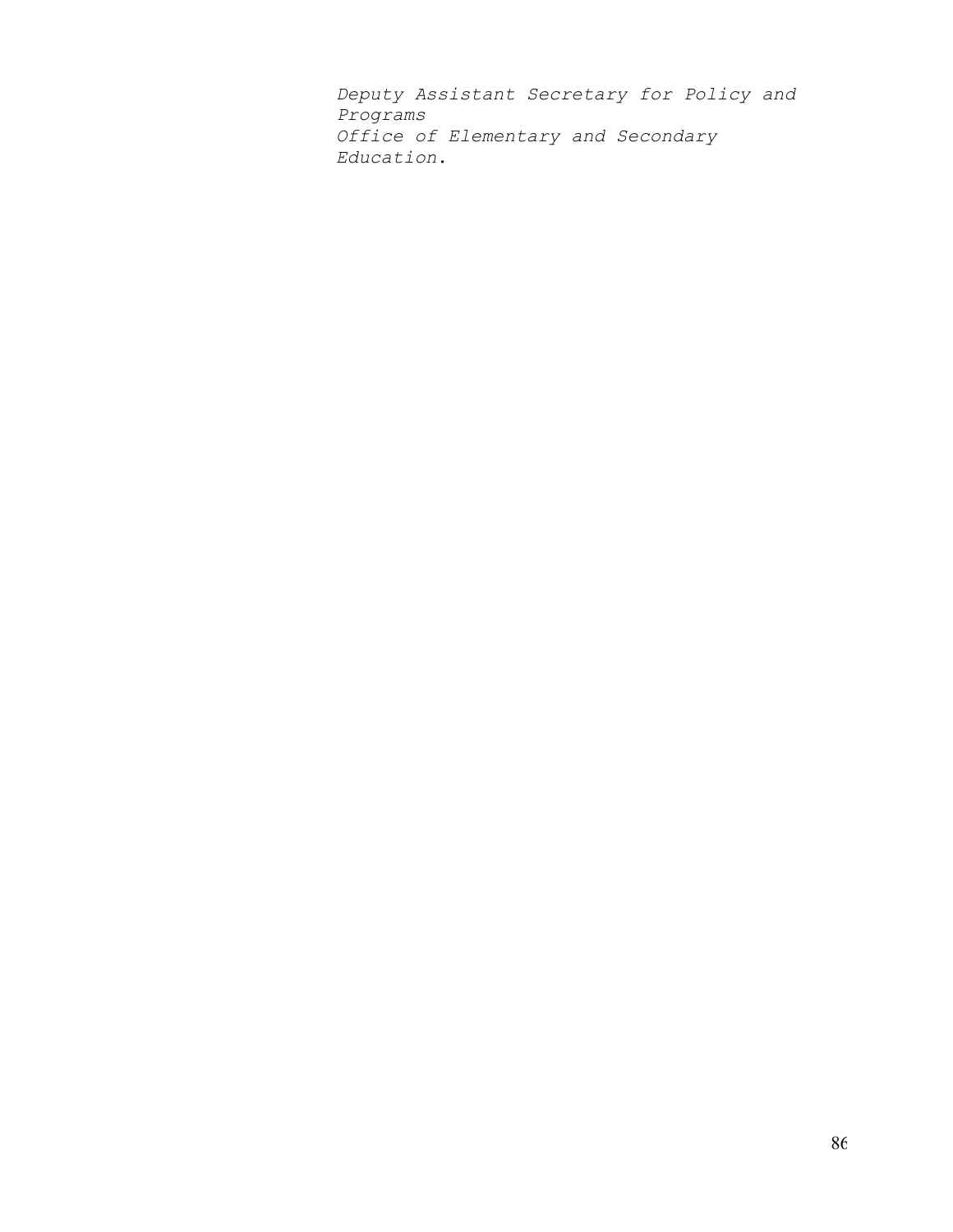*Deputy Assistant Secretary for Policy and Programs*
*Office of Elementary and Secondary Education*.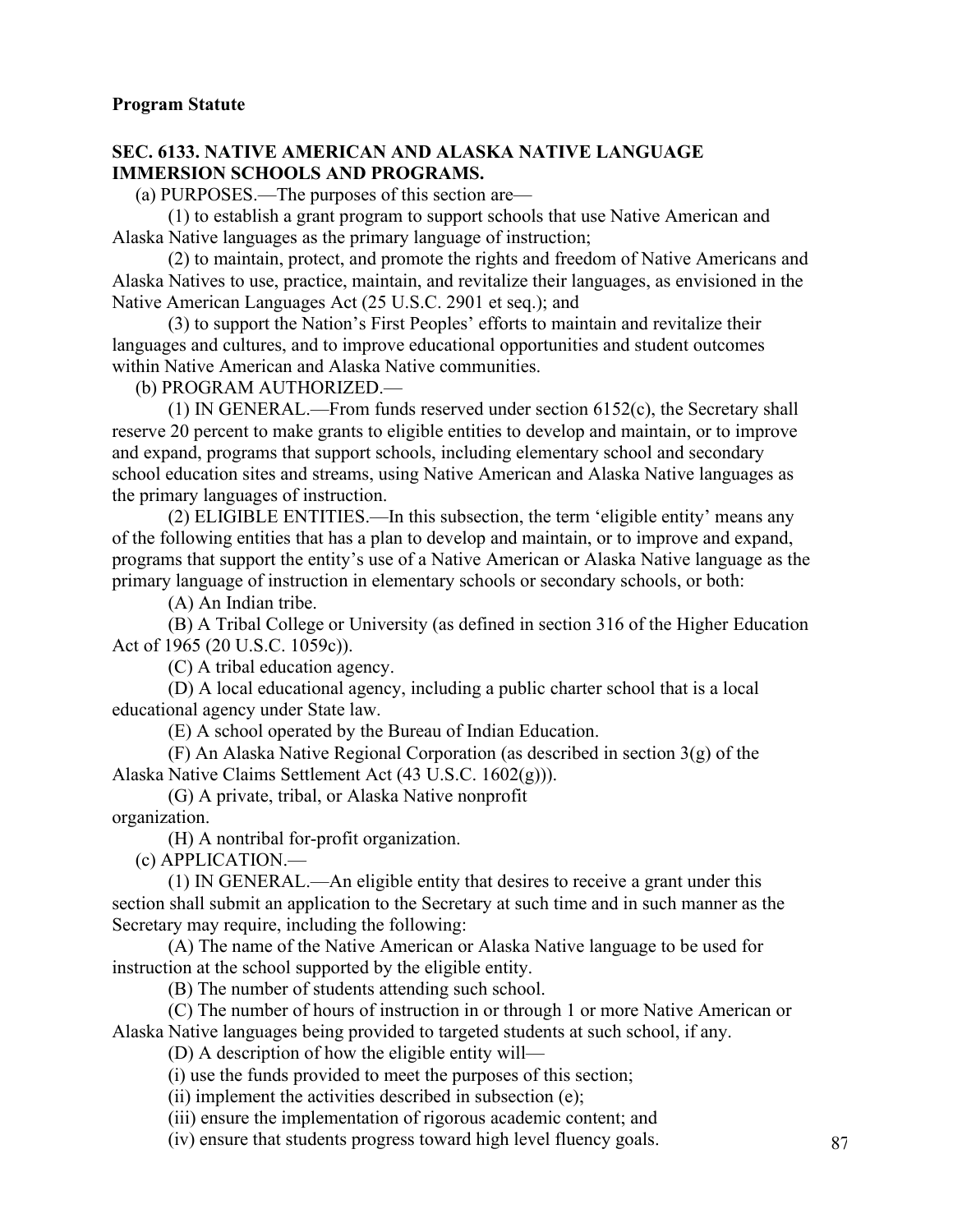**Program Statute**

**SEC. 6133. NATIVE AMERICAN AND ALASKA NATIVE LANGUAGE IMMERSION SCHOOLS AND PROGRAMS.**

(a) PURPOSES.—The purposes of this section are—

(1) to establish a grant program to support schools that use Native American and Alaska Native languages as the primary language of instruction;

(2) to maintain, protect, and promote the rights and freedom of Native Americans and Alaska Natives to use, practice, maintain, and revitalize their languages, as envisioned in the Native American Languages Act (25 U.S.C. 2901 et seq.); and

(3) to support the Nation's First Peoples' efforts to maintain and revitalize their languages and cultures, and to improve educational opportunities and student outcomes within Native American and Alaska Native communities.

(b) PROGRAM AUTHORIZED.—

(1) IN GENERAL.—From funds reserved under section 6152(c), the Secretary shall reserve 20 percent to make grants to eligible entities to develop and maintain, or to improve and expand, programs that support schools, including elementary school and secondary school education sites and streams, using Native American and Alaska Native languages as the primary languages of instruction.

(2) ELIGIBLE ENTITIES.—In this subsection, the term 'eligible entity' means any of the following entities that has a plan to develop and maintain, or to improve and expand, programs that support the entity's use of a Native American or Alaska Native language as the primary language of instruction in elementary schools or secondary schools, or both:

(A) An Indian tribe.

(B) A Tribal College or University (as defined in section 316 of the Higher Education Act of 1965 (20 U.S.C. 1059c)).

(C) A tribal education agency.

(D) A local educational agency, including a public charter school that is a local educational agency under State law.

(E) A school operated by the Bureau of Indian Education.

(F) An Alaska Native Regional Corporation (as described in section 3(g) of the Alaska Native Claims Settlement Act (43 U.S.C. 1602(g))).

(G) A private, tribal, or Alaska Native nonprofit organization.

(H) A nontribal for-profit organization.

(c) APPLICATION.—

(1) IN GENERAL.—An eligible entity that desires to receive a grant under this section shall submit an application to the Secretary at such time and in such manner as the Secretary may require, including the following:

(A) The name of the Native American or Alaska Native language to be used for instruction at the school supported by the eligible entity.

(B) The number of students attending such school.

(C) The number of hours of instruction in or through 1 or more Native American or Alaska Native languages being provided to targeted students at such school, if any.

(D) A description of how the eligible entity will—

(i) use the funds provided to meet the purposes of this section;

(ii) implement the activities described in subsection (e);

(iii) ensure the implementation of rigorous academic content; and

(iv) ensure that students progress toward high level fluency goals.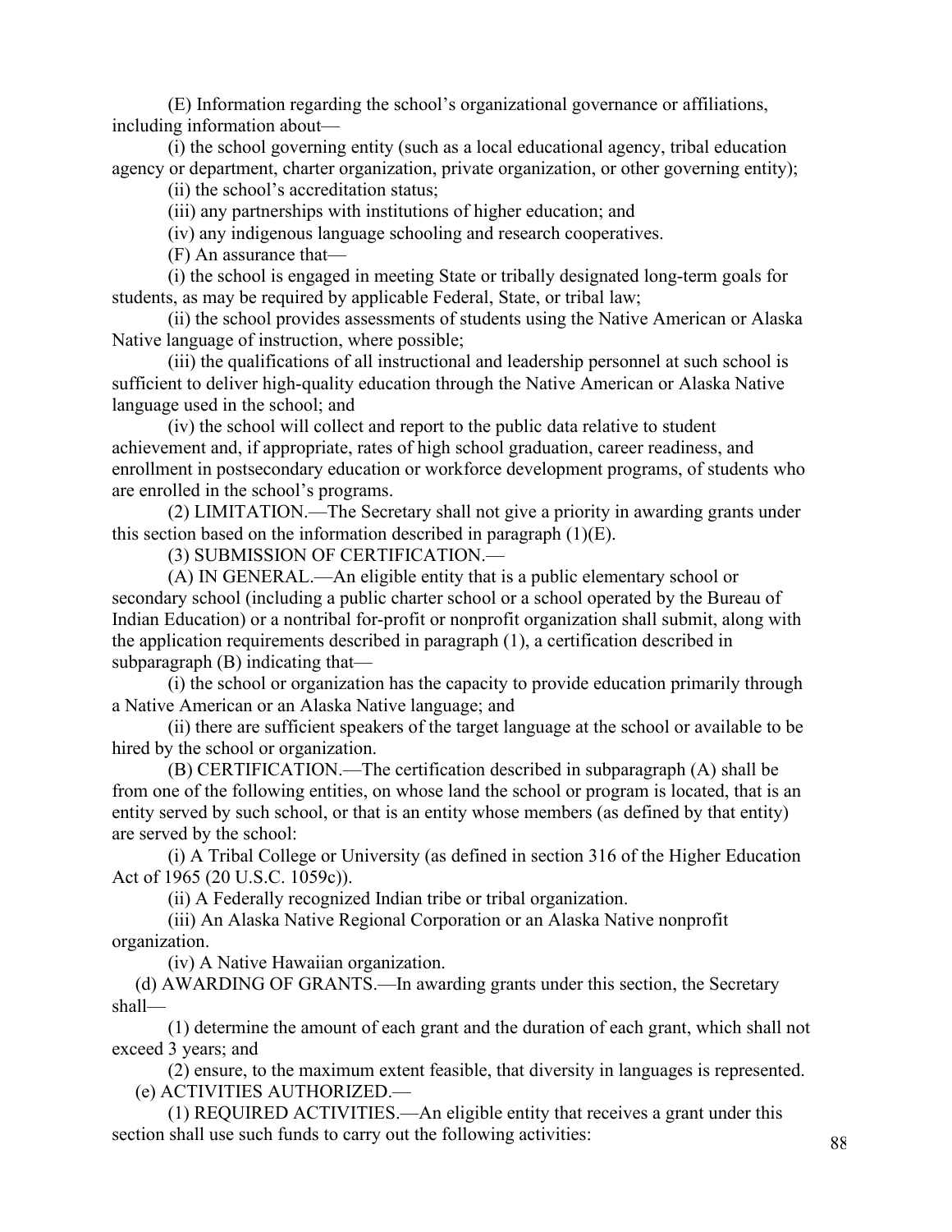(E) Information regarding the school's organizational governance or affiliations, including information about—

(i) the school governing entity (such as a local educational agency, tribal education agency or department, charter organization, private organization, or other governing entity);

(ii) the school's accreditation status;

(iii) any partnerships with institutions of higher education; and

(iv) any indigenous language schooling and research cooperatives.

(F) An assurance that—

(i) the school is engaged in meeting State or tribally designated long-term goals for students, as may be required by applicable Federal, State, or tribal law;

(ii) the school provides assessments of students using the Native American or Alaska Native language of instruction, where possible;

(iii) the qualifications of all instructional and leadership personnel at such school is sufficient to deliver high-quality education through the Native American or Alaska Native language used in the school; and

(iv) the school will collect and report to the public data relative to student achievement and, if appropriate, rates of high school graduation, career readiness, and enrollment in postsecondary education or workforce development programs, of students who are enrolled in the school's programs.

(2) LIMITATION.—The Secretary shall not give a priority in awarding grants under this section based on the information described in paragraph (1)(E).

(3) SUBMISSION OF CERTIFICATION.—

(A) IN GENERAL.—An eligible entity that is a public elementary school or secondary school (including a public charter school or a school operated by the Bureau of Indian Education) or a nontribal for-profit or nonprofit organization shall submit, along with the application requirements described in paragraph (1), a certification described in subparagraph (B) indicating that—

(i) the school or organization has the capacity to provide education primarily through a Native American or an Alaska Native language; and

(ii) there are sufficient speakers of the target language at the school or available to be hired by the school or organization.

(B) CERTIFICATION.—The certification described in subparagraph (A) shall be from one of the following entities, on whose land the school or program is located, that is an entity served by such school, or that is an entity whose members (as defined by that entity) are served by the school:

(i) A Tribal College or University (as defined in section 316 of the Higher Education Act of 1965 (20 U.S.C. 1059c)).

(ii) A Federally recognized Indian tribe or tribal organization.

(iii) An Alaska Native Regional Corporation or an Alaska Native nonprofit organization.

(iv) A Native Hawaiian organization.

(d) AWARDING OF GRANTS.—In awarding grants under this section, the Secretary shall—

(1) determine the amount of each grant and the duration of each grant, which shall not exceed 3 years; and

(2) ensure, to the maximum extent feasible, that diversity in languages is represented.

(e) ACTIVITIES AUTHORIZED.—

(1) REQUIRED ACTIVITIES.—An eligible entity that receives a grant under this section shall use such funds to carry out the following activities: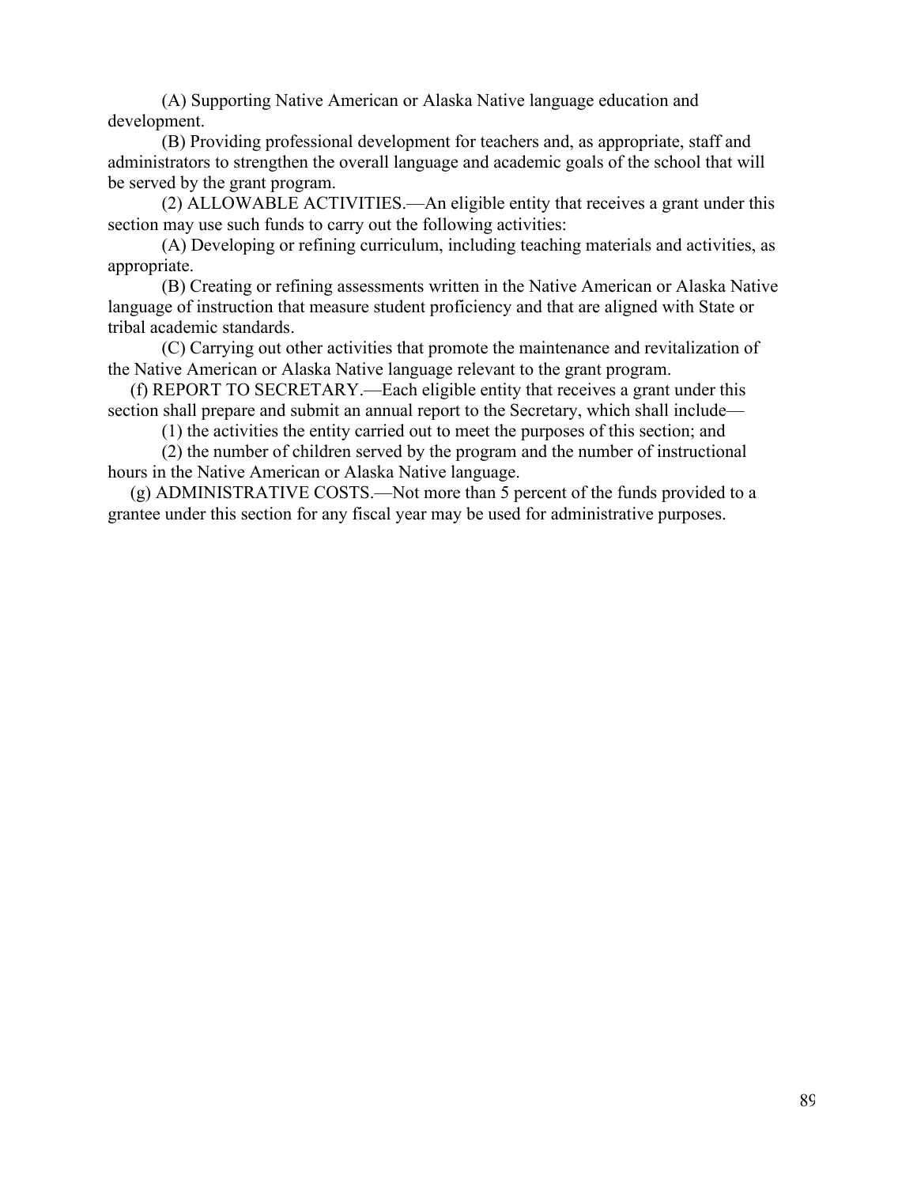(A) Supporting Native American or Alaska Native language education and development.

(B) Providing professional development for teachers and, as appropriate, staff and administrators to strengthen the overall language and academic goals of the school that will be served by the grant program.

(2) ALLOWABLE ACTIVITIES.—An eligible entity that receives a grant under this section may use such funds to carry out the following activities:

(A) Developing or refining curriculum, including teaching materials and activities, as appropriate.

(B) Creating or refining assessments written in the Native American or Alaska Native language of instruction that measure student proficiency and that are aligned with State or tribal academic standards.

(C) Carrying out other activities that promote the maintenance and revitalization of the Native American or Alaska Native language relevant to the grant program.

(f) REPORT TO SECRETARY.—Each eligible entity that receives a grant under this section shall prepare and submit an annual report to the Secretary, which shall include—

(1) the activities the entity carried out to meet the purposes of this section; and

(2) the number of children served by the program and the number of instructional hours in the Native American or Alaska Native language.

(g) ADMINISTRATIVE COSTS.—Not more than 5 percent of the funds provided to a grantee under this section for any fiscal year may be used for administrative purposes.